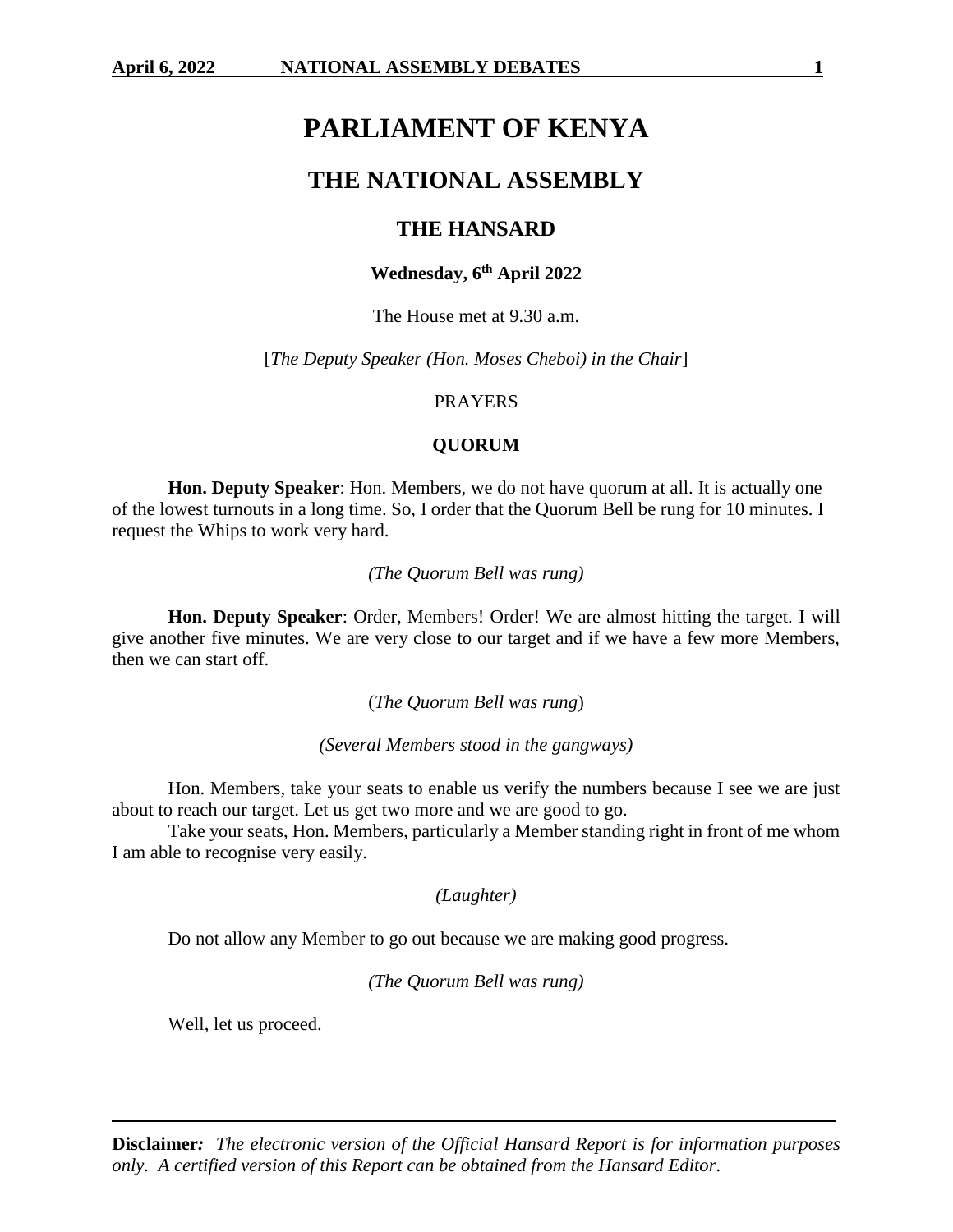# PARLIAMENT OF KENYA

## THE NATIONAL ASSEMBLY

### THE HANSARD

**Wednesday, 6th April 2022**

The House met at 9.30 a.m.

[*The Deputy Speaker (Hon. Moses Cheboi) in the Chair*]

PRAYERS

**QUORUM**

**Hon. Deputy Speaker**: Hon. Members, we do not have quorum at all. It is actually one of the lowest turnouts in a long time. So, I order that the Quorum Bell be rung for 10 minutes. I request the Whips to work very hard.

*(The Quorum Bell was rung)*

**Hon. Deputy Speaker**: Order, Members! Order! We are almost hitting the target. I will give another five minutes. We are very close to our target and if we have a few more Members, then we can start off.

(*The Quorum Bell was rung*)

*(Several Members stood in the gangways)*

Hon. Members, take your seats to enable us verify the numbers because I see we are just about to reach our target. Let us get two more and we are good to go.

Take your seats, Hon. Members, particularly a Member standing right in front of me whom I am able to recognise very easily.

*(Laughter)*

Do not allow any Member to go out because we are making good progress.

*(The Quorum Bell was rung)*

Well, let us proceed.

**Disclaimer***:* *The electronic version of the Official Hansard Report is for information purposes only. A certified version of this Report can be obtained from the Hansard Editor.*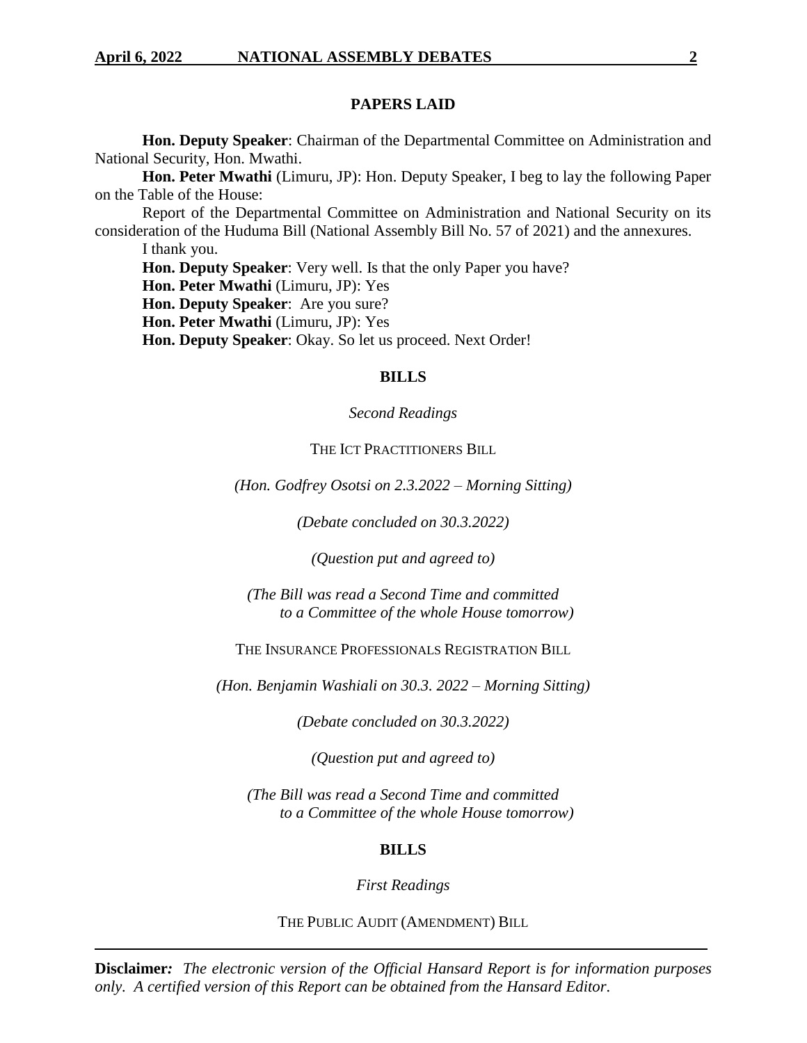## PAPERS LAID

**Hon. Deputy Speaker**: Chairman of the Departmental Committee on Administration and National Security, Hon. Mwathi.

**Hon. Peter Mwathi** (Limuru, JP): Hon. Deputy Speaker, I beg to lay the following Paper on the Table of the House:

Report of the Departmental Committee on Administration and National Security on its consideration of the Huduma Bill (National Assembly Bill No. 57 of 2021) and the annexures.

I thank you.

**Hon. Deputy Speaker**: Very well. Is that the only Paper you have?

**Hon. Peter Mwathi** (Limuru, JP): Yes

**Hon. Deputy Speaker**: Are you sure?

**Hon. Peter Mwathi** (Limuru, JP): Yes

**Hon. Deputy Speaker**: Okay. So let us proceed. Next Order!

## BILLS

*Second Readings*

THE ICT PRACTITIONERS BILL

*(Hon. Godfrey Osotsi on 2.3.2022 – Morning Sitting)*

*(Debate concluded on 30.3.2022)*

*(Question put and agreed to)*

*(The Bill was read a Second Time and committed to a Committee of the whole House tomorrow)*

THE INSURANCE PROFESSIONALS REGISTRATION BILL

*(Hon. Benjamin Washiali on 30.3. 2022 – Morning Sitting)*

*(Debate concluded on 30.3.2022)*

*(Question put and agreed to)*

*(The Bill was read a Second Time and committed to a Committee of the whole House tomorrow)*

## BILLS

*First Readings*

THE PUBLIC AUDIT (AMENDMENT) BILL

**Disclaimer***:* *The electronic version of the Official Hansard Report is for information purposes only. A certified version of this Report can be obtained from the Hansard Editor.*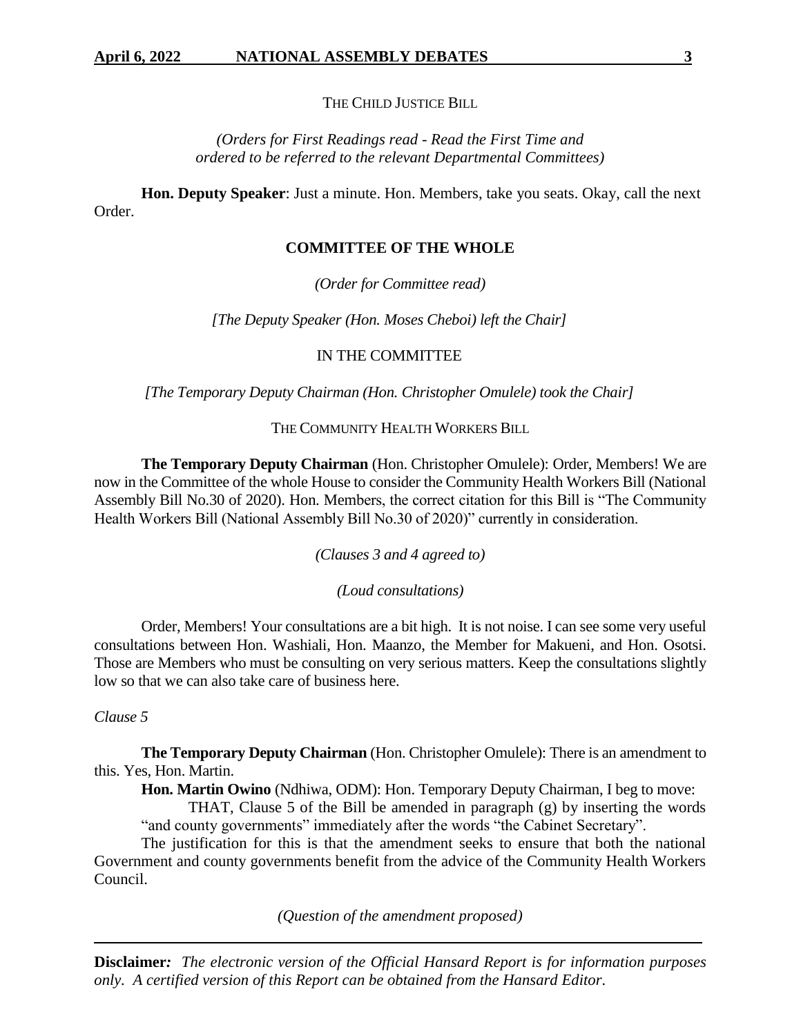THE CHILD JUSTICE BILL

*(Orders for First Readings read - Read the First Time and ordered to be referred to the relevant Departmental Committees)*

**Hon. Deputy Speaker**: Just a minute. Hon. Members, take you seats. Okay, call the next Order.

## COMMITTEE OF THE WHOLE

*(Order for Committee read)*

*[The Deputy Speaker (Hon. Moses Cheboi) left the Chair]*

IN THE COMMITTEE

*[The Temporary Deputy Chairman (Hon. Christopher Omulele) took the Chair]*

THE COMMUNITY HEALTH WORKERS BILL

**The Temporary Deputy Chairman** (Hon. Christopher Omulele): Order, Members! We are now in the Committee of the whole House to consider the Community Health Workers Bill (National Assembly Bill No.30 of 2020). Hon. Members, the correct citation for this Bill is "The Community Health Workers Bill (National Assembly Bill No.30 of 2020)" currently in consideration.

*(Clauses 3 and 4 agreed to)*

*(Loud consultations)*

Order, Members! Your consultations are a bit high. It is not noise. I can see some very useful consultations between Hon. Washiali, Hon. Maanzo, the Member for Makueni, and Hon. Osotsi. Those are Members who must be consulting on very serious matters. Keep the consultations slightly low so that we can also take care of business here.

*Clause 5*

**The Temporary Deputy Chairman** (Hon. Christopher Omulele): There is an amendment to this. Yes, Hon. Martin.

**Hon. Martin Owino** (Ndhiwa, ODM): Hon. Temporary Deputy Chairman, I beg to move:

THAT, Clause 5 of the Bill be amended in paragraph (g) by inserting the words "and county governments" immediately after the words "the Cabinet Secretary".

The justification for this is that the amendment seeks to ensure that both the national Government and county governments benefit from the advice of the Community Health Workers Council.

*(Question of the amendment proposed)*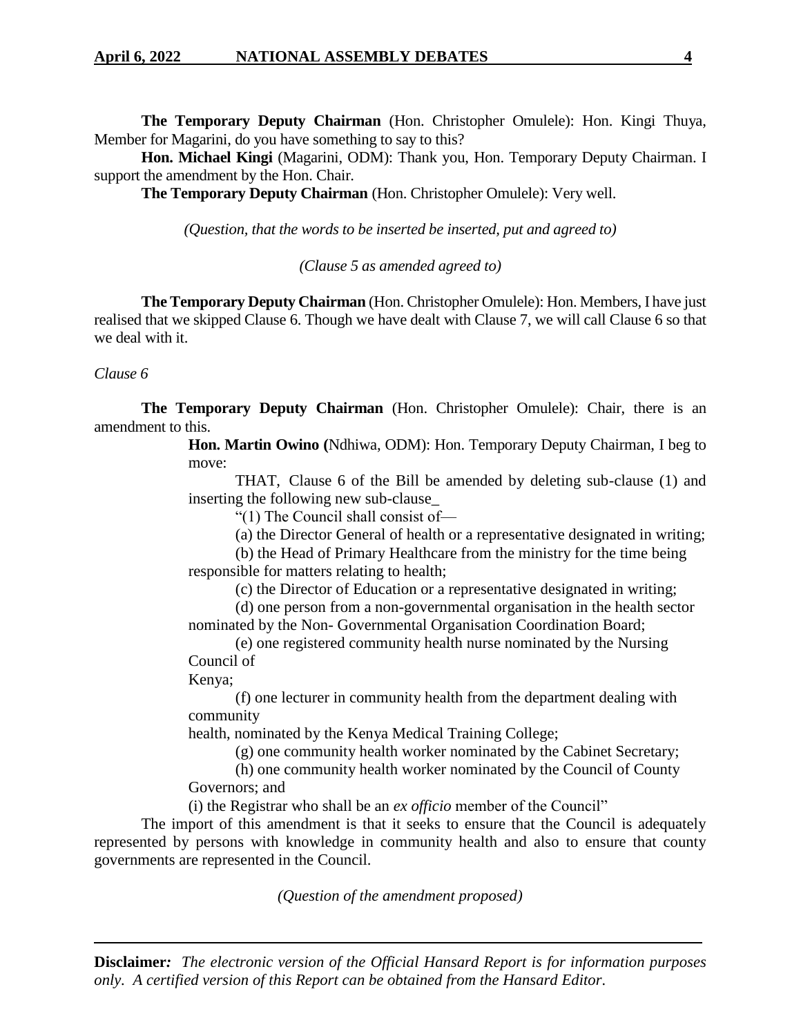**The Temporary Deputy Chairman** (Hon. Christopher Omulele): Hon. Kingi Thuya, Member for Magarini, do you have something to say to this?

**Hon. Michael Kingi** (Magarini, ODM): Thank you, Hon. Temporary Deputy Chairman. I support the amendment by the Hon. Chair.

**The Temporary Deputy Chairman** (Hon. Christopher Omulele): Very well.

*(Question, that the words to be inserted be inserted, put and agreed to)*

*(Clause 5 as amended agreed to)*

**The Temporary Deputy Chairman** (Hon. Christopher Omulele): Hon. Members, I have just realised that we skipped Clause 6. Though we have dealt with Clause 7, we will call Clause 6 so that we deal with it.

*Clause 6*

**The Temporary Deputy Chairman** (Hon. Christopher Omulele): Chair, there is an amendment to this.

**Hon. Martin Owino (**Ndhiwa, ODM): Hon. Temporary Deputy Chairman, I beg to move:

THAT, Clause 6 of the Bill be amended by deleting sub-clause (1) and inserting the following new sub-clause_

"(1) The Council shall consist of—

(a) the Director General of health or a representative designated in writing;

(b) the Head of Primary Healthcare from the ministry for the time being responsible for matters relating to health;

(c) the Director of Education or a representative designated in writing;

(d) one person from a non-governmental organisation in the health sector nominated by the Non- Governmental Organisation Coordination Board;

(e) one registered community health nurse nominated by the Nursing Council of Kenya;

(f) one lecturer in community health from the department dealing with community health, nominated by the Kenya Medical Training College;

(g) one community health worker nominated by the Cabinet Secretary;

(h) one community health worker nominated by the Council of County Governors; and

(i) the Registrar who shall be an *ex officio* member of the Council"

The import of this amendment is that it seeks to ensure that the Council is adequately represented by persons with knowledge in community health and also to ensure that county governments are represented in the Council.

*(Question of the amendment proposed)*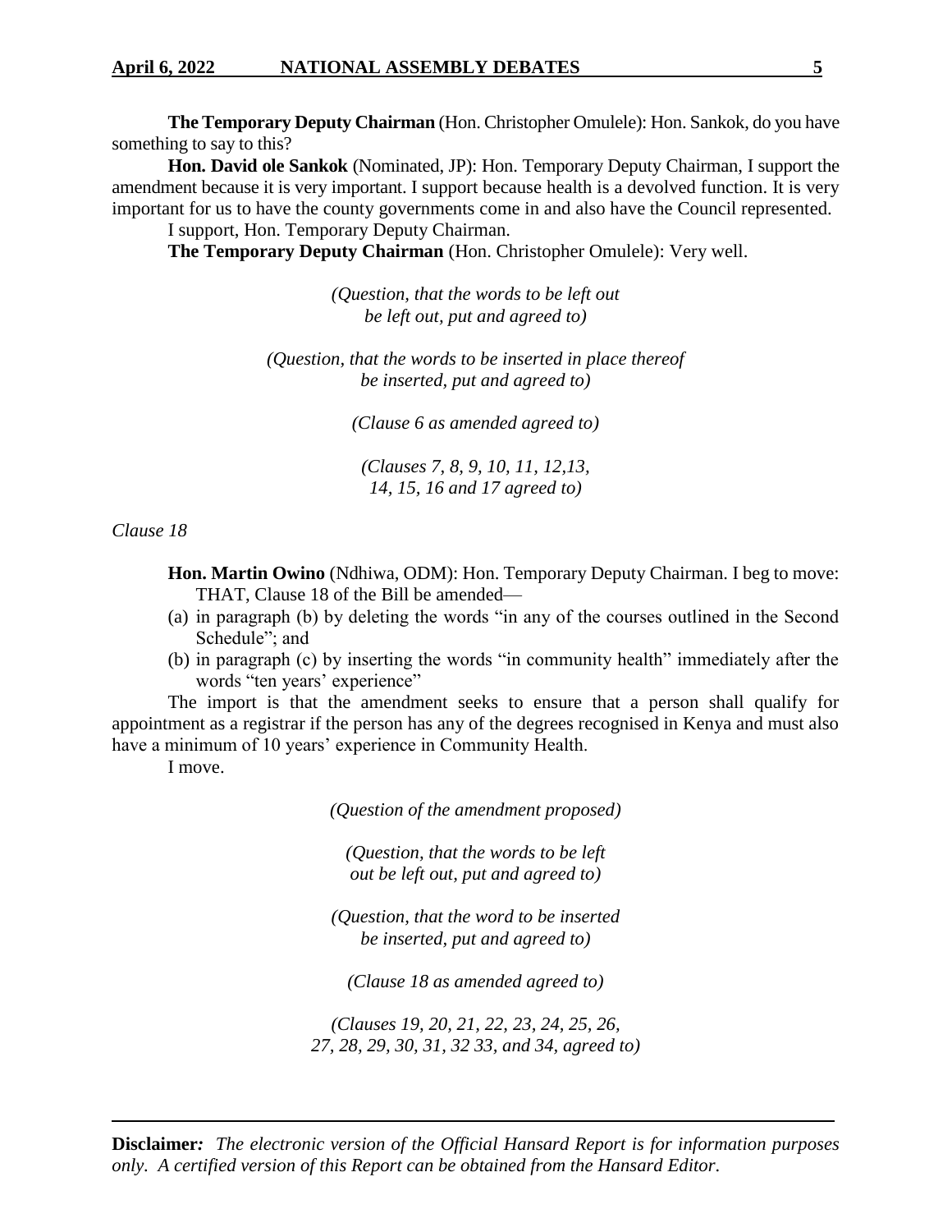**The Temporary Deputy Chairman** (Hon. Christopher Omulele): Hon. Sankok, do you have something to say to this?

**Hon. David ole Sankok** (Nominated, JP): Hon. Temporary Deputy Chairman, I support the amendment because it is very important. I support because health is a devolved function. It is very important for us to have the county governments come in and also have the Council represented.

I support, Hon. Temporary Deputy Chairman.

**The Temporary Deputy Chairman** (Hon. Christopher Omulele): Very well.

*(Question, that the words to be left out be left out, put and agreed to)*

*(Question, that the words to be inserted in place thereof be inserted, put and agreed to)*

*(Clause 6 as amended agreed to)*

*(Clauses 7, 8, 9, 10, 11, 12,13, 14, 15, 16 and 17 agreed to)*

*Clause 18*

**Hon. Martin Owino** (Ndhiwa, ODM): Hon. Temporary Deputy Chairman. I beg to move:

THAT, Clause 18 of the Bill be amended—

(a) in paragraph (b) by deleting the words "in any of the courses outlined in the Second Schedule"; and

(b) in paragraph (c) by inserting the words "in community health" immediately after the words "ten years' experience"

The import is that the amendment seeks to ensure that a person shall qualify for appointment as a registrar if the person has any of the degrees recognised in Kenya and must also have a minimum of 10 years' experience in Community Health.

I move.

*(Question of the amendment proposed)*

*(Question, that the words to be left out be left out, put and agreed to)*

*(Question, that the word to be inserted be inserted, put and agreed to)*

*(Clause 18 as amended agreed to)*

*(Clauses 19, 20, 21, 22, 23, 24, 25, 26, 27, 28, 29, 30, 31, 32 33, and 34, agreed to)*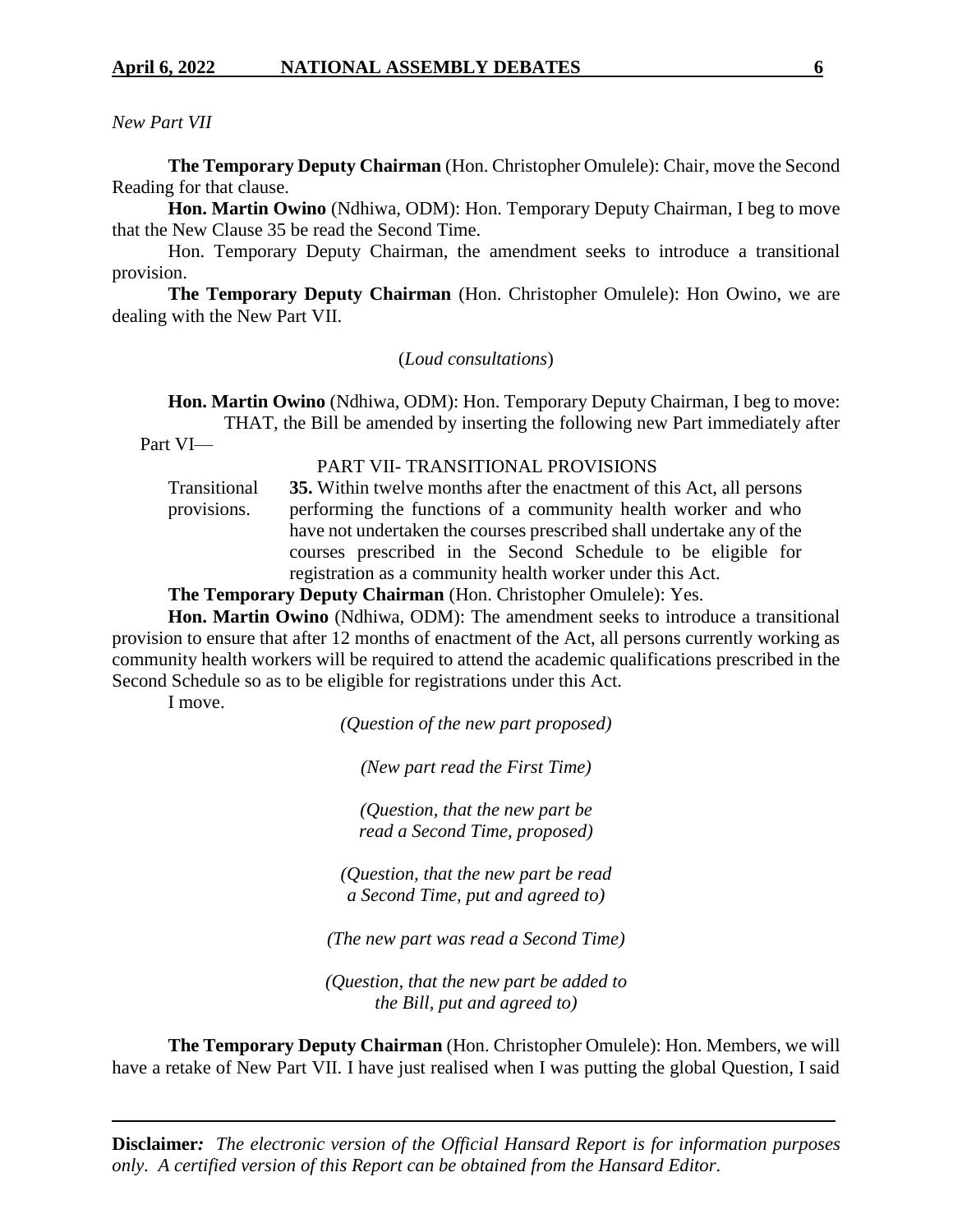*New Part VII*

**The Temporary Deputy Chairman** (Hon. Christopher Omulele): Chair, move the Second Reading for that clause.

**Hon. Martin Owino** (Ndhiwa, ODM): Hon. Temporary Deputy Chairman, I beg to move that the New Clause 35 be read the Second Time.

Hon. Temporary Deputy Chairman, the amendment seeks to introduce a transitional provision.

**The Temporary Deputy Chairman** (Hon. Christopher Omulele): Hon Owino, we are dealing with the New Part VII.

(*Loud consultations*)

**Hon. Martin Owino** (Ndhiwa, ODM): Hon. Temporary Deputy Chairman, I beg to move:

THAT, the Bill be amended by inserting the following new Part immediately after Part VI—

PART VII- TRANSITIONAL PROVISIONS

Transitional provisions.

**35.** Within twelve months after the enactment of this Act, all persons performing the functions of a community health worker and who have not undertaken the courses prescribed shall undertake any of the courses prescribed in the Second Schedule to be eligible for registration as a community health worker under this Act.

**The Temporary Deputy Chairman** (Hon. Christopher Omulele): Yes.

**Hon. Martin Owino** (Ndhiwa, ODM): The amendment seeks to introduce a transitional provision to ensure that after 12 months of enactment of the Act, all persons currently working as community health workers will be required to attend the academic qualifications prescribed in the Second Schedule so as to be eligible for registrations under this Act.

I move.

*(Question of the new part proposed)*

*(New part read the First Time)*

*(Question, that the new part be read a Second Time, proposed)*

*(Question, that the new part be read a Second Time, put and agreed to)*

*(The new part was read a Second Time)*

*(Question, that the new part be added to the Bill, put and agreed to)*

**The Temporary Deputy Chairman** (Hon. Christopher Omulele): Hon. Members, we will have a retake of New Part VII. I have just realised when I was putting the global Question, I said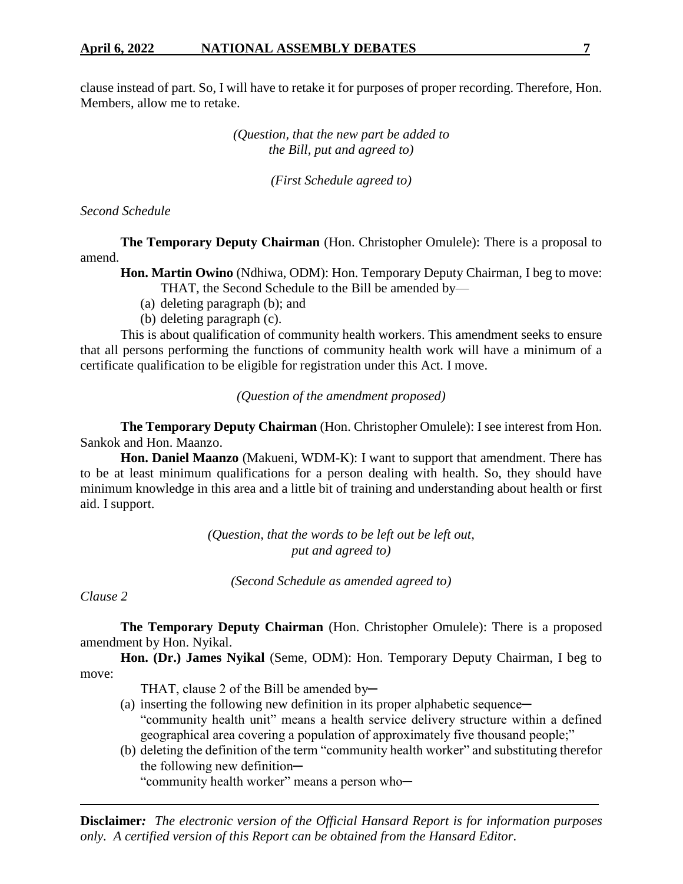clause instead of part. So, I will have to retake it for purposes of proper recording. Therefore, Hon. Members, allow me to retake.

*(Question, that the new part be added to the Bill, put and agreed to)*

*(First Schedule agreed to)*

*Second Schedule*

**The Temporary Deputy Chairman** (Hon. Christopher Omulele): There is a proposal to amend.

**Hon. Martin Owino** (Ndhiwa, ODM): Hon. Temporary Deputy Chairman, I beg to move:

THAT, the Second Schedule to the Bill be amended by—

(a) deleting paragraph (b); and

(b) deleting paragraph (c).

This is about qualification of community health workers. This amendment seeks to ensure that all persons performing the functions of community health work will have a minimum of a certificate qualification to be eligible for registration under this Act. I move.

*(Question of the amendment proposed)*

**The Temporary Deputy Chairman** (Hon. Christopher Omulele): I see interest from Hon. Sankok and Hon. Maanzo.

**Hon. Daniel Maanzo** (Makueni, WDM-K): I want to support that amendment. There has to be at least minimum qualifications for a person dealing with health. So, they should have minimum knowledge in this area and a little bit of training and understanding about health or first aid. I support.

*(Question, that the words to be left out be left out, put and agreed to)*

*(Second Schedule as amended agreed to)*

*Clause 2*

**The Temporary Deputy Chairman** (Hon. Christopher Omulele): There is a proposed amendment by Hon. Nyikal.

**Hon. (Dr.) James Nyikal** (Seme, ODM): Hon. Temporary Deputy Chairman, I beg to move:

THAT, clause 2 of the Bill be amended by─

(a) inserting the following new definition in its proper alphabetic sequence─
"community health unit" means a health service delivery structure within a defined geographical area covering a population of approximately five thousand people;"

(b) deleting the definition of the term "community health worker" and substituting therefor the following new definition─
"community health worker" means a person who─

---

**Disclaimer***:* *The electronic version of the Official Hansard Report is for information purposes only. A certified version of this Report can be obtained from the Hansard Editor.*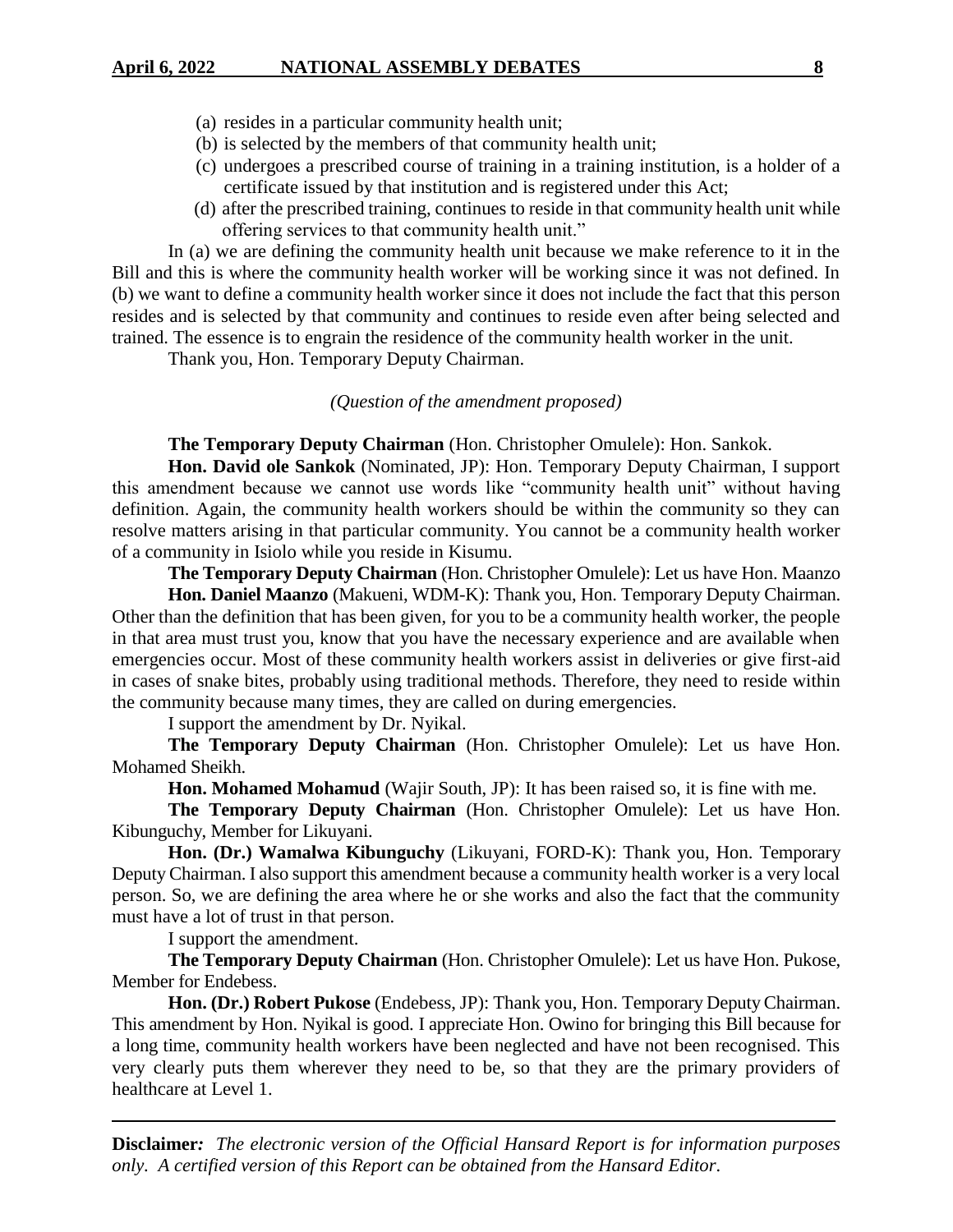(a) resides in a particular community health unit;

(b) is selected by the members of that community health unit;

(c) undergoes a prescribed course of training in a training institution, is a holder of a certificate issued by that institution and is registered under this Act;

(d) after the prescribed training, continues to reside in that community health unit while offering services to that community health unit."

In (a) we are defining the community health unit because we make reference to it in the Bill and this is where the community health worker will be working since it was not defined. In (b) we want to define a community health worker since it does not include the fact that this person resides and is selected by that community and continues to reside even after being selected and trained. The essence is to engrain the residence of the community health worker in the unit.

Thank you, Hon. Temporary Deputy Chairman.

*(Question of the amendment proposed)*

**The Temporary Deputy Chairman** (Hon. Christopher Omulele): Hon. Sankok.

**Hon. David ole Sankok** (Nominated, JP): Hon. Temporary Deputy Chairman, I support this amendment because we cannot use words like "community health unit" without having definition. Again, the community health workers should be within the community so they can resolve matters arising in that particular community. You cannot be a community health worker of a community in Isiolo while you reside in Kisumu.

**The Temporary Deputy Chairman** (Hon. Christopher Omulele): Let us have Hon. Maanzo

**Hon. Daniel Maanzo** (Makueni, WDM-K): Thank you, Hon. Temporary Deputy Chairman. Other than the definition that has been given, for you to be a community health worker, the people in that area must trust you, know that you have the necessary experience and are available when emergencies occur. Most of these community health workers assist in deliveries or give first-aid in cases of snake bites, probably using traditional methods. Therefore, they need to reside within the community because many times, they are called on during emergencies.

I support the amendment by Dr. Nyikal.

**The Temporary Deputy Chairman** (Hon. Christopher Omulele): Let us have Hon. Mohamed Sheikh.

**Hon. Mohamed Mohamud** (Wajir South, JP): It has been raised so, it is fine with me.

**The Temporary Deputy Chairman** (Hon. Christopher Omulele): Let us have Hon. Kibunguchy, Member for Likuyani.

**Hon. (Dr.) Wamalwa Kibunguchy** (Likuyani, FORD-K): Thank you, Hon. Temporary Deputy Chairman. I also support this amendment because a community health worker is a very local person. So, we are defining the area where he or she works and also the fact that the community must have a lot of trust in that person.

I support the amendment.

**The Temporary Deputy Chairman** (Hon. Christopher Omulele): Let us have Hon. Pukose, Member for Endebess.

**Hon. (Dr.) Robert Pukose** (Endebess, JP): Thank you, Hon. Temporary Deputy Chairman. This amendment by Hon. Nyikal is good. I appreciate Hon. Owino for bringing this Bill because for a long time, community health workers have been neglected and have not been recognised. This very clearly puts them wherever they need to be, so that they are the primary providers of healthcare at Level 1.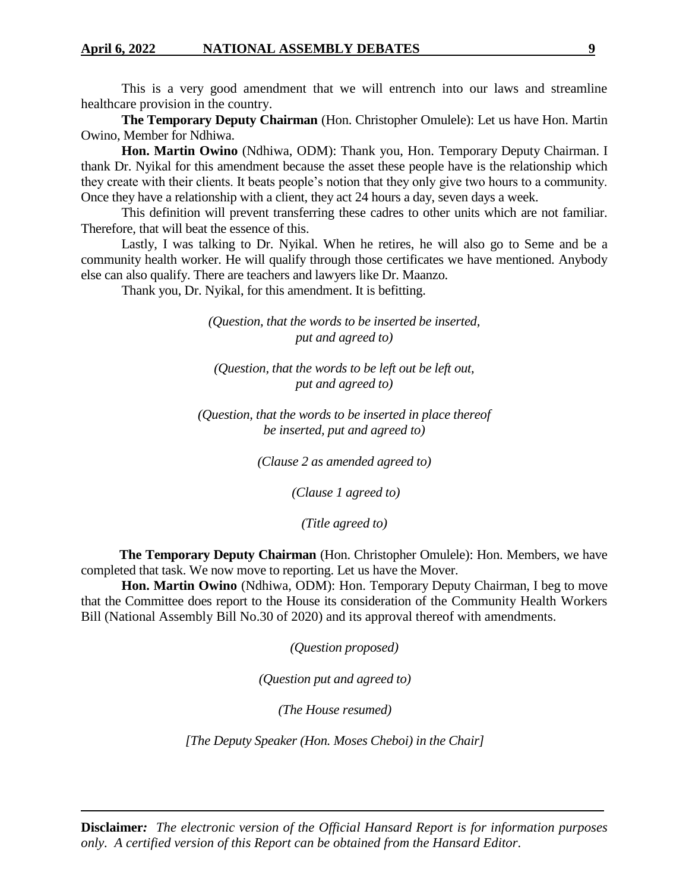This is a very good amendment that we will entrench into our laws and streamline healthcare provision in the country.

**The Temporary Deputy Chairman** (Hon. Christopher Omulele): Let us have Hon. Martin Owino, Member for Ndhiwa.

**Hon. Martin Owino** (Ndhiwa, ODM): Thank you, Hon. Temporary Deputy Chairman. I thank Dr. Nyikal for this amendment because the asset these people have is the relationship which they create with their clients. It beats people's notion that they only give two hours to a community. Once they have a relationship with a client, they act 24 hours a day, seven days a week.

This definition will prevent transferring these cadres to other units which are not familiar. Therefore, that will beat the essence of this.

Lastly, I was talking to Dr. Nyikal. When he retires, he will also go to Seme and be a community health worker. He will qualify through those certificates we have mentioned. Anybody else can also qualify. There are teachers and lawyers like Dr. Maanzo.

Thank you, Dr. Nyikal, for this amendment. It is befitting.

*(Question, that the words to be inserted be inserted, put and agreed to)*

*(Question, that the words to be left out be left out, put and agreed to)*

*(Question, that the words to be inserted in place thereof be inserted, put and agreed to)*

*(Clause 2 as amended agreed to)*

*(Clause 1 agreed to)*

*(Title agreed to)*

**The Temporary Deputy Chairman** (Hon. Christopher Omulele): Hon. Members, we have completed that task. We now move to reporting. Let us have the Mover.

**Hon. Martin Owino** (Ndhiwa, ODM): Hon. Temporary Deputy Chairman, I beg to move that the Committee does report to the House its consideration of the Community Health Workers Bill (National Assembly Bill No.30 of 2020) and its approval thereof with amendments.

*(Question proposed)*

*(Question put and agreed to)*

*(The House resumed)*

*[The Deputy Speaker (Hon. Moses Cheboi) in the Chair]*

**Disclaimer:** *The electronic version of the Official Hansard Report is for information purposes only. A certified version of this Report can be obtained from the Hansard Editor.*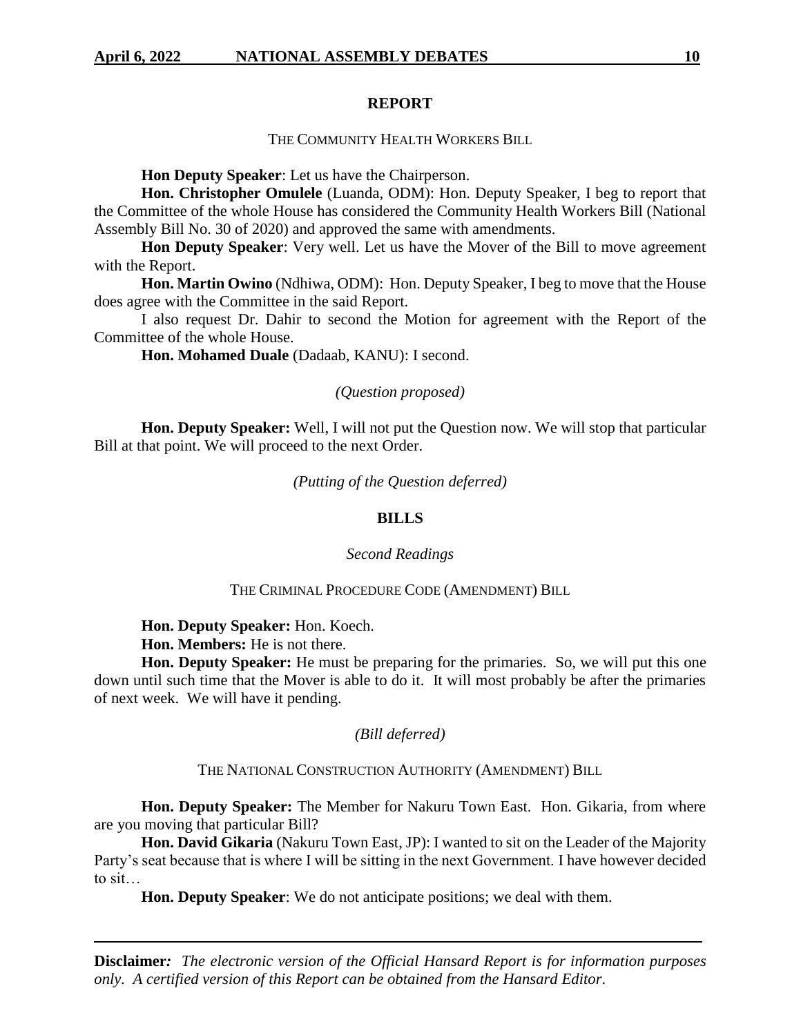## REPORT

THE COMMUNITY HEALTH WORKERS BILL

**Hon Deputy Speaker**: Let us have the Chairperson.

**Hon. Christopher Omulele** (Luanda, ODM): Hon. Deputy Speaker, I beg to report that the Committee of the whole House has considered the Community Health Workers Bill (National Assembly Bill No. 30 of 2020) and approved the same with amendments.

**Hon Deputy Speaker**: Very well. Let us have the Mover of the Bill to move agreement with the Report.

**Hon. Martin Owino** (Ndhiwa, ODM): Hon. Deputy Speaker, I beg to move that the House does agree with the Committee in the said Report.

I also request Dr. Dahir to second the Motion for agreement with the Report of the Committee of the whole House.

**Hon. Mohamed Duale** (Dadaab, KANU): I second.

*(Question proposed)*

**Hon. Deputy Speaker:** Well, I will not put the Question now. We will stop that particular Bill at that point. We will proceed to the next Order.

*(Putting of the Question deferred)*

## BILLS

*Second Readings*

THE CRIMINAL PROCEDURE CODE (AMENDMENT) BILL

**Hon. Deputy Speaker:** Hon. Koech.

**Hon. Members:** He is not there.

**Hon. Deputy Speaker:** He must be preparing for the primaries. So, we will put this one down until such time that the Mover is able to do it. It will most probably be after the primaries of next week. We will have it pending.

*(Bill deferred)*

THE NATIONAL CONSTRUCTION AUTHORITY (AMENDMENT) BILL

**Hon. Deputy Speaker:** The Member for Nakuru Town East. Hon. Gikaria, from where are you moving that particular Bill?

**Hon. David Gikaria** (Nakuru Town East, JP): I wanted to sit on the Leader of the Majority Party's seat because that is where I will be sitting in the next Government. I have however decided to sit…

**Hon. Deputy Speaker**: We do not anticipate positions; we deal with them.

**Disclaimer***: The electronic version of the Official Hansard Report is for information purposes only. A certified version of this Report can be obtained from the Hansard Editor.*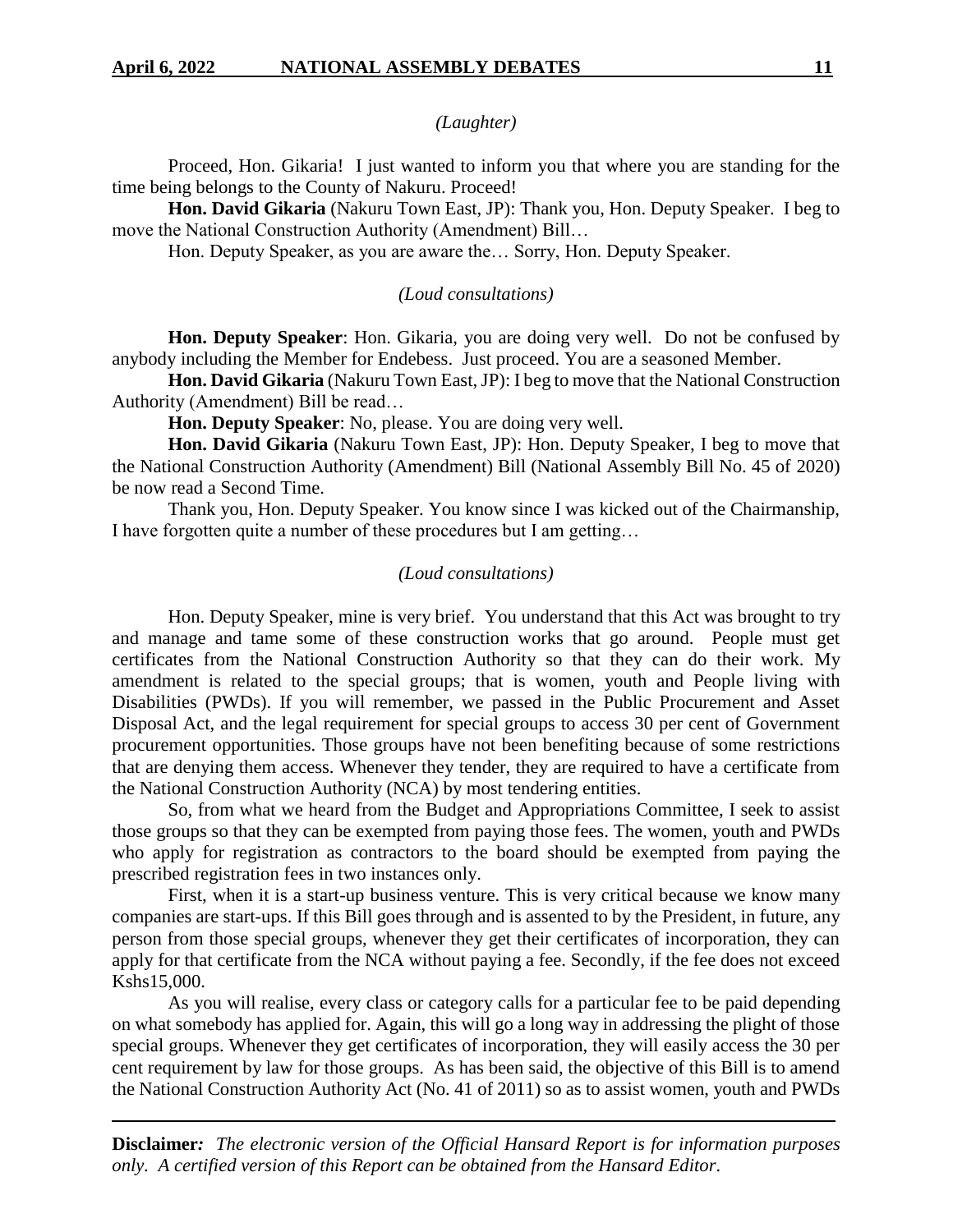*(Laughter)*

Proceed, Hon. Gikaria! I just wanted to inform you that where you are standing for the time being belongs to the County of Nakuru. Proceed!

**Hon. David Gikaria** (Nakuru Town East, JP): Thank you, Hon. Deputy Speaker. I beg to move the National Construction Authority (Amendment) Bill…

Hon. Deputy Speaker, as you are aware the… Sorry, Hon. Deputy Speaker.

*(Loud consultations)*

**Hon. Deputy Speaker**: Hon. Gikaria, you are doing very well. Do not be confused by anybody including the Member for Endebess. Just proceed. You are a seasoned Member.

**Hon. David Gikaria** (Nakuru Town East, JP): I beg to move that the National Construction Authority (Amendment) Bill be read…

**Hon. Deputy Speaker**: No, please. You are doing very well.

**Hon. David Gikaria** (Nakuru Town East, JP): Hon. Deputy Speaker, I beg to move that the National Construction Authority (Amendment) Bill (National Assembly Bill No. 45 of 2020) be now read a Second Time.

Thank you, Hon. Deputy Speaker. You know since I was kicked out of the Chairmanship, I have forgotten quite a number of these procedures but I am getting…

*(Loud consultations)*

Hon. Deputy Speaker, mine is very brief. You understand that this Act was brought to try and manage and tame some of these construction works that go around. People must get certificates from the National Construction Authority so that they can do their work. My amendment is related to the special groups; that is women, youth and People living with Disabilities (PWDs). If you will remember, we passed in the Public Procurement and Asset Disposal Act, and the legal requirement for special groups to access 30 per cent of Government procurement opportunities. Those groups have not been benefiting because of some restrictions that are denying them access. Whenever they tender, they are required to have a certificate from the National Construction Authority (NCA) by most tendering entities.

So, from what we heard from the Budget and Appropriations Committee, I seek to assist those groups so that they can be exempted from paying those fees. The women, youth and PWDs who apply for registration as contractors to the board should be exempted from paying the prescribed registration fees in two instances only.

First, when it is a start-up business venture. This is very critical because we know many companies are start-ups. If this Bill goes through and is assented to by the President, in future, any person from those special groups, whenever they get their certificates of incorporation, they can apply for that certificate from the NCA without paying a fee. Secondly, if the fee does not exceed Kshs15,000.

As you will realise, every class or category calls for a particular fee to be paid depending on what somebody has applied for. Again, this will go a long way in addressing the plight of those special groups. Whenever they get certificates of incorporation, they will easily access the 30 per cent requirement by law for those groups. As has been said, the objective of this Bill is to amend the National Construction Authority Act (No. 41 of 2011) so as to assist women, youth and PWDs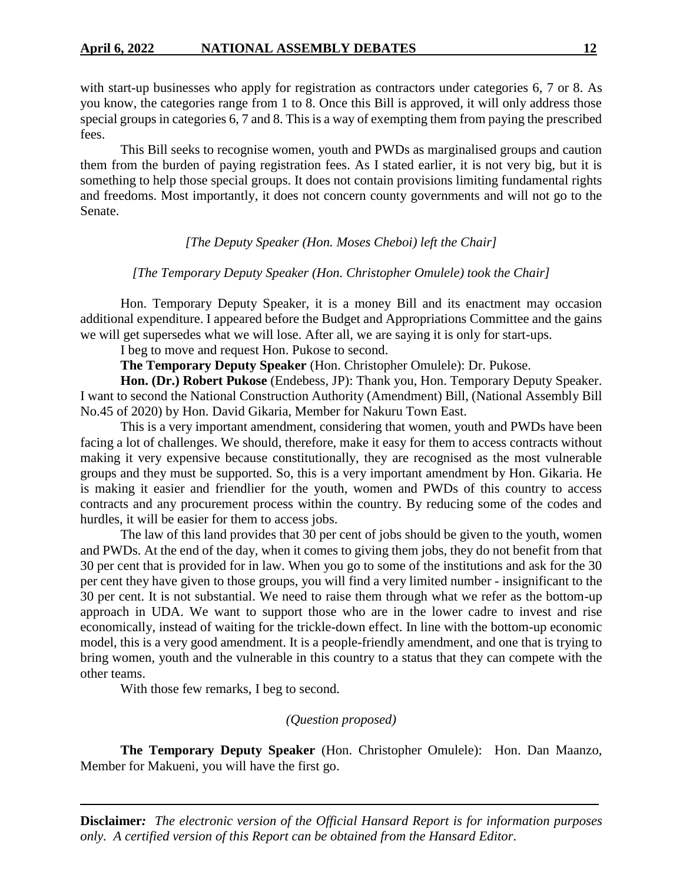with start-up businesses who apply for registration as contractors under categories 6, 7 or 8. As you know, the categories range from 1 to 8. Once this Bill is approved, it will only address those special groups in categories 6, 7 and 8. This is a way of exempting them from paying the prescribed fees.

This Bill seeks to recognise women, youth and PWDs as marginalised groups and caution them from the burden of paying registration fees. As I stated earlier, it is not very big, but it is something to help those special groups. It does not contain provisions limiting fundamental rights and freedoms. Most importantly, it does not concern county governments and will not go to the Senate.

*[The Deputy Speaker (Hon. Moses Cheboi) left the Chair]*

*[The Temporary Deputy Speaker (Hon. Christopher Omulele) took the Chair]*

Hon. Temporary Deputy Speaker, it is a money Bill and its enactment may occasion additional expenditure. I appeared before the Budget and Appropriations Committee and the gains we will get supersedes what we will lose. After all, we are saying it is only for start-ups.

I beg to move and request Hon. Pukose to second.

**The Temporary Deputy Speaker** (Hon. Christopher Omulele): Dr. Pukose.

**Hon. (Dr.) Robert Pukose** (Endebess, JP): Thank you, Hon. Temporary Deputy Speaker. I want to second the National Construction Authority (Amendment) Bill, (National Assembly Bill No.45 of 2020) by Hon. David Gikaria, Member for Nakuru Town East.

This is a very important amendment, considering that women, youth and PWDs have been facing a lot of challenges. We should, therefore, make it easy for them to access contracts without making it very expensive because constitutionally, they are recognised as the most vulnerable groups and they must be supported. So, this is a very important amendment by Hon. Gikaria. He is making it easier and friendlier for the youth, women and PWDs of this country to access contracts and any procurement process within the country. By reducing some of the codes and hurdles, it will be easier for them to access jobs.

The law of this land provides that 30 per cent of jobs should be given to the youth, women and PWDs. At the end of the day, when it comes to giving them jobs, they do not benefit from that 30 per cent that is provided for in law. When you go to some of the institutions and ask for the 30 per cent they have given to those groups, you will find a very limited number - insignificant to the 30 per cent. It is not substantial. We need to raise them through what we refer as the bottom-up approach in UDA. We want to support those who are in the lower cadre to invest and rise economically, instead of waiting for the trickle-down effect. In line with the bottom-up economic model, this is a very good amendment. It is a people-friendly amendment, and one that is trying to bring women, youth and the vulnerable in this country to a status that they can compete with the other teams.

With those few remarks, I beg to second.

*(Question proposed)*

**The Temporary Deputy Speaker** (Hon. Christopher Omulele): Hon. Dan Maanzo, Member for Makueni, you will have the first go.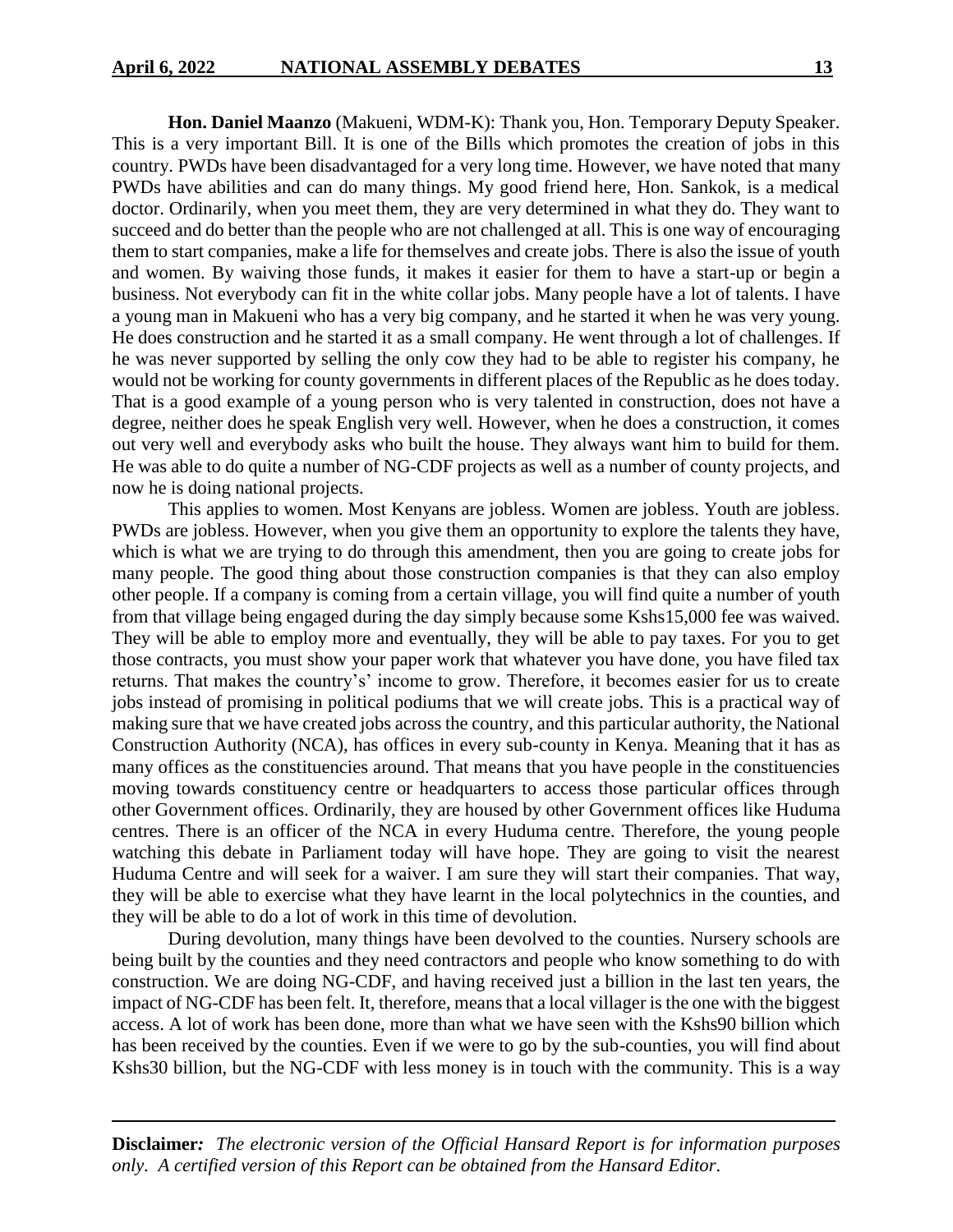**Hon. Daniel Maanzo** (Makueni, WDM-K): Thank you, Hon. Temporary Deputy Speaker. This is a very important Bill. It is one of the Bills which promotes the creation of jobs in this country. PWDs have been disadvantaged for a very long time. However, we have noted that many PWDs have abilities and can do many things. My good friend here, Hon. Sankok, is a medical doctor. Ordinarily, when you meet them, they are very determined in what they do. They want to succeed and do better than the people who are not challenged at all. This is one way of encouraging them to start companies, make a life for themselves and create jobs. There is also the issue of youth and women. By waiving those funds, it makes it easier for them to have a start-up or begin a business. Not everybody can fit in the white collar jobs. Many people have a lot of talents. I have a young man in Makueni who has a very big company, and he started it when he was very young. He does construction and he started it as a small company. He went through a lot of challenges. If he was never supported by selling the only cow they had to be able to register his company, he would not be working for county governments in different places of the Republic as he does today. That is a good example of a young person who is very talented in construction, does not have a degree, neither does he speak English very well. However, when he does a construction, it comes out very well and everybody asks who built the house. They always want him to build for them. He was able to do quite a number of NG-CDF projects as well as a number of county projects, and now he is doing national projects.

This applies to women. Most Kenyans are jobless. Women are jobless. Youth are jobless. PWDs are jobless. However, when you give them an opportunity to explore the talents they have, which is what we are trying to do through this amendment, then you are going to create jobs for many people. The good thing about those construction companies is that they can also employ other people. If a company is coming from a certain village, you will find quite a number of youth from that village being engaged during the day simply because some Kshs15,000 fee was waived. They will be able to employ more and eventually, they will be able to pay taxes. For you to get those contracts, you must show your paper work that whatever you have done, you have filed tax returns. That makes the country's' income to grow. Therefore, it becomes easier for us to create jobs instead of promising in political podiums that we will create jobs. This is a practical way of making sure that we have created jobs across the country, and this particular authority, the National Construction Authority (NCA), has offices in every sub-county in Kenya. Meaning that it has as many offices as the constituencies around. That means that you have people in the constituencies moving towards constituency centre or headquarters to access those particular offices through other Government offices. Ordinarily, they are housed by other Government offices like Huduma centres. There is an officer of the NCA in every Huduma centre. Therefore, the young people watching this debate in Parliament today will have hope. They are going to visit the nearest Huduma Centre and will seek for a waiver. I am sure they will start their companies. That way, they will be able to exercise what they have learnt in the local polytechnics in the counties, and they will be able to do a lot of work in this time of devolution.

During devolution, many things have been devolved to the counties. Nursery schools are being built by the counties and they need contractors and people who know something to do with construction. We are doing NG-CDF, and having received just a billion in the last ten years, the impact of NG-CDF has been felt. It, therefore, means that a local villager is the one with the biggest access. A lot of work has been done, more than what we have seen with the Kshs90 billion which has been received by the counties. Even if we were to go by the sub-counties, you will find about Kshs30 billion, but the NG-CDF with less money is in touch with the community. This is a way

**Disclaimer***:* *The electronic version of the Official Hansard Report is for information purposes only. A certified version of this Report can be obtained from the Hansard Editor.*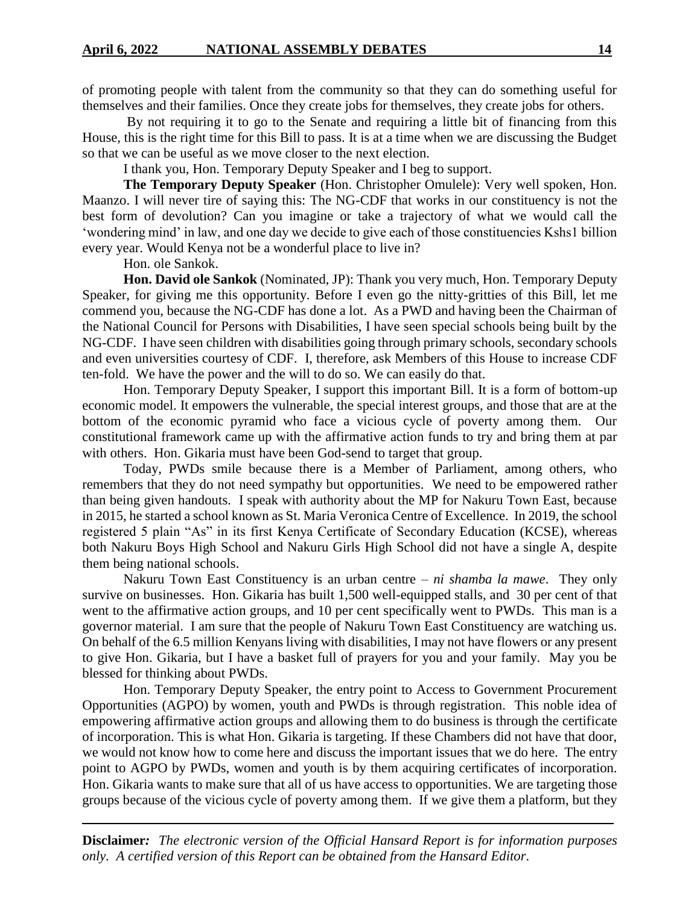of promoting people with talent from the community so that they can do something useful for themselves and their families. Once they create jobs for themselves, they create jobs for others.

By not requiring it to go to the Senate and requiring a little bit of financing from this House, this is the right time for this Bill to pass. It is at a time when we are discussing the Budget so that we can be useful as we move closer to the next election.

I thank you, Hon. Temporary Deputy Speaker and I beg to support.

**The Temporary Deputy Speaker** (Hon. Christopher Omulele): Very well spoken, Hon. Maanzo. I will never tire of saying this: The NG-CDF that works in our constituency is not the best form of devolution? Can you imagine or take a trajectory of what we would call the 'wondering mind' in law, and one day we decide to give each of those constituencies Kshs1 billion every year. Would Kenya not be a wonderful place to live in?

Hon. ole Sankok.

**Hon. David ole Sankok** (Nominated, JP): Thank you very much, Hon. Temporary Deputy Speaker, for giving me this opportunity. Before I even go the nitty-gritties of this Bill, let me commend you, because the NG-CDF has done a lot. As a PWD and having been the Chairman of the National Council for Persons with Disabilities, I have seen special schools being built by the NG-CDF. I have seen children with disabilities going through primary schools, secondary schools and even universities courtesy of CDF. I, therefore, ask Members of this House to increase CDF ten-fold. We have the power and the will to do so. We can easily do that.

Hon. Temporary Deputy Speaker, I support this important Bill. It is a form of bottom-up economic model. It empowers the vulnerable, the special interest groups, and those that are at the bottom of the economic pyramid who face a vicious cycle of poverty among them. Our constitutional framework came up with the affirmative action funds to try and bring them at par with others. Hon. Gikaria must have been God-send to target that group.

Today, PWDs smile because there is a Member of Parliament, among others, who remembers that they do not need sympathy but opportunities. We need to be empowered rather than being given handouts. I speak with authority about the MP for Nakuru Town East, because in 2015, he started a school known as St. Maria Veronica Centre of Excellence. In 2019, the school registered 5 plain "As" in its first Kenya Certificate of Secondary Education (KCSE), whereas both Nakuru Boys High School and Nakuru Girls High School did not have a single A, despite them being national schools.

Nakuru Town East Constituency is an urban centre – *ni shamba la mawe*. They only survive on businesses. Hon. Gikaria has built 1,500 well-equipped stalls, and 30 per cent of that went to the affirmative action groups, and 10 per cent specifically went to PWDs. This man is a governor material. I am sure that the people of Nakuru Town East Constituency are watching us. On behalf of the 6.5 million Kenyans living with disabilities, I may not have flowers or any present to give Hon. Gikaria, but I have a basket full of prayers for you and your family. May you be blessed for thinking about PWDs.

Hon. Temporary Deputy Speaker, the entry point to Access to Government Procurement Opportunities (AGPO) by women, youth and PWDs is through registration. This noble idea of empowering affirmative action groups and allowing them to do business is through the certificate of incorporation. This is what Hon. Gikaria is targeting. If these Chambers did not have that door, we would not know how to come here and discuss the important issues that we do here. The entry point to AGPO by PWDs, women and youth is by them acquiring certificates of incorporation. Hon. Gikaria wants to make sure that all of us have access to opportunities. We are targeting those groups because of the vicious cycle of poverty among them. If we give them a platform, but they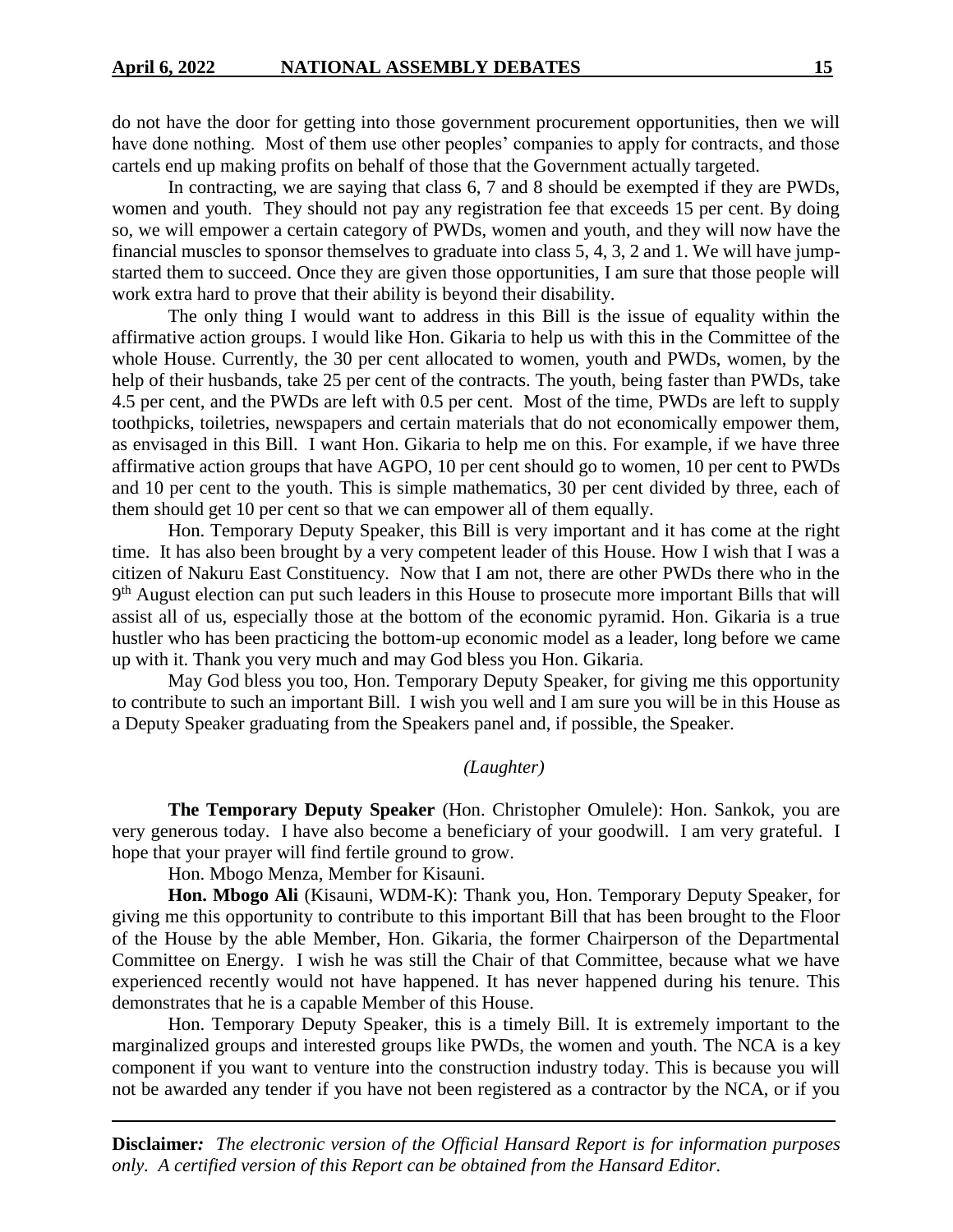do not have the door for getting into those government procurement opportunities, then we will have done nothing. Most of them use other peoples' companies to apply for contracts, and those cartels end up making profits on behalf of those that the Government actually targeted.

In contracting, we are saying that class 6, 7 and 8 should be exempted if they are PWDs, women and youth. They should not pay any registration fee that exceeds 15 per cent. By doing so, we will empower a certain category of PWDs, women and youth, and they will now have the financial muscles to sponsor themselves to graduate into class 5, 4, 3, 2 and 1. We will have jump-started them to succeed. Once they are given those opportunities, I am sure that those people will work extra hard to prove that their ability is beyond their disability.

The only thing I would want to address in this Bill is the issue of equality within the affirmative action groups. I would like Hon. Gikaria to help us with this in the Committee of the whole House. Currently, the 30 per cent allocated to women, youth and PWDs, women, by the help of their husbands, take 25 per cent of the contracts. The youth, being faster than PWDs, take 4.5 per cent, and the PWDs are left with 0.5 per cent. Most of the time, PWDs are left to supply toothpicks, toiletries, newspapers and certain materials that do not economically empower them, as envisaged in this Bill. I want Hon. Gikaria to help me on this. For example, if we have three affirmative action groups that have AGPO, 10 per cent should go to women, 10 per cent to PWDs and 10 per cent to the youth. This is simple mathematics, 30 per cent divided by three, each of them should get 10 per cent so that we can empower all of them equally.

Hon. Temporary Deputy Speaker, this Bill is very important and it has come at the right time. It has also been brought by a very competent leader of this House. How I wish that I was a citizen of Nakuru East Constituency. Now that I am not, there are other PWDs there who in the 9th August election can put such leaders in this House to prosecute more important Bills that will assist all of us, especially those at the bottom of the economic pyramid. Hon. Gikaria is a true hustler who has been practicing the bottom-up economic model as a leader, long before we came up with it. Thank you very much and may God bless you Hon. Gikaria.

May God bless you too, Hon. Temporary Deputy Speaker, for giving me this opportunity to contribute to such an important Bill. I wish you well and I am sure you will be in this House as a Deputy Speaker graduating from the Speakers panel and, if possible, the Speaker.

*(Laughter)*

**The Temporary Deputy Speaker** (Hon. Christopher Omulele): Hon. Sankok, you are very generous today. I have also become a beneficiary of your goodwill. I am very grateful. I hope that your prayer will find fertile ground to grow.

Hon. Mbogo Menza, Member for Kisauni.

**Hon. Mbogo Ali** (Kisauni, WDM-K): Thank you, Hon. Temporary Deputy Speaker, for giving me this opportunity to contribute to this important Bill that has been brought to the Floor of the House by the able Member, Hon. Gikaria, the former Chairperson of the Departmental Committee on Energy. I wish he was still the Chair of that Committee, because what we have experienced recently would not have happened. It has never happened during his tenure. This demonstrates that he is a capable Member of this House.

Hon. Temporary Deputy Speaker, this is a timely Bill. It is extremely important to the marginalized groups and interested groups like PWDs, the women and youth. The NCA is a key component if you want to venture into the construction industry today. This is because you will not be awarded any tender if you have not been registered as a contractor by the NCA, or if you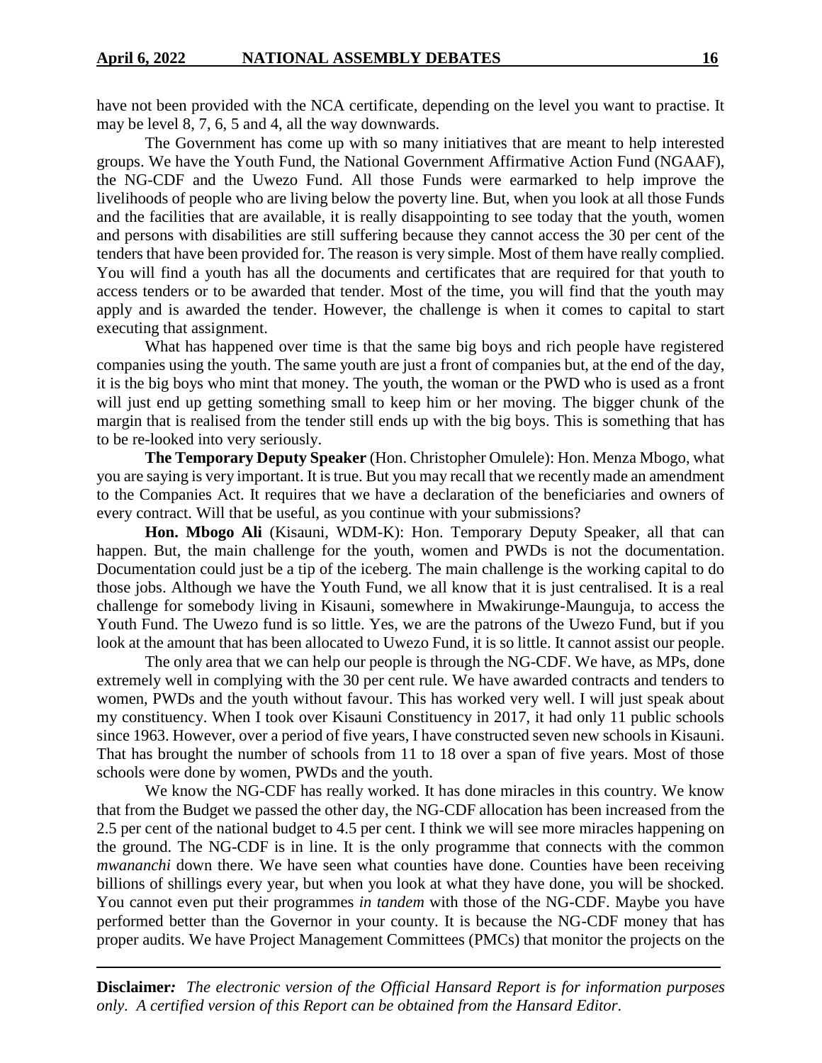have not been provided with the NCA certificate, depending on the level you want to practise. It may be level 8, 7, 6, 5 and 4, all the way downwards.

The Government has come up with so many initiatives that are meant to help interested groups. We have the Youth Fund, the National Government Affirmative Action Fund (NGAAF), the NG-CDF and the Uwezo Fund. All those Funds were earmarked to help improve the livelihoods of people who are living below the poverty line. But, when you look at all those Funds and the facilities that are available, it is really disappointing to see today that the youth, women and persons with disabilities are still suffering because they cannot access the 30 per cent of the tenders that have been provided for. The reason is very simple. Most of them have really complied. You will find a youth has all the documents and certificates that are required for that youth to access tenders or to be awarded that tender. Most of the time, you will find that the youth may apply and is awarded the tender. However, the challenge is when it comes to capital to start executing that assignment.

What has happened over time is that the same big boys and rich people have registered companies using the youth. The same youth are just a front of companies but, at the end of the day, it is the big boys who mint that money. The youth, the woman or the PWD who is used as a front will just end up getting something small to keep him or her moving. The bigger chunk of the margin that is realised from the tender still ends up with the big boys. This is something that has to be re-looked into very seriously.

**The Temporary Deputy Speaker** (Hon. Christopher Omulele): Hon. Menza Mbogo, what you are saying is very important. It is true. But you may recall that we recently made an amendment to the Companies Act. It requires that we have a declaration of the beneficiaries and owners of every contract. Will that be useful, as you continue with your submissions?

**Hon. Mbogo Ali** (Kisauni, WDM-K): Hon. Temporary Deputy Speaker, all that can happen. But, the main challenge for the youth, women and PWDs is not the documentation. Documentation could just be a tip of the iceberg. The main challenge is the working capital to do those jobs. Although we have the Youth Fund, we all know that it is just centralised. It is a real challenge for somebody living in Kisauni, somewhere in Mwakirunge-Maunguja, to access the Youth Fund. The Uwezo fund is so little. Yes, we are the patrons of the Uwezo Fund, but if you look at the amount that has been allocated to Uwezo Fund, it is so little. It cannot assist our people.

The only area that we can help our people is through the NG-CDF. We have, as MPs, done extremely well in complying with the 30 per cent rule. We have awarded contracts and tenders to women, PWDs and the youth without favour. This has worked very well. I will just speak about my constituency. When I took over Kisauni Constituency in 2017, it had only 11 public schools since 1963. However, over a period of five years, I have constructed seven new schools in Kisauni. That has brought the number of schools from 11 to 18 over a span of five years. Most of those schools were done by women, PWDs and the youth.

We know the NG-CDF has really worked. It has done miracles in this country. We know that from the Budget we passed the other day, the NG-CDF allocation has been increased from the 2.5 per cent of the national budget to 4.5 per cent. I think we will see more miracles happening on the ground. The NG-CDF is in line. It is the only programme that connects with the common *mwananchi* down there. We have seen what counties have done. Counties have been receiving billions of shillings every year, but when you look at what they have done, you will be shocked. You cannot even put their programmes *in tandem* with those of the NG-CDF. Maybe you have performed better than the Governor in your county. It is because the NG-CDF money that has proper audits. We have Project Management Committees (PMCs) that monitor the projects on the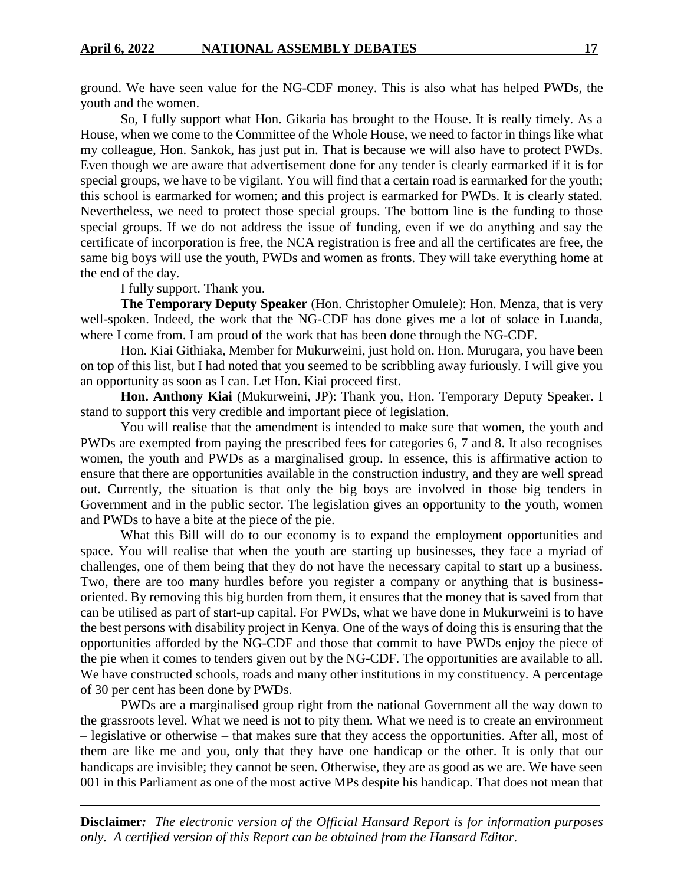ground. We have seen value for the NG-CDF money. This is also what has helped PWDs, the youth and the women.

So, I fully support what Hon. Gikaria has brought to the House. It is really timely. As a House, when we come to the Committee of the Whole House, we need to factor in things like what my colleague, Hon. Sankok, has just put in. That is because we will also have to protect PWDs. Even though we are aware that advertisement done for any tender is clearly earmarked if it is for special groups, we have to be vigilant. You will find that a certain road is earmarked for the youth; this school is earmarked for women; and this project is earmarked for PWDs. It is clearly stated. Nevertheless, we need to protect those special groups. The bottom line is the funding to those special groups. If we do not address the issue of funding, even if we do anything and say the certificate of incorporation is free, the NCA registration is free and all the certificates are free, the same big boys will use the youth, PWDs and women as fronts. They will take everything home at the end of the day.

I fully support. Thank you.

**The Temporary Deputy Speaker** (Hon. Christopher Omulele): Hon. Menza, that is very well-spoken. Indeed, the work that the NG-CDF has done gives me a lot of solace in Luanda, where I come from. I am proud of the work that has been done through the NG-CDF.

Hon. Kiai Githiaka, Member for Mukurweini, just hold on. Hon. Murugara, you have been on top of this list, but I had noted that you seemed to be scribbling away furiously. I will give you an opportunity as soon as I can. Let Hon. Kiai proceed first.

**Hon. Anthony Kiai** (Mukurweini, JP): Thank you, Hon. Temporary Deputy Speaker. I stand to support this very credible and important piece of legislation.

You will realise that the amendment is intended to make sure that women, the youth and PWDs are exempted from paying the prescribed fees for categories 6, 7 and 8. It also recognises women, the youth and PWDs as a marginalised group. In essence, this is affirmative action to ensure that there are opportunities available in the construction industry, and they are well spread out. Currently, the situation is that only the big boys are involved in those big tenders in Government and in the public sector. The legislation gives an opportunity to the youth, women and PWDs to have a bite at the piece of the pie.

What this Bill will do to our economy is to expand the employment opportunities and space. You will realise that when the youth are starting up businesses, they face a myriad of challenges, one of them being that they do not have the necessary capital to start up a business. Two, there are too many hurdles before you register a company or anything that is business-oriented. By removing this big burden from them, it ensures that the money that is saved from that can be utilised as part of start-up capital. For PWDs, what we have done in Mukurweini is to have the best persons with disability project in Kenya. One of the ways of doing this is ensuring that the opportunities afforded by the NG-CDF and those that commit to have PWDs enjoy the piece of the pie when it comes to tenders given out by the NG-CDF. The opportunities are available to all. We have constructed schools, roads and many other institutions in my constituency. A percentage of 30 per cent has been done by PWDs.

PWDs are a marginalised group right from the national Government all the way down to the grassroots level. What we need is not to pity them. What we need is to create an environment – legislative or otherwise – that makes sure that they access the opportunities. After all, most of them are like me and you, only that they have one handicap or the other. It is only that our handicaps are invisible; they cannot be seen. Otherwise, they are as good as we are. We have seen 001 in this Parliament as one of the most active MPs despite his handicap. That does not mean that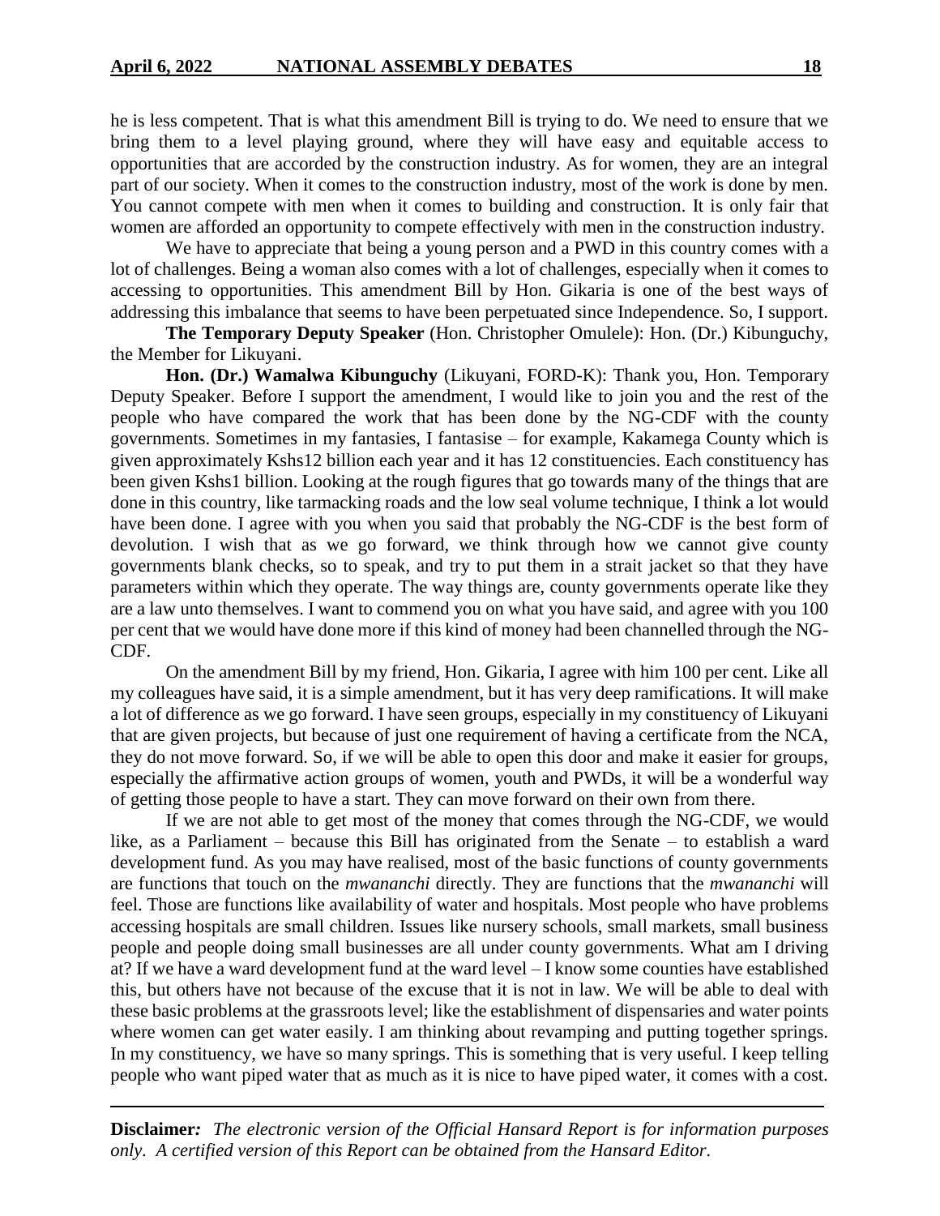he is less competent. That is what this amendment Bill is trying to do. We need to ensure that we bring them to a level playing ground, where they will have easy and equitable access to opportunities that are accorded by the construction industry. As for women, they are an integral part of our society. When it comes to the construction industry, most of the work is done by men. You cannot compete with men when it comes to building and construction. It is only fair that women are afforded an opportunity to compete effectively with men in the construction industry.

We have to appreciate that being a young person and a PWD in this country comes with a lot of challenges. Being a woman also comes with a lot of challenges, especially when it comes to accessing to opportunities. This amendment Bill by Hon. Gikaria is one of the best ways of addressing this imbalance that seems to have been perpetuated since Independence. So, I support.

**The Temporary Deputy Speaker** (Hon. Christopher Omulele): Hon. (Dr.) Kibunguchy, the Member for Likuyani.

**Hon. (Dr.) Wamalwa Kibunguchy** (Likuyani, FORD-K): Thank you, Hon. Temporary Deputy Speaker. Before I support the amendment, I would like to join you and the rest of the people who have compared the work that has been done by the NG-CDF with the county governments. Sometimes in my fantasies, I fantasise – for example, Kakamega County which is given approximately Kshs12 billion each year and it has 12 constituencies. Each constituency has been given Kshs1 billion. Looking at the rough figures that go towards many of the things that are done in this country, like tarmacking roads and the low seal volume technique, I think a lot would have been done. I agree with you when you said that probably the NG-CDF is the best form of devolution. I wish that as we go forward, we think through how we cannot give county governments blank checks, so to speak, and try to put them in a strait jacket so that they have parameters within which they operate. The way things are, county governments operate like they are a law unto themselves. I want to commend you on what you have said, and agree with you 100 per cent that we would have done more if this kind of money had been channelled through the NG-CDF.

On the amendment Bill by my friend, Hon. Gikaria, I agree with him 100 per cent. Like all my colleagues have said, it is a simple amendment, but it has very deep ramifications. It will make a lot of difference as we go forward. I have seen groups, especially in my constituency of Likuyani that are given projects, but because of just one requirement of having a certificate from the NCA, they do not move forward. So, if we will be able to open this door and make it easier for groups, especially the affirmative action groups of women, youth and PWDs, it will be a wonderful way of getting those people to have a start. They can move forward on their own from there.

If we are not able to get most of the money that comes through the NG-CDF, we would like, as a Parliament – because this Bill has originated from the Senate – to establish a ward development fund. As you may have realised, most of the basic functions of county governments are functions that touch on the *mwananchi* directly. They are functions that the *mwananchi* will feel. Those are functions like availability of water and hospitals. Most people who have problems accessing hospitals are small children. Issues like nursery schools, small markets, small business people and people doing small businesses are all under county governments. What am I driving at? If we have a ward development fund at the ward level – I know some counties have established this, but others have not because of the excuse that it is not in law. We will be able to deal with these basic problems at the grassroots level; like the establishment of dispensaries and water points where women can get water easily. I am thinking about revamping and putting together springs. In my constituency, we have so many springs. This is something that is very useful. I keep telling people who want piped water that as much as it is nice to have piped water, it comes with a cost.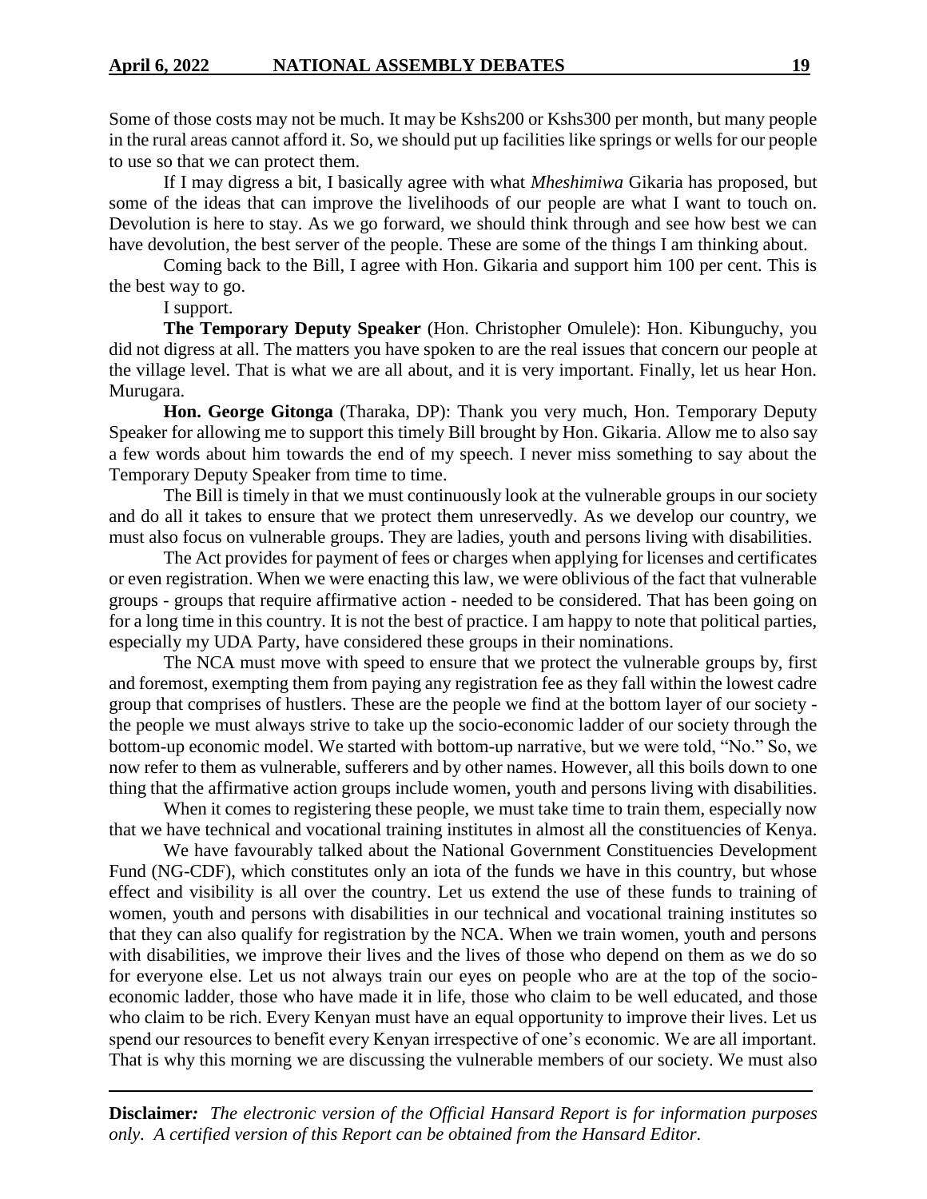Some of those costs may not be much. It may be Kshs200 or Kshs300 per month, but many people in the rural areas cannot afford it. So, we should put up facilities like springs or wells for our people to use so that we can protect them.

If I may digress a bit, I basically agree with what *Mheshimiwa* Gikaria has proposed, but some of the ideas that can improve the livelihoods of our people are what I want to touch on. Devolution is here to stay. As we go forward, we should think through and see how best we can have devolution, the best server of the people. These are some of the things I am thinking about.

Coming back to the Bill, I agree with Hon. Gikaria and support him 100 per cent. This is the best way to go.

I support.

**The Temporary Deputy Speaker** (Hon. Christopher Omulele): Hon. Kibunguchy, you did not digress at all. The matters you have spoken to are the real issues that concern our people at the village level. That is what we are all about, and it is very important. Finally, let us hear Hon. Murugara.

**Hon. George Gitonga** (Tharaka, DP): Thank you very much, Hon. Temporary Deputy Speaker for allowing me to support this timely Bill brought by Hon. Gikaria. Allow me to also say a few words about him towards the end of my speech. I never miss something to say about the Temporary Deputy Speaker from time to time.

The Bill is timely in that we must continuously look at the vulnerable groups in our society and do all it takes to ensure that we protect them unreservedly. As we develop our country, we must also focus on vulnerable groups. They are ladies, youth and persons living with disabilities.

The Act provides for payment of fees or charges when applying for licenses and certificates or even registration. When we were enacting this law, we were oblivious of the fact that vulnerable groups - groups that require affirmative action - needed to be considered. That has been going on for a long time in this country. It is not the best of practice. I am happy to note that political parties, especially my UDA Party, have considered these groups in their nominations.

The NCA must move with speed to ensure that we protect the vulnerable groups by, first and foremost, exempting them from paying any registration fee as they fall within the lowest cadre group that comprises of hustlers. These are the people we find at the bottom layer of our society - the people we must always strive to take up the socio-economic ladder of our society through the bottom-up economic model. We started with bottom-up narrative, but we were told, "No." So, we now refer to them as vulnerable, sufferers and by other names. However, all this boils down to one thing that the affirmative action groups include women, youth and persons living with disabilities.

When it comes to registering these people, we must take time to train them, especially now that we have technical and vocational training institutes in almost all the constituencies of Kenya.

We have favourably talked about the National Government Constituencies Development Fund (NG-CDF), which constitutes only an iota of the funds we have in this country, but whose effect and visibility is all over the country. Let us extend the use of these funds to training of women, youth and persons with disabilities in our technical and vocational training institutes so that they can also qualify for registration by the NCA. When we train women, youth and persons with disabilities, we improve their lives and the lives of those who depend on them as we do so for everyone else. Let us not always train our eyes on people who are at the top of the socio-economic ladder, those who have made it in life, those who claim to be well educated, and those who claim to be rich. Every Kenyan must have an equal opportunity to improve their lives. Let us spend our resources to benefit every Kenyan irrespective of one's economic. We are all important. That is why this morning we are discussing the vulnerable members of our society. We must also

**Disclaimer***:* *The electronic version of the Official Hansard Report is for information purposes only. A certified version of this Report can be obtained from the Hansard Editor.*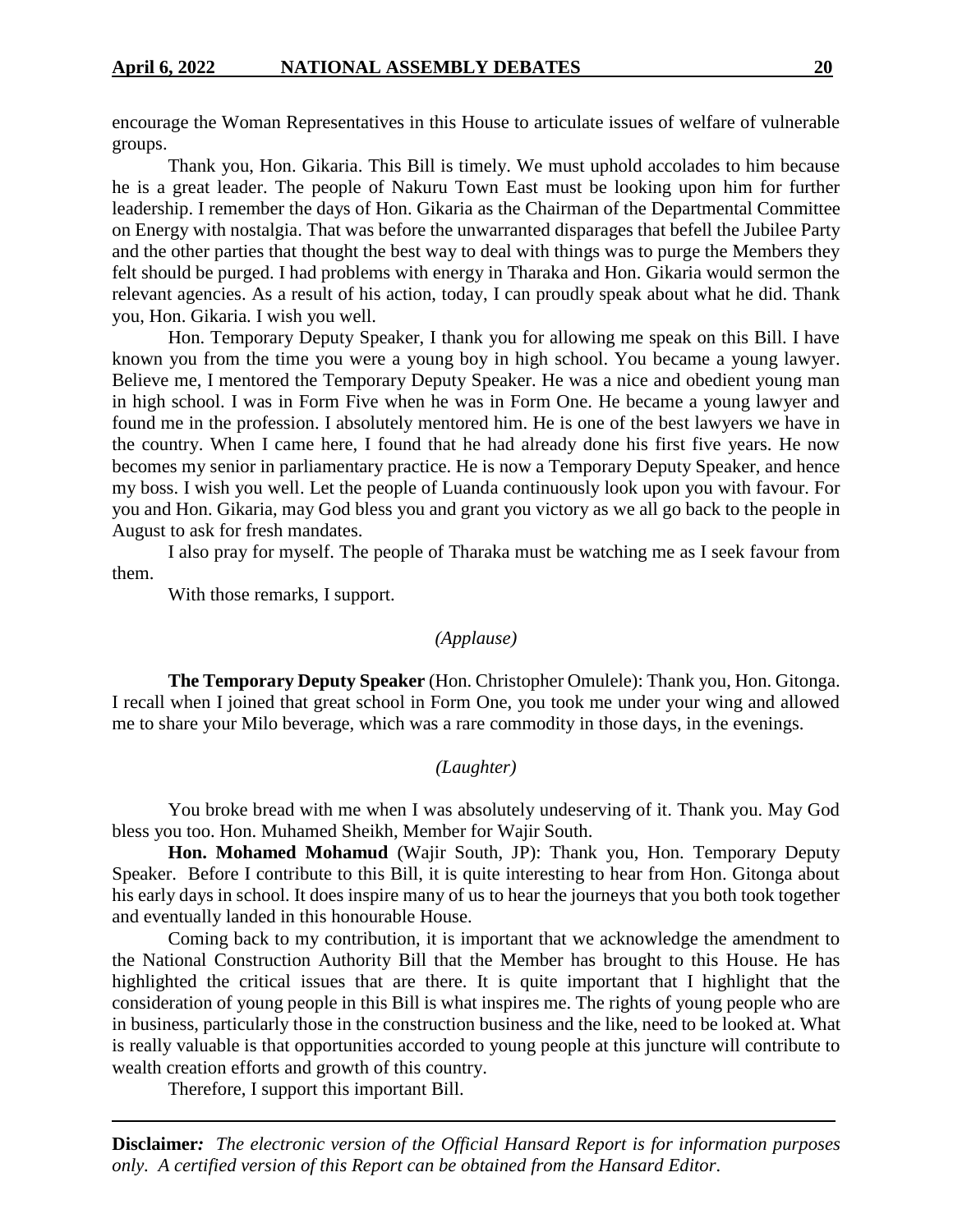encourage the Woman Representatives in this House to articulate issues of welfare of vulnerable groups.

Thank you, Hon. Gikaria. This Bill is timely. We must uphold accolades to him because he is a great leader. The people of Nakuru Town East must be looking upon him for further leadership. I remember the days of Hon. Gikaria as the Chairman of the Departmental Committee on Energy with nostalgia. That was before the unwarranted disparages that befell the Jubilee Party and the other parties that thought the best way to deal with things was to purge the Members they felt should be purged. I had problems with energy in Tharaka and Hon. Gikaria would sermon the relevant agencies. As a result of his action, today, I can proudly speak about what he did. Thank you, Hon. Gikaria. I wish you well.

Hon. Temporary Deputy Speaker, I thank you for allowing me speak on this Bill. I have known you from the time you were a young boy in high school. You became a young lawyer. Believe me, I mentored the Temporary Deputy Speaker. He was a nice and obedient young man in high school. I was in Form Five when he was in Form One. He became a young lawyer and found me in the profession. I absolutely mentored him. He is one of the best lawyers we have in the country. When I came here, I found that he had already done his first five years. He now becomes my senior in parliamentary practice. He is now a Temporary Deputy Speaker, and hence my boss. I wish you well. Let the people of Luanda continuously look upon you with favour. For you and Hon. Gikaria, may God bless you and grant you victory as we all go back to the people in August to ask for fresh mandates.

I also pray for myself. The people of Tharaka must be watching me as I seek favour from them.

With those remarks, I support.

*(Applause)*

**The Temporary Deputy Speaker** (Hon. Christopher Omulele): Thank you, Hon. Gitonga. I recall when I joined that great school in Form One, you took me under your wing and allowed me to share your Milo beverage, which was a rare commodity in those days, in the evenings.

*(Laughter)*

You broke bread with me when I was absolutely undeserving of it. Thank you. May God bless you too. Hon. Muhamed Sheikh, Member for Wajir South.

**Hon. Mohamed Mohamud** (Wajir South, JP): Thank you, Hon. Temporary Deputy Speaker. Before I contribute to this Bill, it is quite interesting to hear from Hon. Gitonga about his early days in school. It does inspire many of us to hear the journeys that you both took together and eventually landed in this honourable House.

Coming back to my contribution, it is important that we acknowledge the amendment to the National Construction Authority Bill that the Member has brought to this House. He has highlighted the critical issues that are there. It is quite important that I highlight that the consideration of young people in this Bill is what inspires me. The rights of young people who are in business, particularly those in the construction business and the like, need to be looked at. What is really valuable is that opportunities accorded to young people at this juncture will contribute to wealth creation efforts and growth of this country.

Therefore, I support this important Bill.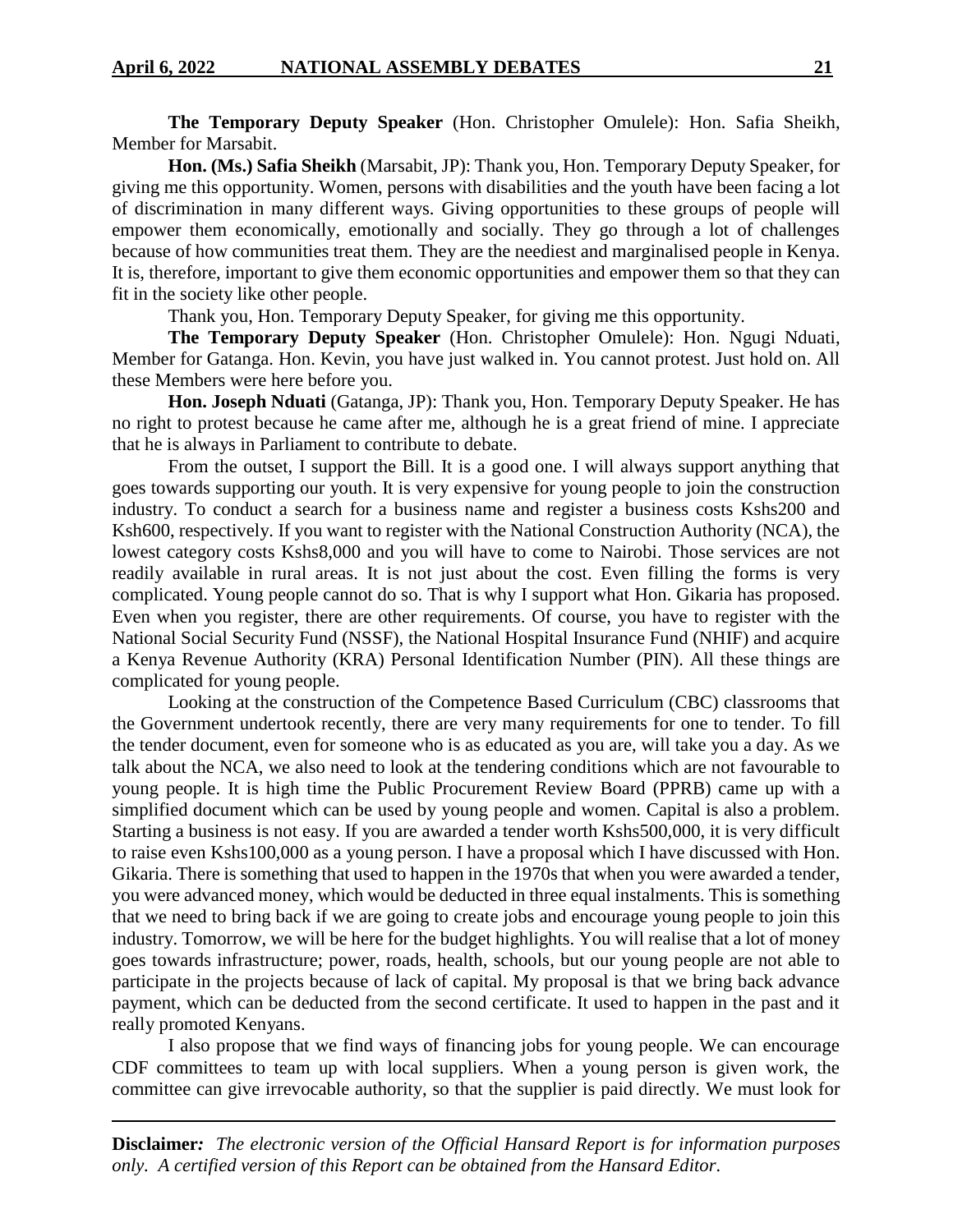**The Temporary Deputy Speaker** (Hon. Christopher Omulele): Hon. Safia Sheikh, Member for Marsabit.

**Hon. (Ms.) Safia Sheikh** (Marsabit, JP): Thank you, Hon. Temporary Deputy Speaker, for giving me this opportunity. Women, persons with disabilities and the youth have been facing a lot of discrimination in many different ways. Giving opportunities to these groups of people will empower them economically, emotionally and socially. They go through a lot of challenges because of how communities treat them. They are the neediest and marginalised people in Kenya. It is, therefore, important to give them economic opportunities and empower them so that they can fit in the society like other people.

Thank you, Hon. Temporary Deputy Speaker, for giving me this opportunity.

**The Temporary Deputy Speaker** (Hon. Christopher Omulele): Hon. Ngugi Nduati, Member for Gatanga. Hon. Kevin, you have just walked in. You cannot protest. Just hold on. All these Members were here before you.

**Hon. Joseph Nduati** (Gatanga, JP): Thank you, Hon. Temporary Deputy Speaker. He has no right to protest because he came after me, although he is a great friend of mine. I appreciate that he is always in Parliament to contribute to debate.

From the outset, I support the Bill. It is a good one. I will always support anything that goes towards supporting our youth. It is very expensive for young people to join the construction industry. To conduct a search for a business name and register a business costs Kshs200 and Ksh600, respectively. If you want to register with the National Construction Authority (NCA), the lowest category costs Kshs8,000 and you will have to come to Nairobi. Those services are not readily available in rural areas. It is not just about the cost. Even filling the forms is very complicated. Young people cannot do so. That is why I support what Hon. Gikaria has proposed. Even when you register, there are other requirements. Of course, you have to register with the National Social Security Fund (NSSF), the National Hospital Insurance Fund (NHIF) and acquire a Kenya Revenue Authority (KRA) Personal Identification Number (PIN). All these things are complicated for young people.

Looking at the construction of the Competence Based Curriculum (CBC) classrooms that the Government undertook recently, there are very many requirements for one to tender. To fill the tender document, even for someone who is as educated as you are, will take you a day. As we talk about the NCA, we also need to look at the tendering conditions which are not favourable to young people. It is high time the Public Procurement Review Board (PPRB) came up with a simplified document which can be used by young people and women. Capital is also a problem. Starting a business is not easy. If you are awarded a tender worth Kshs500,000, it is very difficult to raise even Kshs100,000 as a young person. I have a proposal which I have discussed with Hon. Gikaria. There is something that used to happen in the 1970s that when you were awarded a tender, you were advanced money, which would be deducted in three equal instalments. This is something that we need to bring back if we are going to create jobs and encourage young people to join this industry. Tomorrow, we will be here for the budget highlights. You will realise that a lot of money goes towards infrastructure; power, roads, health, schools, but our young people are not able to participate in the projects because of lack of capital. My proposal is that we bring back advance payment, which can be deducted from the second certificate. It used to happen in the past and it really promoted Kenyans.

I also propose that we find ways of financing jobs for young people. We can encourage CDF committees to team up with local suppliers. When a young person is given work, the committee can give irrevocable authority, so that the supplier is paid directly. We must look for

**Disclaimer***:* *The electronic version of the Official Hansard Report is for information purposes only. A certified version of this Report can be obtained from the Hansard Editor.*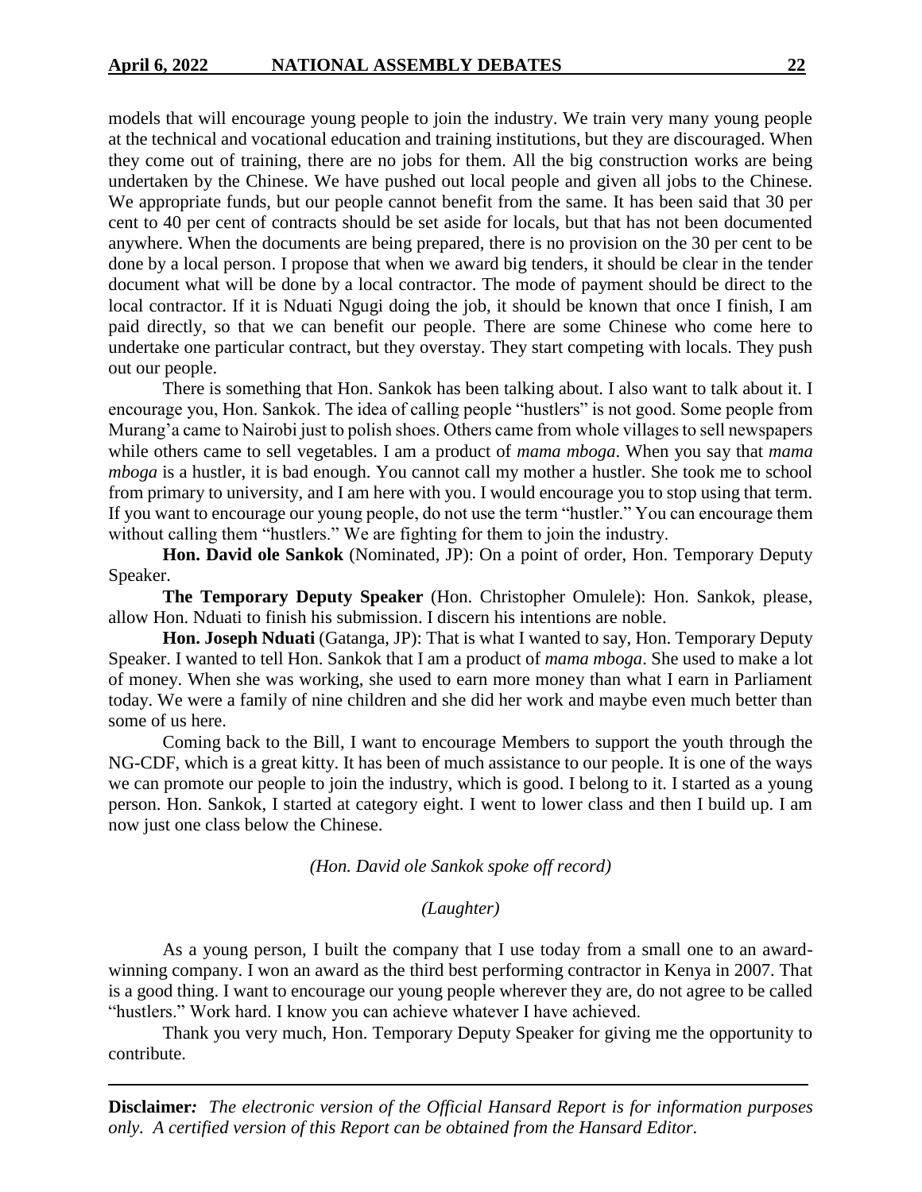models that will encourage young people to join the industry. We train very many young people at the technical and vocational education and training institutions, but they are discouraged. When they come out of training, there are no jobs for them. All the big construction works are being undertaken by the Chinese. We have pushed out local people and given all jobs to the Chinese. We appropriate funds, but our people cannot benefit from the same. It has been said that 30 per cent to 40 per cent of contracts should be set aside for locals, but that has not been documented anywhere. When the documents are being prepared, there is no provision on the 30 per cent to be done by a local person. I propose that when we award big tenders, it should be clear in the tender document what will be done by a local contractor. The mode of payment should be direct to the local contractor. If it is Nduati Ngugi doing the job, it should be known that once I finish, I am paid directly, so that we can benefit our people. There are some Chinese who come here to undertake one particular contract, but they overstay. They start competing with locals. They push out our people.

There is something that Hon. Sankok has been talking about. I also want to talk about it. I encourage you, Hon. Sankok. The idea of calling people "hustlers" is not good. Some people from Murang'a came to Nairobi just to polish shoes. Others came from whole villages to sell newspapers while others came to sell vegetables. I am a product of *mama mboga*. When you say that *mama mboga* is a hustler, it is bad enough. You cannot call my mother a hustler. She took me to school from primary to university, and I am here with you. I would encourage you to stop using that term. If you want to encourage our young people, do not use the term "hustler." You can encourage them without calling them "hustlers." We are fighting for them to join the industry.

**Hon. David ole Sankok** (Nominated, JP): On a point of order, Hon. Temporary Deputy Speaker.

**The Temporary Deputy Speaker** (Hon. Christopher Omulele): Hon. Sankok, please, allow Hon. Nduati to finish his submission. I discern his intentions are noble.

**Hon. Joseph Nduati** (Gatanga, JP): That is what I wanted to say, Hon. Temporary Deputy Speaker. I wanted to tell Hon. Sankok that I am a product of *mama mboga*. She used to make a lot of money. When she was working, she used to earn more money than what I earn in Parliament today. We were a family of nine children and she did her work and maybe even much better than some of us here.

Coming back to the Bill, I want to encourage Members to support the youth through the NG-CDF, which is a great kitty. It has been of much assistance to our people. It is one of the ways we can promote our people to join the industry, which is good. I belong to it. I started as a young person. Hon. Sankok, I started at category eight. I went to lower class and then I build up. I am now just one class below the Chinese.

*(Hon. David ole Sankok spoke off record)*

*(Laughter)*

As a young person, I built the company that I use today from a small one to an award-winning company. I won an award as the third best performing contractor in Kenya in 2007. That is a good thing. I want to encourage our young people wherever they are, do not agree to be called "hustlers." Work hard. I know you can achieve whatever I have achieved.

Thank you very much, Hon. Temporary Deputy Speaker for giving me the opportunity to contribute.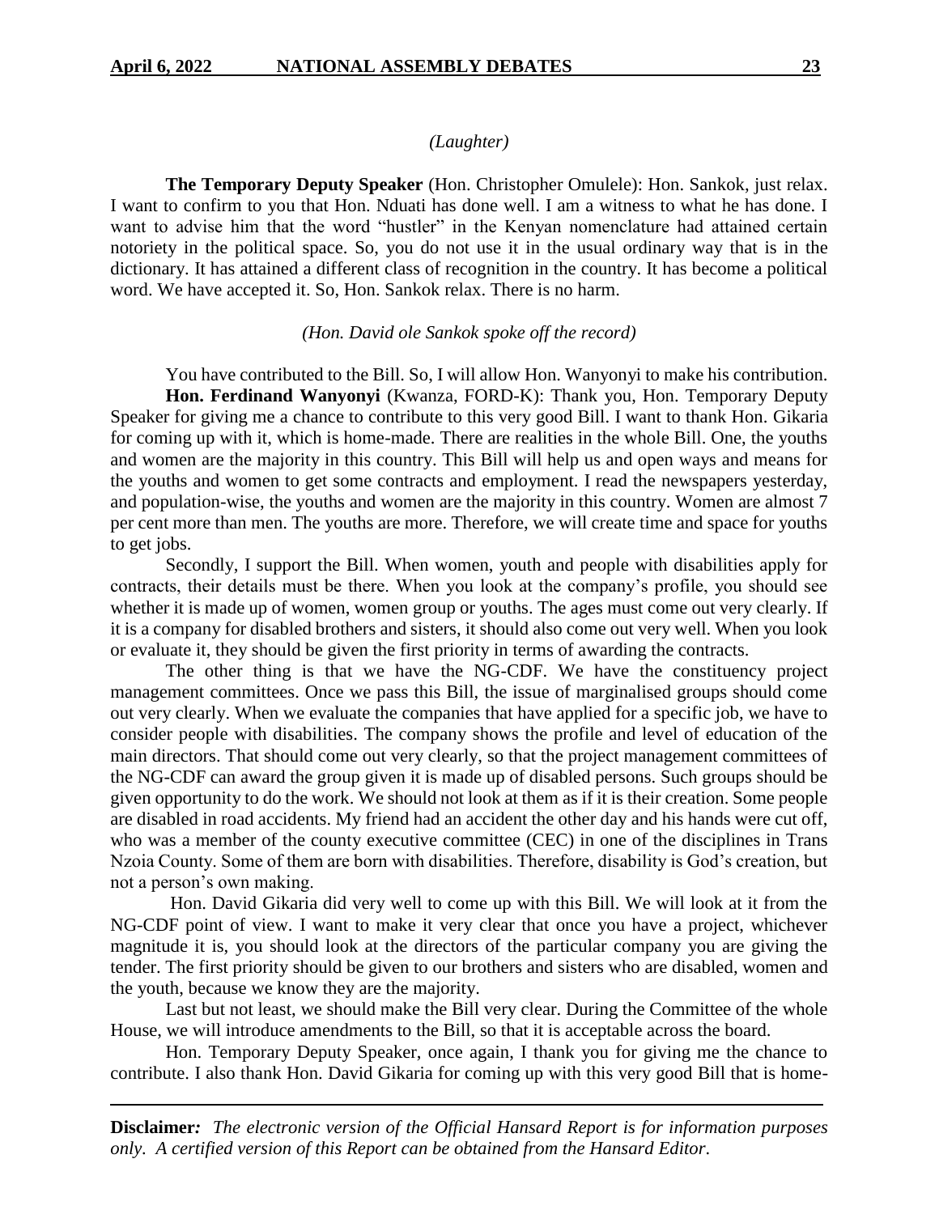*(Laughter)*

**The Temporary Deputy Speaker** (Hon. Christopher Omulele): Hon. Sankok, just relax. I want to confirm to you that Hon. Nduati has done well. I am a witness to what he has done. I want to advise him that the word "hustler" in the Kenyan nomenclature had attained certain notoriety in the political space. So, you do not use it in the usual ordinary way that is in the dictionary. It has attained a different class of recognition in the country. It has become a political word. We have accepted it. So, Hon. Sankok relax. There is no harm.

*(Hon. David ole Sankok spoke off the record)*

You have contributed to the Bill. So, I will allow Hon. Wanyonyi to make his contribution.

**Hon. Ferdinand Wanyonyi** (Kwanza, FORD-K): Thank you, Hon. Temporary Deputy Speaker for giving me a chance to contribute to this very good Bill. I want to thank Hon. Gikaria for coming up with it, which is home-made. There are realities in the whole Bill. One, the youths and women are the majority in this country. This Bill will help us and open ways and means for the youths and women to get some contracts and employment. I read the newspapers yesterday, and population-wise, the youths and women are the majority in this country. Women are almost 7 per cent more than men. The youths are more. Therefore, we will create time and space for youths to get jobs.

Secondly, I support the Bill. When women, youth and people with disabilities apply for contracts, their details must be there. When you look at the company's profile, you should see whether it is made up of women, women group or youths. The ages must come out very clearly. If it is a company for disabled brothers and sisters, it should also come out very well. When you look or evaluate it, they should be given the first priority in terms of awarding the contracts.

The other thing is that we have the NG-CDF. We have the constituency project management committees. Once we pass this Bill, the issue of marginalised groups should come out very clearly. When we evaluate the companies that have applied for a specific job, we have to consider people with disabilities. The company shows the profile and level of education of the main directors. That should come out very clearly, so that the project management committees of the NG-CDF can award the group given it is made up of disabled persons. Such groups should be given opportunity to do the work. We should not look at them as if it is their creation. Some people are disabled in road accidents. My friend had an accident the other day and his hands were cut off, who was a member of the county executive committee (CEC) in one of the disciplines in Trans Nzoia County. Some of them are born with disabilities. Therefore, disability is God's creation, but not a person's own making.

Hon. David Gikaria did very well to come up with this Bill. We will look at it from the NG-CDF point of view. I want to make it very clear that once you have a project, whichever magnitude it is, you should look at the directors of the particular company you are giving the tender. The first priority should be given to our brothers and sisters who are disabled, women and the youth, because we know they are the majority.

Last but not least, we should make the Bill very clear. During the Committee of the whole House, we will introduce amendments to the Bill, so that it is acceptable across the board.

Hon. Temporary Deputy Speaker, once again, I thank you for giving me the chance to contribute. I also thank Hon. David Gikaria for coming up with this very good Bill that is home-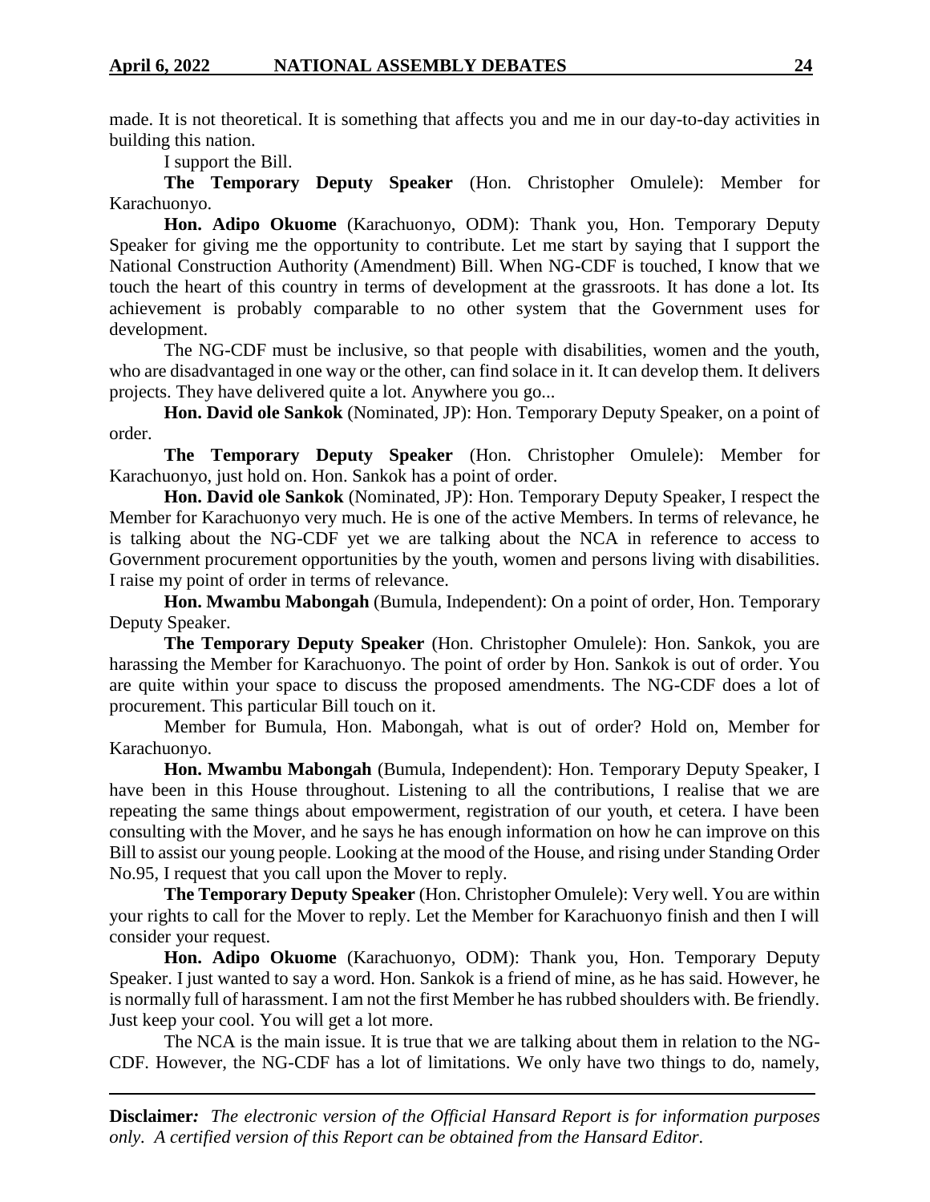made. It is not theoretical. It is something that affects you and me in our day-to-day activities in building this nation.

I support the Bill.

**The Temporary Deputy Speaker** (Hon. Christopher Omulele): Member for Karachuonyo.

**Hon. Adipo Okuome** (Karachuonyo, ODM): Thank you, Hon. Temporary Deputy Speaker for giving me the opportunity to contribute. Let me start by saying that I support the National Construction Authority (Amendment) Bill. When NG-CDF is touched, I know that we touch the heart of this country in terms of development at the grassroots. It has done a lot. Its achievement is probably comparable to no other system that the Government uses for development.

The NG-CDF must be inclusive, so that people with disabilities, women and the youth, who are disadvantaged in one way or the other, can find solace in it. It can develop them. It delivers projects. They have delivered quite a lot. Anywhere you go...

**Hon. David ole Sankok** (Nominated, JP): Hon. Temporary Deputy Speaker, on a point of order.

**The Temporary Deputy Speaker** (Hon. Christopher Omulele): Member for Karachuonyo, just hold on. Hon. Sankok has a point of order.

**Hon. David ole Sankok** (Nominated, JP): Hon. Temporary Deputy Speaker, I respect the Member for Karachuonyo very much. He is one of the active Members. In terms of relevance, he is talking about the NG-CDF yet we are talking about the NCA in reference to access to Government procurement opportunities by the youth, women and persons living with disabilities. I raise my point of order in terms of relevance.

**Hon. Mwambu Mabongah** (Bumula, Independent): On a point of order, Hon. Temporary Deputy Speaker.

**The Temporary Deputy Speaker** (Hon. Christopher Omulele): Hon. Sankok, you are harassing the Member for Karachuonyo. The point of order by Hon. Sankok is out of order. You are quite within your space to discuss the proposed amendments. The NG-CDF does a lot of procurement. This particular Bill touch on it.

Member for Bumula, Hon. Mabongah, what is out of order? Hold on, Member for Karachuonyo.

**Hon. Mwambu Mabongah** (Bumula, Independent): Hon. Temporary Deputy Speaker, I have been in this House throughout. Listening to all the contributions, I realise that we are repeating the same things about empowerment, registration of our youth, et cetera. I have been consulting with the Mover, and he says he has enough information on how he can improve on this Bill to assist our young people. Looking at the mood of the House, and rising under Standing Order No.95, I request that you call upon the Mover to reply.

**The Temporary Deputy Speaker** (Hon. Christopher Omulele): Very well. You are within your rights to call for the Mover to reply. Let the Member for Karachuonyo finish and then I will consider your request.

**Hon. Adipo Okuome** (Karachuonyo, ODM): Thank you, Hon. Temporary Deputy Speaker. I just wanted to say a word. Hon. Sankok is a friend of mine, as he has said. However, he is normally full of harassment. I am not the first Member he has rubbed shoulders with. Be friendly. Just keep your cool. You will get a lot more.

The NCA is the main issue. It is true that we are talking about them in relation to the NG-CDF. However, the NG-CDF has a lot of limitations. We only have two things to do, namely,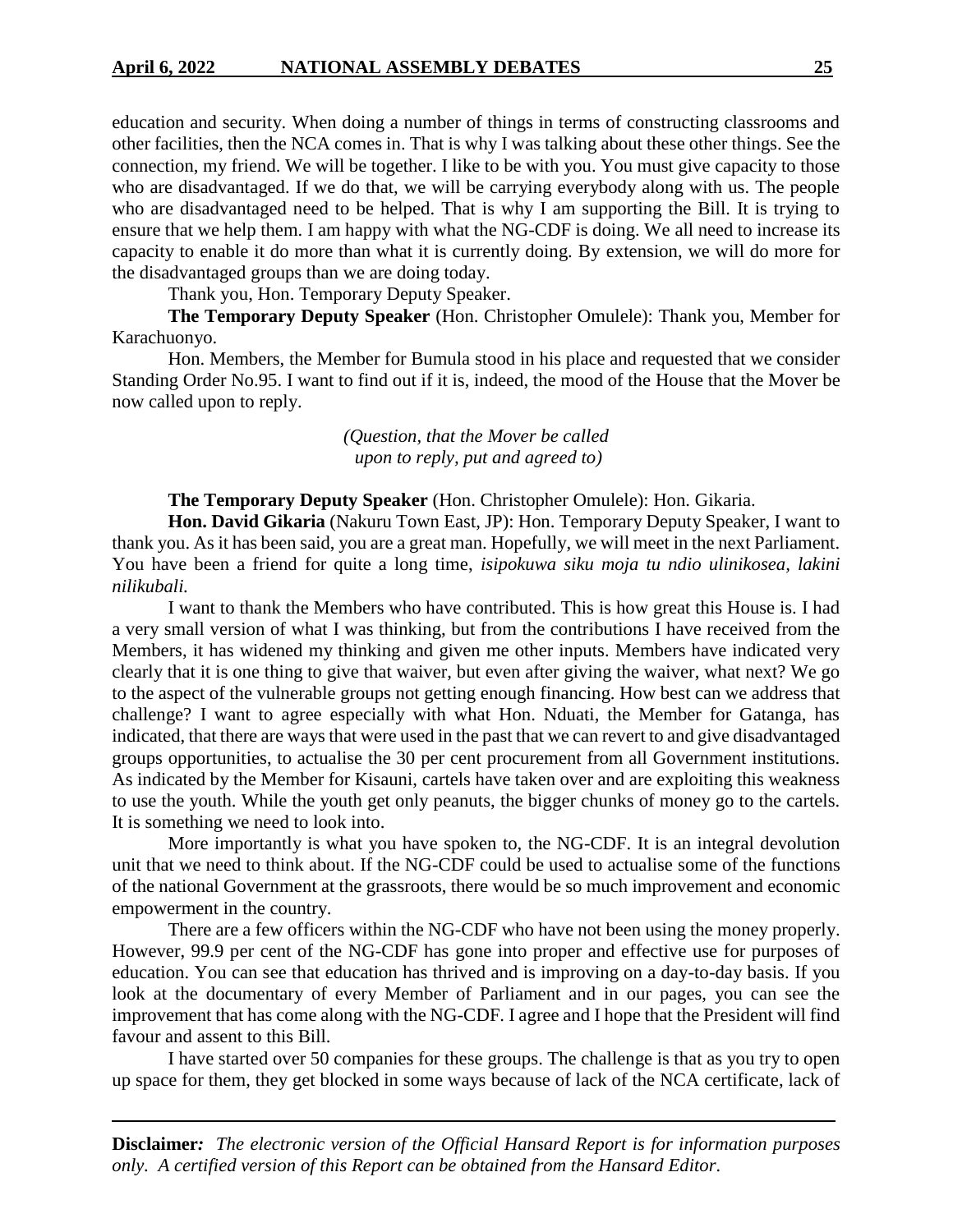education and security. When doing a number of things in terms of constructing classrooms and other facilities, then the NCA comes in. That is why I was talking about these other things. See the connection, my friend. We will be together. I like to be with you. You must give capacity to those who are disadvantaged. If we do that, we will be carrying everybody along with us. The people who are disadvantaged need to be helped. That is why I am supporting the Bill. It is trying to ensure that we help them. I am happy with what the NG-CDF is doing. We all need to increase its capacity to enable it do more than what it is currently doing. By extension, we will do more for the disadvantaged groups than we are doing today.

Thank you, Hon. Temporary Deputy Speaker.

**The Temporary Deputy Speaker** (Hon. Christopher Omulele): Thank you, Member for Karachuonyo.

Hon. Members, the Member for Bumula stood in his place and requested that we consider Standing Order No.95. I want to find out if it is, indeed, the mood of the House that the Mover be now called upon to reply.

*(Question, that the Mover be called upon to reply, put and agreed to)*

**The Temporary Deputy Speaker** (Hon. Christopher Omulele): Hon. Gikaria.

**Hon. David Gikaria** (Nakuru Town East, JP): Hon. Temporary Deputy Speaker, I want to thank you. As it has been said, you are a great man. Hopefully, we will meet in the next Parliament. You have been a friend for quite a long time, *isipokuwa siku moja tu ndio ulinikosea, lakini nilikubali.*

I want to thank the Members who have contributed. This is how great this House is. I had a very small version of what I was thinking, but from the contributions I have received from the Members, it has widened my thinking and given me other inputs. Members have indicated very clearly that it is one thing to give that waiver, but even after giving the waiver, what next? We go to the aspect of the vulnerable groups not getting enough financing. How best can we address that challenge? I want to agree especially with what Hon. Nduati, the Member for Gatanga, has indicated, that there are ways that were used in the past that we can revert to and give disadvantaged groups opportunities, to actualise the 30 per cent procurement from all Government institutions. As indicated by the Member for Kisauni, cartels have taken over and are exploiting this weakness to use the youth. While the youth get only peanuts, the bigger chunks of money go to the cartels. It is something we need to look into.

More importantly is what you have spoken to, the NG-CDF. It is an integral devolution unit that we need to think about. If the NG-CDF could be used to actualise some of the functions of the national Government at the grassroots, there would be so much improvement and economic empowerment in the country.

There are a few officers within the NG-CDF who have not been using the money properly. However, 99.9 per cent of the NG-CDF has gone into proper and effective use for purposes of education. You can see that education has thrived and is improving on a day-to-day basis. If you look at the documentary of every Member of Parliament and in our pages, you can see the improvement that has come along with the NG-CDF. I agree and I hope that the President will find favour and assent to this Bill.

I have started over 50 companies for these groups. The challenge is that as you try to open up space for them, they get blocked in some ways because of lack of the NCA certificate, lack of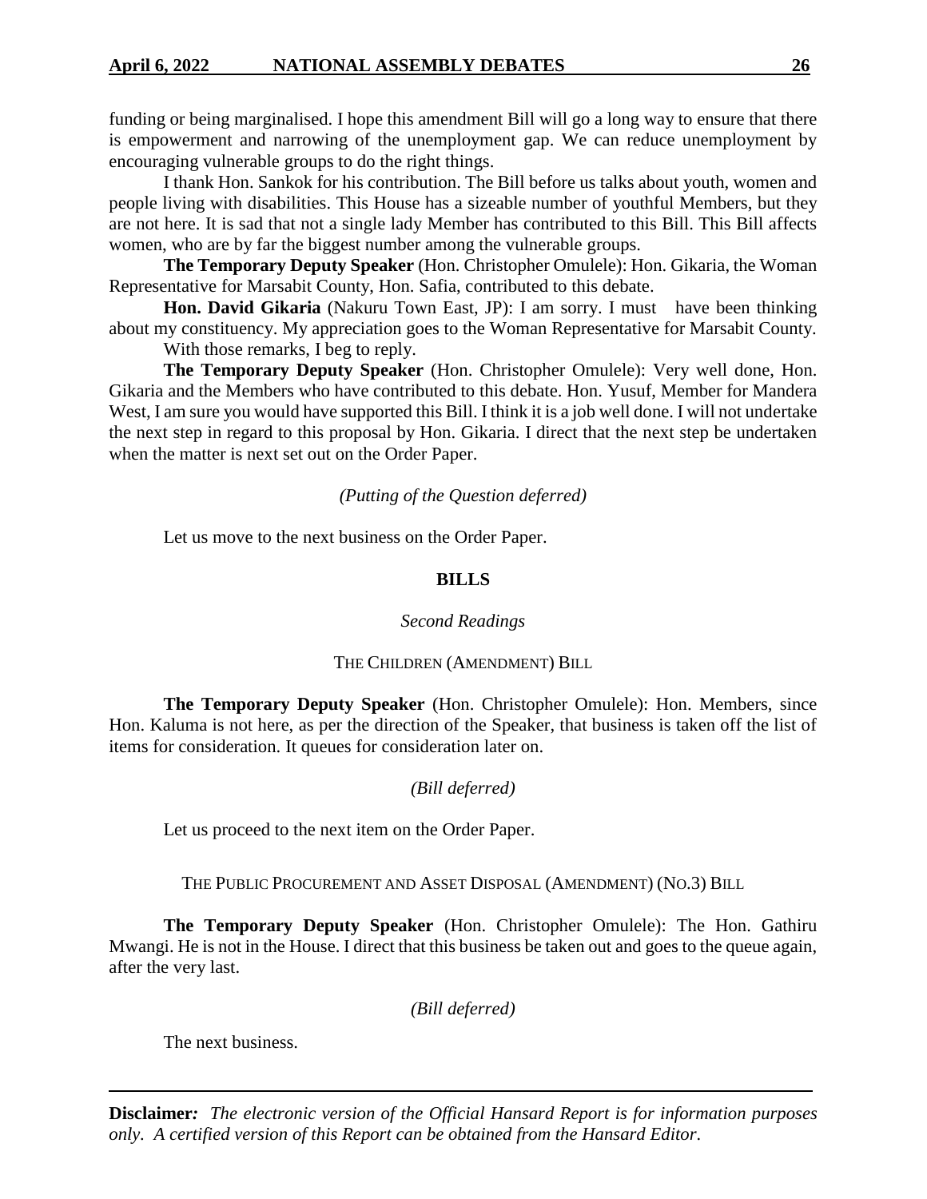funding or being marginalised. I hope this amendment Bill will go a long way to ensure that there is empowerment and narrowing of the unemployment gap. We can reduce unemployment by encouraging vulnerable groups to do the right things.

I thank Hon. Sankok for his contribution. The Bill before us talks about youth, women and people living with disabilities. This House has a sizeable number of youthful Members, but they are not here. It is sad that not a single lady Member has contributed to this Bill. This Bill affects women, who are by far the biggest number among the vulnerable groups.

**The Temporary Deputy Speaker** (Hon. Christopher Omulele): Hon. Gikaria, the Woman Representative for Marsabit County, Hon. Safia, contributed to this debate.

**Hon. David Gikaria** (Nakuru Town East, JP): I am sorry. I must have been thinking about my constituency. My appreciation goes to the Woman Representative for Marsabit County.

With those remarks, I beg to reply.

**The Temporary Deputy Speaker** (Hon. Christopher Omulele): Very well done, Hon. Gikaria and the Members who have contributed to this debate. Hon. Yusuf, Member for Mandera West, I am sure you would have supported this Bill. I think it is a job well done. I will not undertake the next step in regard to this proposal by Hon. Gikaria. I direct that the next step be undertaken when the matter is next set out on the Order Paper.

*(Putting of the Question deferred)*

Let us move to the next business on the Order Paper.

## BILLS

*Second Readings*

THE CHILDREN (AMENDMENT) BILL

**The Temporary Deputy Speaker** (Hon. Christopher Omulele): Hon. Members, since Hon. Kaluma is not here, as per the direction of the Speaker, that business is taken off the list of items for consideration. It queues for consideration later on.

*(Bill deferred)*

Let us proceed to the next item on the Order Paper.

THE PUBLIC PROCUREMENT AND ASSET DISPOSAL (AMENDMENT) (NO.3) BILL

**The Temporary Deputy Speaker** (Hon. Christopher Omulele): The Hon. Gathiru Mwangi. He is not in the House. I direct that this business be taken out and goes to the queue again, after the very last.

*(Bill deferred)*

The next business.

**Disclaimer***:* *The electronic version of the Official Hansard Report is for information purposes only. A certified version of this Report can be obtained from the Hansard Editor.*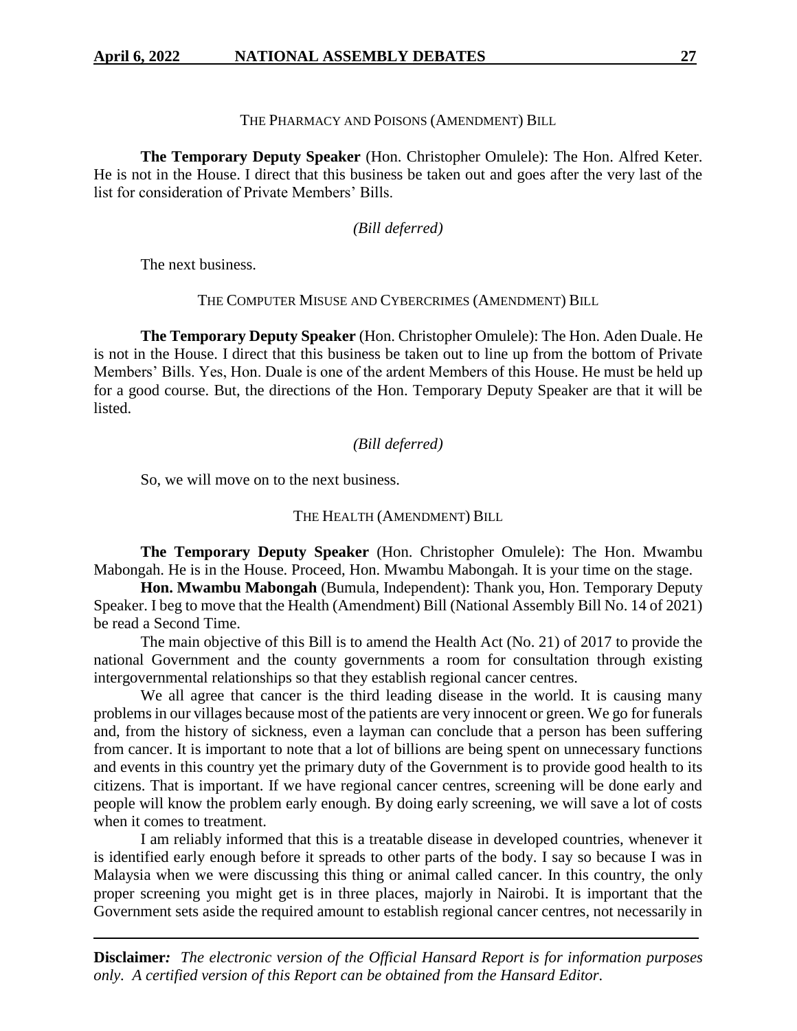THE PHARMACY AND POISONS (AMENDMENT) BILL

**The Temporary Deputy Speaker** (Hon. Christopher Omulele): The Hon. Alfred Keter. He is not in the House. I direct that this business be taken out and goes after the very last of the list for consideration of Private Members' Bills.

*(Bill deferred)*

The next business.

THE COMPUTER MISUSE AND CYBERCRIMES (AMENDMENT) BILL

**The Temporary Deputy Speaker** (Hon. Christopher Omulele): The Hon. Aden Duale. He is not in the House. I direct that this business be taken out to line up from the bottom of Private Members' Bills. Yes, Hon. Duale is one of the ardent Members of this House. He must be held up for a good course. But, the directions of the Hon. Temporary Deputy Speaker are that it will be listed.

*(Bill deferred)*

So, we will move on to the next business.

THE HEALTH (AMENDMENT) BILL

**The Temporary Deputy Speaker** (Hon. Christopher Omulele): The Hon. Mwambu Mabongah. He is in the House. Proceed, Hon. Mwambu Mabongah. It is your time on the stage.

**Hon. Mwambu Mabongah** (Bumula, Independent): Thank you, Hon. Temporary Deputy Speaker. I beg to move that the Health (Amendment) Bill (National Assembly Bill No. 14 of 2021) be read a Second Time.

The main objective of this Bill is to amend the Health Act (No. 21) of 2017 to provide the national Government and the county governments a room for consultation through existing intergovernmental relationships so that they establish regional cancer centres.

We all agree that cancer is the third leading disease in the world. It is causing many problems in our villages because most of the patients are very innocent or green. We go for funerals and, from the history of sickness, even a layman can conclude that a person has been suffering from cancer. It is important to note that a lot of billions are being spent on unnecessary functions and events in this country yet the primary duty of the Government is to provide good health to its citizens. That is important. If we have regional cancer centres, screening will be done early and people will know the problem early enough. By doing early screening, we will save a lot of costs when it comes to treatment.

I am reliably informed that this is a treatable disease in developed countries, whenever it is identified early enough before it spreads to other parts of the body. I say so because I was in Malaysia when we were discussing this thing or animal called cancer. In this country, the only proper screening you might get is in three places, majorly in Nairobi. It is important that the Government sets aside the required amount to establish regional cancer centres, not necessarily in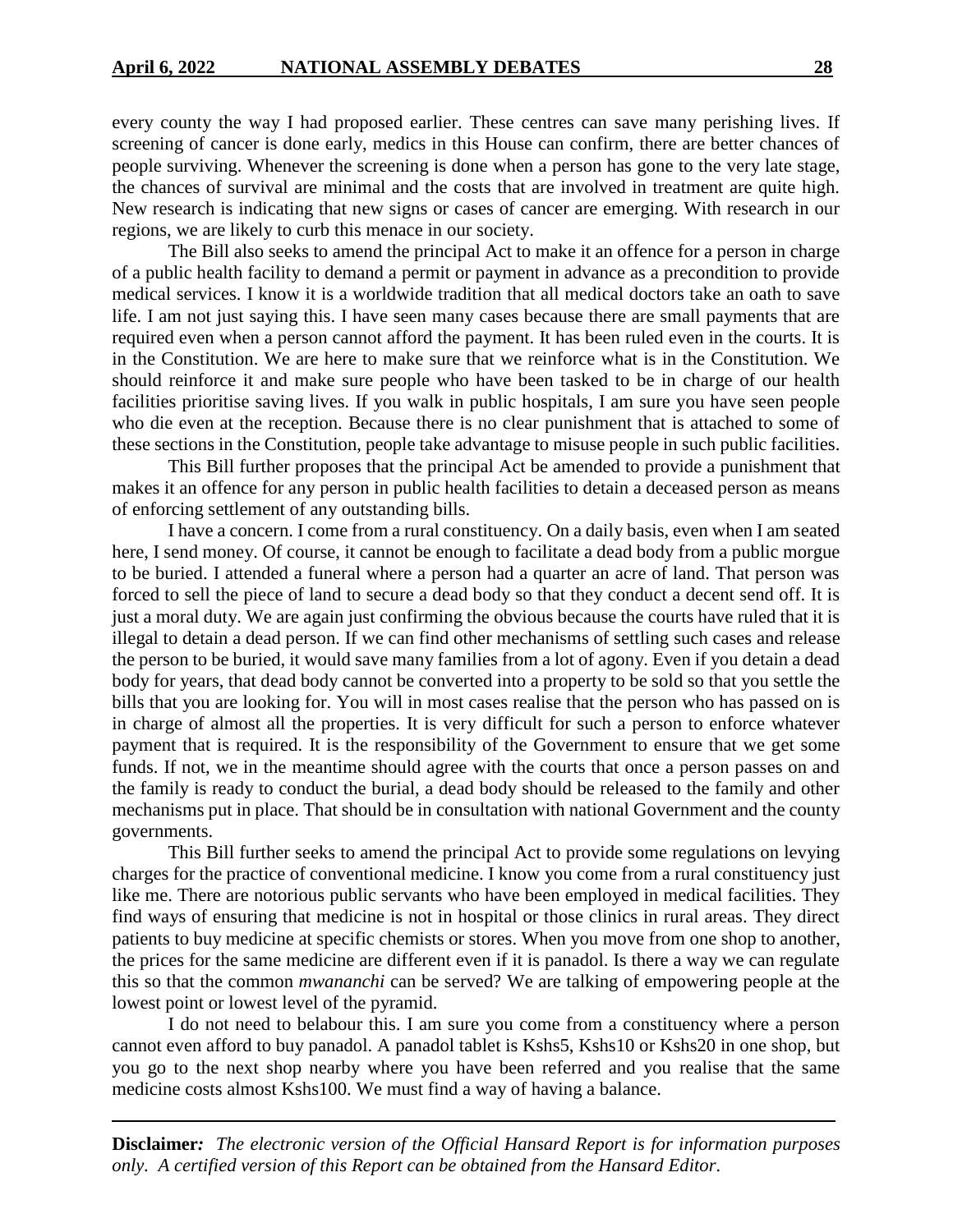every county the way I had proposed earlier. These centres can save many perishing lives. If screening of cancer is done early, medics in this House can confirm, there are better chances of people surviving. Whenever the screening is done when a person has gone to the very late stage, the chances of survival are minimal and the costs that are involved in treatment are quite high. New research is indicating that new signs or cases of cancer are emerging. With research in our regions, we are likely to curb this menace in our society.

The Bill also seeks to amend the principal Act to make it an offence for a person in charge of a public health facility to demand a permit or payment in advance as a precondition to provide medical services. I know it is a worldwide tradition that all medical doctors take an oath to save life. I am not just saying this. I have seen many cases because there are small payments that are required even when a person cannot afford the payment. It has been ruled even in the courts. It is in the Constitution. We are here to make sure that we reinforce what is in the Constitution. We should reinforce it and make sure people who have been tasked to be in charge of our health facilities prioritise saving lives. If you walk in public hospitals, I am sure you have seen people who die even at the reception. Because there is no clear punishment that is attached to some of these sections in the Constitution, people take advantage to misuse people in such public facilities.

This Bill further proposes that the principal Act be amended to provide a punishment that makes it an offence for any person in public health facilities to detain a deceased person as means of enforcing settlement of any outstanding bills.

I have a concern. I come from a rural constituency. On a daily basis, even when I am seated here, I send money. Of course, it cannot be enough to facilitate a dead body from a public morgue to be buried. I attended a funeral where a person had a quarter an acre of land. That person was forced to sell the piece of land to secure a dead body so that they conduct a decent send off. It is just a moral duty. We are again just confirming the obvious because the courts have ruled that it is illegal to detain a dead person. If we can find other mechanisms of settling such cases and release the person to be buried, it would save many families from a lot of agony. Even if you detain a dead body for years, that dead body cannot be converted into a property to be sold so that you settle the bills that you are looking for. You will in most cases realise that the person who has passed on is in charge of almost all the properties. It is very difficult for such a person to enforce whatever payment that is required. It is the responsibility of the Government to ensure that we get some funds. If not, we in the meantime should agree with the courts that once a person passes on and the family is ready to conduct the burial, a dead body should be released to the family and other mechanisms put in place. That should be in consultation with national Government and the county governments.

This Bill further seeks to amend the principal Act to provide some regulations on levying charges for the practice of conventional medicine. I know you come from a rural constituency just like me. There are notorious public servants who have been employed in medical facilities. They find ways of ensuring that medicine is not in hospital or those clinics in rural areas. They direct patients to buy medicine at specific chemists or stores. When you move from one shop to another, the prices for the same medicine are different even if it is panadol. Is there a way we can regulate this so that the common *mwananchi* can be served? We are talking of empowering people at the lowest point or lowest level of the pyramid.

I do not need to belabour this. I am sure you come from a constituency where a person cannot even afford to buy panadol. A panadol tablet is Kshs5, Kshs10 or Kshs20 in one shop, but you go to the next shop nearby where you have been referred and you realise that the same medicine costs almost Kshs100. We must find a way of having a balance.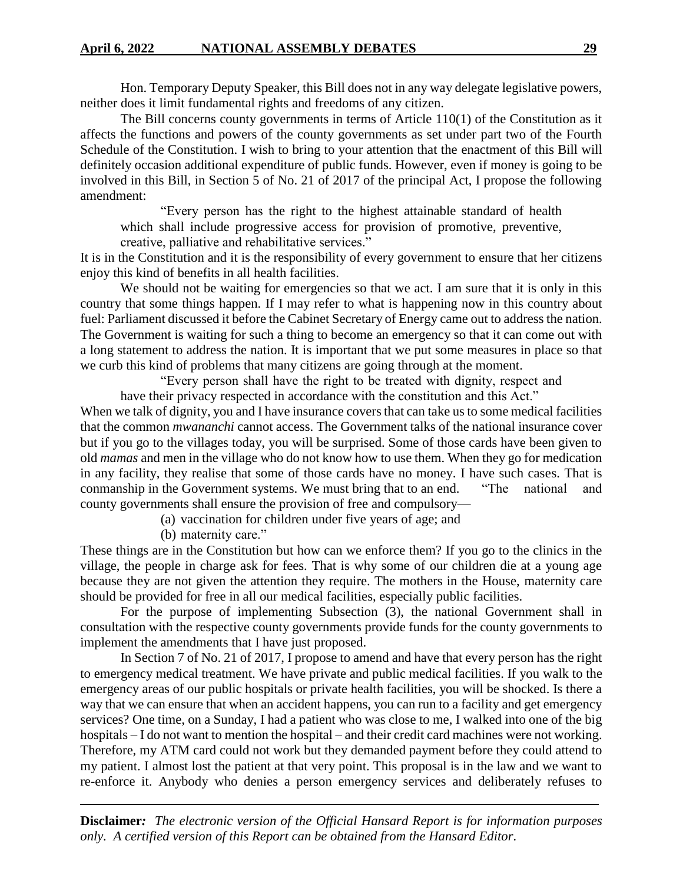Hon. Temporary Deputy Speaker, this Bill does not in any way delegate legislative powers, neither does it limit fundamental rights and freedoms of any citizen.

The Bill concerns county governments in terms of Article 110(1) of the Constitution as it affects the functions and powers of the county governments as set under part two of the Fourth Schedule of the Constitution. I wish to bring to your attention that the enactment of this Bill will definitely occasion additional expenditure of public funds. However, even if money is going to be involved in this Bill, in Section 5 of No. 21 of 2017 of the principal Act, I propose the following amendment:

> "Every person has the right to the highest attainable standard of health which shall include progressive access for provision of promotive, preventive, creative, palliative and rehabilitative services."

It is in the Constitution and it is the responsibility of every government to ensure that her citizens enjoy this kind of benefits in all health facilities.

We should not be waiting for emergencies so that we act. I am sure that it is only in this country that some things happen. If I may refer to what is happening now in this country about fuel: Parliament discussed it before the Cabinet Secretary of Energy came out to address the nation. The Government is waiting for such a thing to become an emergency so that it can come out with a long statement to address the nation. It is important that we put some measures in place so that we curb this kind of problems that many citizens are going through at the moment.

> "Every person shall have the right to be treated with dignity, respect and have their privacy respected in accordance with the constitution and this Act."

When we talk of dignity, you and I have insurance covers that can take us to some medical facilities that the common *mwananchi* cannot access. The Government talks of the national insurance cover but if you go to the villages today, you will be surprised. Some of those cards have been given to old *mamas* and men in the village who do not know how to use them. When they go for medication in any facility, they realise that some of those cards have no money. I have such cases. That is conmanship in the Government systems. We must bring that to an end. "The national and county governments shall ensure the provision of free and compulsory—

> (a) vaccination for children under five years of age; and
>
> (b) maternity care."

These things are in the Constitution but how can we enforce them? If you go to the clinics in the village, the people in charge ask for fees. That is why some of our children die at a young age because they are not given the attention they require. The mothers in the House, maternity care should be provided for free in all our medical facilities, especially public facilities.

For the purpose of implementing Subsection (3), the national Government shall in consultation with the respective county governments provide funds for the county governments to implement the amendments that I have just proposed.

In Section 7 of No. 21 of 2017, I propose to amend and have that every person has the right to emergency medical treatment. We have private and public medical facilities. If you walk to the emergency areas of our public hospitals or private health facilities, you will be shocked. Is there a way that we can ensure that when an accident happens, you can run to a facility and get emergency services? One time, on a Sunday, I had a patient who was close to me, I walked into one of the big hospitals – I do not want to mention the hospital – and their credit card machines were not working. Therefore, my ATM card could not work but they demanded payment before they could attend to my patient. I almost lost the patient at that very point. This proposal is in the law and we want to re-enforce it. Anybody who denies a person emergency services and deliberately refuses to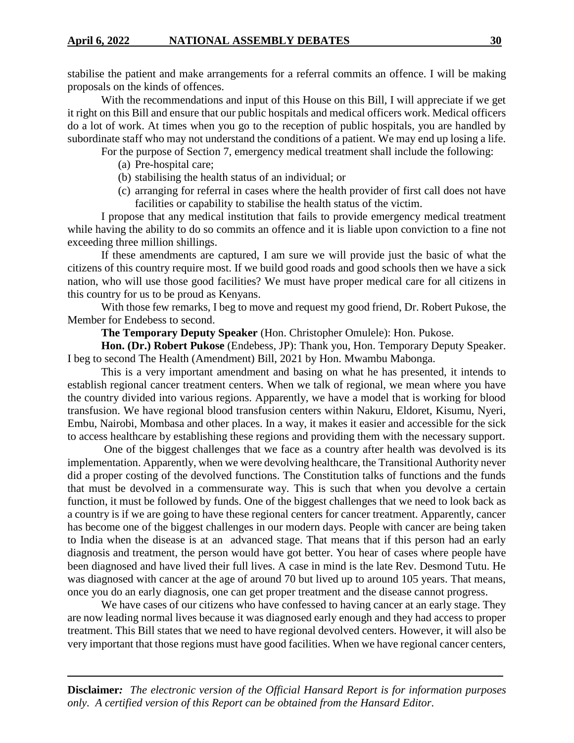stabilise the patient and make arrangements for a referral commits an offence. I will be making proposals on the kinds of offences.

With the recommendations and input of this House on this Bill, I will appreciate if we get it right on this Bill and ensure that our public hospitals and medical officers work. Medical officers do a lot of work. At times when you go to the reception of public hospitals, you are handled by subordinate staff who may not understand the conditions of a patient. We may end up losing a life.

For the purpose of Section 7, emergency medical treatment shall include the following:

(a) Pre-hospital care;
(b) stabilising the health status of an individual; or
(c) arranging for referral in cases where the health provider of first call does not have facilities or capability to stabilise the health status of the victim.

I propose that any medical institution that fails to provide emergency medical treatment while having the ability to do so commits an offence and it is liable upon conviction to a fine not exceeding three million shillings.

If these amendments are captured, I am sure we will provide just the basic of what the citizens of this country require most. If we build good roads and good schools then we have a sick nation, who will use those good facilities? We must have proper medical care for all citizens in this country for us to be proud as Kenyans.

With those few remarks, I beg to move and request my good friend, Dr. Robert Pukose, the Member for Endebess to second.

**The Temporary Deputy Speaker** (Hon. Christopher Omulele): Hon. Pukose.

**Hon. (Dr.) Robert Pukose** (Endebess, JP): Thank you, Hon. Temporary Deputy Speaker. I beg to second The Health (Amendment) Bill, 2021 by Hon. Mwambu Mabonga.

This is a very important amendment and basing on what he has presented, it intends to establish regional cancer treatment centers. When we talk of regional, we mean where you have the country divided into various regions. Apparently, we have a model that is working for blood transfusion. We have regional blood transfusion centers within Nakuru, Eldoret, Kisumu, Nyeri, Embu, Nairobi, Mombasa and other places. In a way, it makes it easier and accessible for the sick to access healthcare by establishing these regions and providing them with the necessary support.

One of the biggest challenges that we face as a country after health was devolved is its implementation. Apparently, when we were devolving healthcare, the Transitional Authority never did a proper costing of the devolved functions. The Constitution talks of functions and the funds that must be devolved in a commensurate way. This is such that when you devolve a certain function, it must be followed by funds. One of the biggest challenges that we need to look back as a country is if we are going to have these regional centers for cancer treatment. Apparently, cancer has become one of the biggest challenges in our modern days. People with cancer are being taken to India when the disease is at an advanced stage. That means that if this person had an early diagnosis and treatment, the person would have got better. You hear of cases where people have been diagnosed and have lived their full lives. A case in mind is the late Rev. Desmond Tutu. He was diagnosed with cancer at the age of around 70 but lived up to around 105 years. That means, once you do an early diagnosis, one can get proper treatment and the disease cannot progress.

We have cases of our citizens who have confessed to having cancer at an early stage. They are now leading normal lives because it was diagnosed early enough and they had access to proper treatment. This Bill states that we need to have regional devolved centers. However, it will also be very important that those regions must have good facilities. When we have regional cancer centers,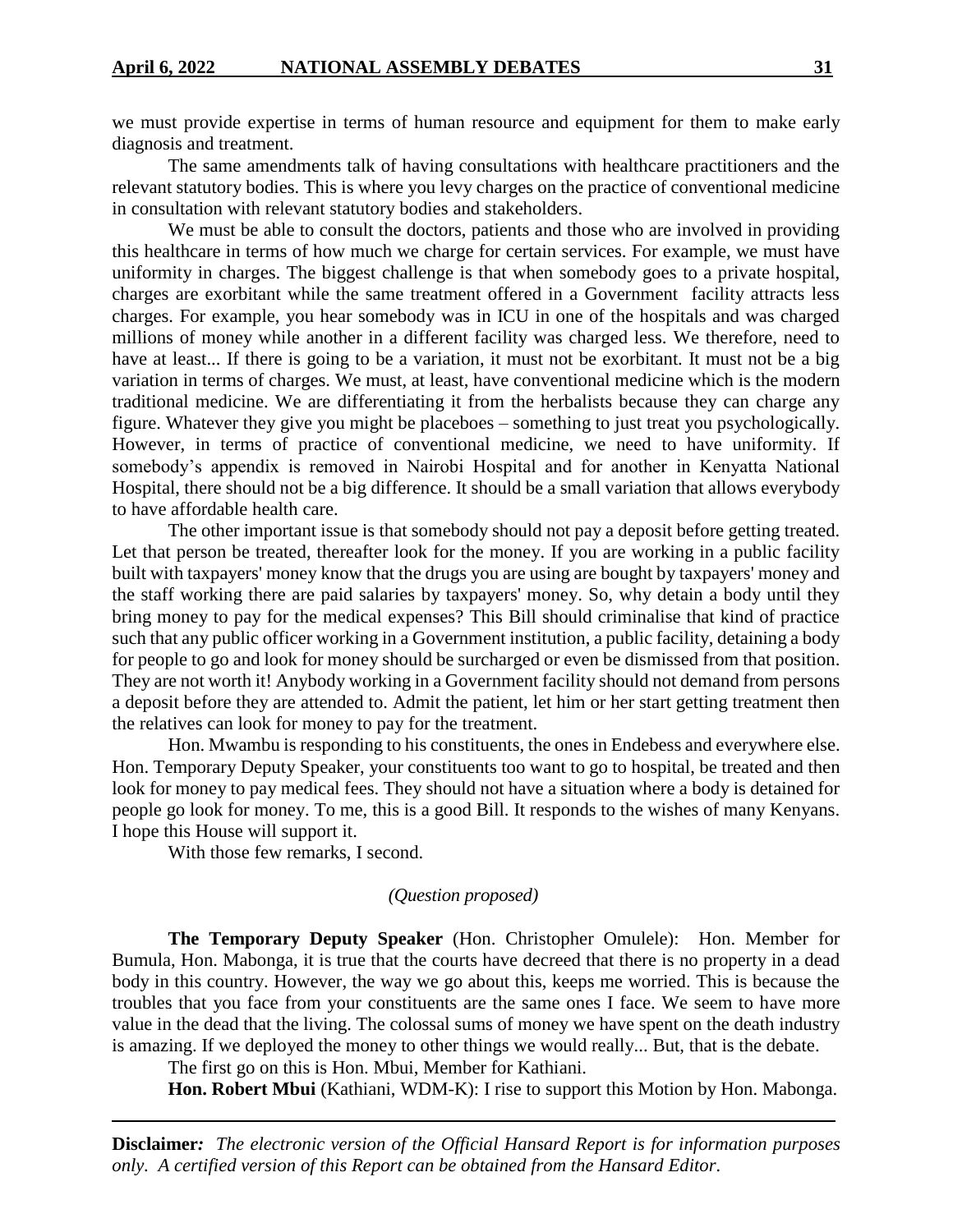we must provide expertise in terms of human resource and equipment for them to make early diagnosis and treatment.

The same amendments talk of having consultations with healthcare practitioners and the relevant statutory bodies. This is where you levy charges on the practice of conventional medicine in consultation with relevant statutory bodies and stakeholders.

We must be able to consult the doctors, patients and those who are involved in providing this healthcare in terms of how much we charge for certain services. For example, we must have uniformity in charges. The biggest challenge is that when somebody goes to a private hospital, charges are exorbitant while the same treatment offered in a Government facility attracts less charges. For example, you hear somebody was in ICU in one of the hospitals and was charged millions of money while another in a different facility was charged less. We therefore, need to have at least... If there is going to be a variation, it must not be exorbitant. It must not be a big variation in terms of charges. We must, at least, have conventional medicine which is the modern traditional medicine. We are differentiating it from the herbalists because they can charge any figure. Whatever they give you might be placeboes – something to just treat you psychologically. However, in terms of practice of conventional medicine, we need to have uniformity. If somebody's appendix is removed in Nairobi Hospital and for another in Kenyatta National Hospital, there should not be a big difference. It should be a small variation that allows everybody to have affordable health care.

The other important issue is that somebody should not pay a deposit before getting treated. Let that person be treated, thereafter look for the money. If you are working in a public facility built with taxpayers' money know that the drugs you are using are bought by taxpayers' money and the staff working there are paid salaries by taxpayers' money. So, why detain a body until they bring money to pay for the medical expenses? This Bill should criminalise that kind of practice such that any public officer working in a Government institution, a public facility, detaining a body for people to go and look for money should be surcharged or even be dismissed from that position. They are not worth it! Anybody working in a Government facility should not demand from persons a deposit before they are attended to. Admit the patient, let him or her start getting treatment then the relatives can look for money to pay for the treatment.

Hon. Mwambu is responding to his constituents, the ones in Endebess and everywhere else. Hon. Temporary Deputy Speaker, your constituents too want to go to hospital, be treated and then look for money to pay medical fees. They should not have a situation where a body is detained for people go look for money. To me, this is a good Bill. It responds to the wishes of many Kenyans. I hope this House will support it.

With those few remarks, I second.

*(Question proposed)*

**The Temporary Deputy Speaker** (Hon. Christopher Omulele): Hon. Member for Bumula, Hon. Mabonga, it is true that the courts have decreed that there is no property in a dead body in this country. However, the way we go about this, keeps me worried. This is because the troubles that you face from your constituents are the same ones I face. We seem to have more value in the dead that the living. The colossal sums of money we have spent on the death industry is amazing. If we deployed the money to other things we would really... But, that is the debate.

The first go on this is Hon. Mbui, Member for Kathiani.

**Hon. Robert Mbui** (Kathiani, WDM-K): I rise to support this Motion by Hon. Mabonga.

**Disclaimer***: The electronic version of the Official Hansard Report is for information purposes only. A certified version of this Report can be obtained from the Hansard Editor.*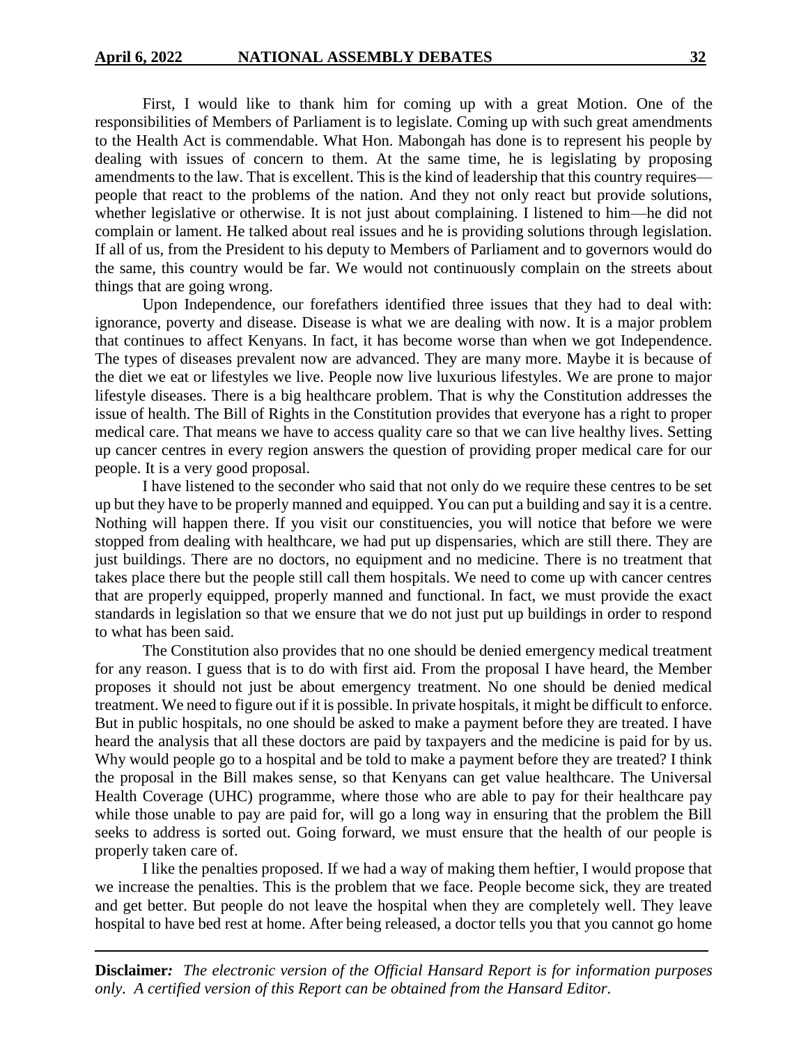First, I would like to thank him for coming up with a great Motion. One of the responsibilities of Members of Parliament is to legislate. Coming up with such great amendments to the Health Act is commendable. What Hon. Mabongah has done is to represent his people by dealing with issues of concern to them. At the same time, he is legislating by proposing amendments to the law. That is excellent. This is the kind of leadership that this country requires—people that react to the problems of the nation. And they not only react but provide solutions, whether legislative or otherwise. It is not just about complaining. I listened to him—he did not complain or lament. He talked about real issues and he is providing solutions through legislation. If all of us, from the President to his deputy to Members of Parliament and to governors would do the same, this country would be far. We would not continuously complain on the streets about things that are going wrong.

Upon Independence, our forefathers identified three issues that they had to deal with: ignorance, poverty and disease. Disease is what we are dealing with now. It is a major problem that continues to affect Kenyans. In fact, it has become worse than when we got Independence. The types of diseases prevalent now are advanced. They are many more. Maybe it is because of the diet we eat or lifestyles we live. People now live luxurious lifestyles. We are prone to major lifestyle diseases. There is a big healthcare problem. That is why the Constitution addresses the issue of health. The Bill of Rights in the Constitution provides that everyone has a right to proper medical care. That means we have to access quality care so that we can live healthy lives. Setting up cancer centres in every region answers the question of providing proper medical care for our people. It is a very good proposal.

I have listened to the seconder who said that not only do we require these centres to be set up but they have to be properly manned and equipped. You can put a building and say it is a centre. Nothing will happen there. If you visit our constituencies, you will notice that before we were stopped from dealing with healthcare, we had put up dispensaries, which are still there. They are just buildings. There are no doctors, no equipment and no medicine. There is no treatment that takes place there but the people still call them hospitals. We need to come up with cancer centres that are properly equipped, properly manned and functional. In fact, we must provide the exact standards in legislation so that we ensure that we do not just put up buildings in order to respond to what has been said.

The Constitution also provides that no one should be denied emergency medical treatment for any reason. I guess that is to do with first aid. From the proposal I have heard, the Member proposes it should not just be about emergency treatment. No one should be denied medical treatment. We need to figure out if it is possible. In private hospitals, it might be difficult to enforce. But in public hospitals, no one should be asked to make a payment before they are treated. I have heard the analysis that all these doctors are paid by taxpayers and the medicine is paid for by us. Why would people go to a hospital and be told to make a payment before they are treated? I think the proposal in the Bill makes sense, so that Kenyans can get value healthcare. The Universal Health Coverage (UHC) programme, where those who are able to pay for their healthcare pay while those unable to pay are paid for, will go a long way in ensuring that the problem the Bill seeks to address is sorted out. Going forward, we must ensure that the health of our people is properly taken care of.

I like the penalties proposed. If we had a way of making them heftier, I would propose that we increase the penalties. This is the problem that we face. People become sick, they are treated and get better. But people do not leave the hospital when they are completely well. They leave hospital to have bed rest at home. After being released, a doctor tells you that you cannot go home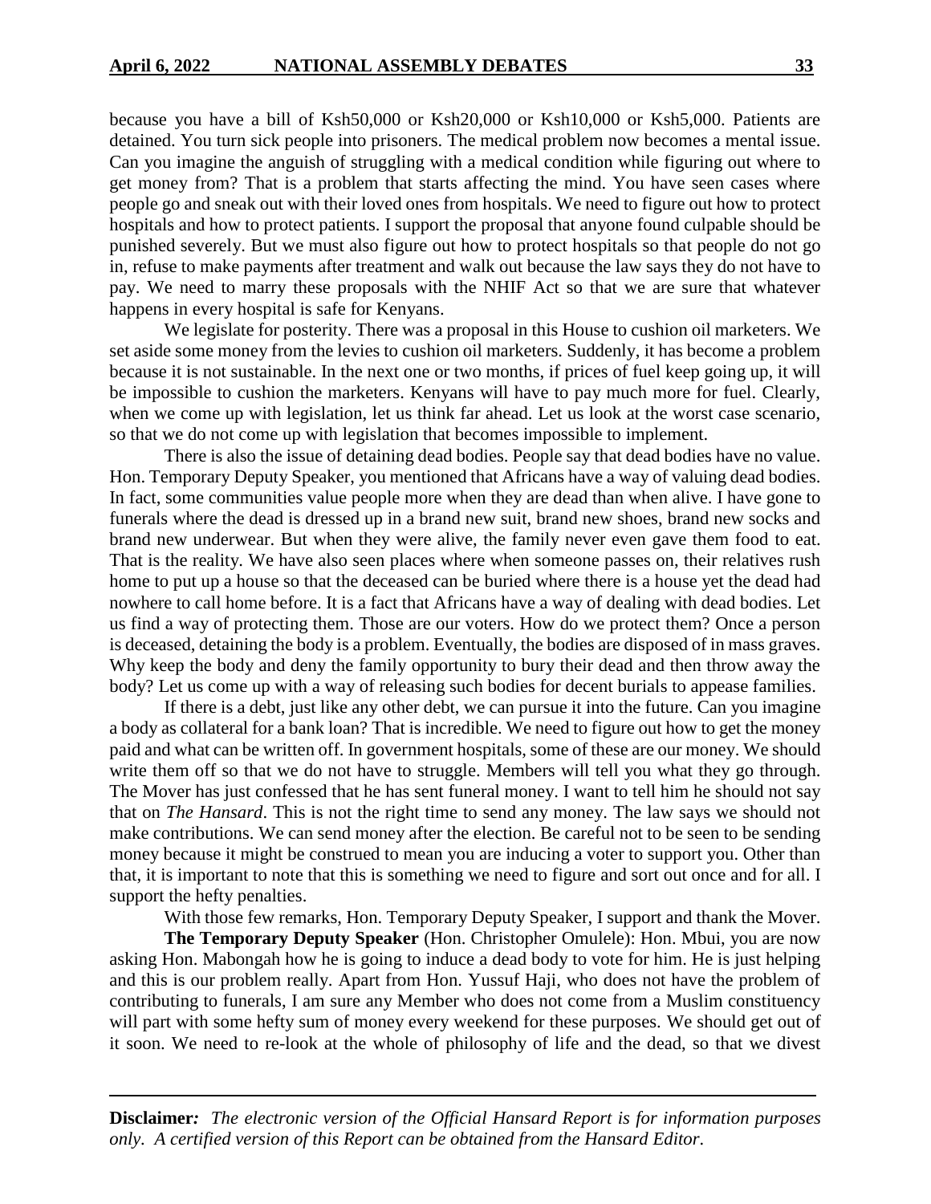because you have a bill of Ksh50,000 or Ksh20,000 or Ksh10,000 or Ksh5,000. Patients are detained. You turn sick people into prisoners. The medical problem now becomes a mental issue. Can you imagine the anguish of struggling with a medical condition while figuring out where to get money from? That is a problem that starts affecting the mind. You have seen cases where people go and sneak out with their loved ones from hospitals. We need to figure out how to protect hospitals and how to protect patients. I support the proposal that anyone found culpable should be punished severely. But we must also figure out how to protect hospitals so that people do not go in, refuse to make payments after treatment and walk out because the law says they do not have to pay. We need to marry these proposals with the NHIF Act so that we are sure that whatever happens in every hospital is safe for Kenyans.

We legislate for posterity. There was a proposal in this House to cushion oil marketers. We set aside some money from the levies to cushion oil marketers. Suddenly, it has become a problem because it is not sustainable. In the next one or two months, if prices of fuel keep going up, it will be impossible to cushion the marketers. Kenyans will have to pay much more for fuel. Clearly, when we come up with legislation, let us think far ahead. Let us look at the worst case scenario, so that we do not come up with legislation that becomes impossible to implement.

There is also the issue of detaining dead bodies. People say that dead bodies have no value. Hon. Temporary Deputy Speaker, you mentioned that Africans have a way of valuing dead bodies. In fact, some communities value people more when they are dead than when alive. I have gone to funerals where the dead is dressed up in a brand new suit, brand new shoes, brand new socks and brand new underwear. But when they were alive, the family never even gave them food to eat. That is the reality. We have also seen places where when someone passes on, their relatives rush home to put up a house so that the deceased can be buried where there is a house yet the dead had nowhere to call home before. It is a fact that Africans have a way of dealing with dead bodies. Let us find a way of protecting them. Those are our voters. How do we protect them? Once a person is deceased, detaining the body is a problem. Eventually, the bodies are disposed of in mass graves. Why keep the body and deny the family opportunity to bury their dead and then throw away the body? Let us come up with a way of releasing such bodies for decent burials to appease families.

If there is a debt, just like any other debt, we can pursue it into the future. Can you imagine a body as collateral for a bank loan? That is incredible. We need to figure out how to get the money paid and what can be written off. In government hospitals, some of these are our money. We should write them off so that we do not have to struggle. Members will tell you what they go through. The Mover has just confessed that he has sent funeral money. I want to tell him he should not say that on *The Hansard*. This is not the right time to send any money. The law says we should not make contributions. We can send money after the election. Be careful not to be seen to be sending money because it might be construed to mean you are inducing a voter to support you. Other than that, it is important to note that this is something we need to figure and sort out once and for all. I support the hefty penalties.

With those few remarks, Hon. Temporary Deputy Speaker, I support and thank the Mover.

**The Temporary Deputy Speaker** (Hon. Christopher Omulele): Hon. Mbui, you are now asking Hon. Mabongah how he is going to induce a dead body to vote for him. He is just helping and this is our problem really. Apart from Hon. Yussuf Haji, who does not have the problem of contributing to funerals, I am sure any Member who does not come from a Muslim constituency will part with some hefty sum of money every weekend for these purposes. We should get out of it soon. We need to re-look at the whole of philosophy of life and the dead, so that we divest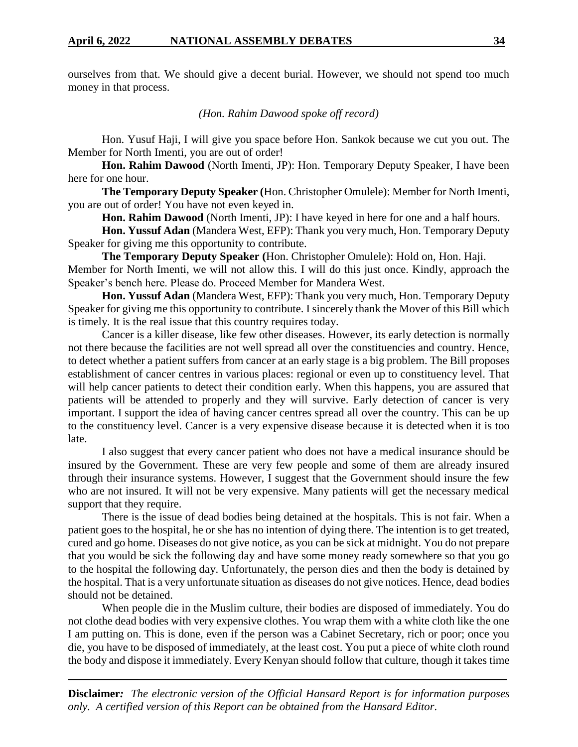ourselves from that. We should give a decent burial. However, we should not spend too much money in that process.

*(Hon. Rahim Dawood spoke off record)*

Hon. Yusuf Haji, I will give you space before Hon. Sankok because we cut you out. The Member for North Imenti, you are out of order!

**Hon. Rahim Dawood** (North Imenti, JP): Hon. Temporary Deputy Speaker, I have been here for one hour.

**The Temporary Deputy Speaker (**Hon. Christopher Omulele): Member for North Imenti, you are out of order! You have not even keyed in.

**Hon. Rahim Dawood** (North Imenti, JP): I have keyed in here for one and a half hours.

**Hon. Yussuf Adan** (Mandera West, EFP): Thank you very much, Hon. Temporary Deputy Speaker for giving me this opportunity to contribute.

**The Temporary Deputy Speaker (**Hon. Christopher Omulele): Hold on, Hon. Haji. Member for North Imenti, we will not allow this. I will do this just once. Kindly, approach the Speaker's bench here. Please do. Proceed Member for Mandera West.

**Hon. Yussuf Adan** (Mandera West, EFP): Thank you very much, Hon. Temporary Deputy Speaker for giving me this opportunity to contribute. I sincerely thank the Mover of this Bill which is timely. It is the real issue that this country requires today.

Cancer is a killer disease, like few other diseases. However, its early detection is normally not there because the facilities are not well spread all over the constituencies and country. Hence, to detect whether a patient suffers from cancer at an early stage is a big problem. The Bill proposes establishment of cancer centres in various places: regional or even up to constituency level. That will help cancer patients to detect their condition early. When this happens, you are assured that patients will be attended to properly and they will survive. Early detection of cancer is very important. I support the idea of having cancer centres spread all over the country. This can be up to the constituency level. Cancer is a very expensive disease because it is detected when it is too late.

I also suggest that every cancer patient who does not have a medical insurance should be insured by the Government. These are very few people and some of them are already insured through their insurance systems. However, I suggest that the Government should insure the few who are not insured. It will not be very expensive. Many patients will get the necessary medical support that they require.

There is the issue of dead bodies being detained at the hospitals. This is not fair. When a patient goes to the hospital, he or she has no intention of dying there. The intention is to get treated, cured and go home. Diseases do not give notice, as you can be sick at midnight. You do not prepare that you would be sick the following day and have some money ready somewhere so that you go to the hospital the following day. Unfortunately, the person dies and then the body is detained by the hospital. That is a very unfortunate situation as diseases do not give notices. Hence, dead bodies should not be detained.

When people die in the Muslim culture, their bodies are disposed of immediately. You do not clothe dead bodies with very expensive clothes. You wrap them with a white cloth like the one I am putting on. This is done, even if the person was a Cabinet Secretary, rich or poor; once you die, you have to be disposed of immediately, at the least cost. You put a piece of white cloth round the body and dispose it immediately. Every Kenyan should follow that culture, though it takes time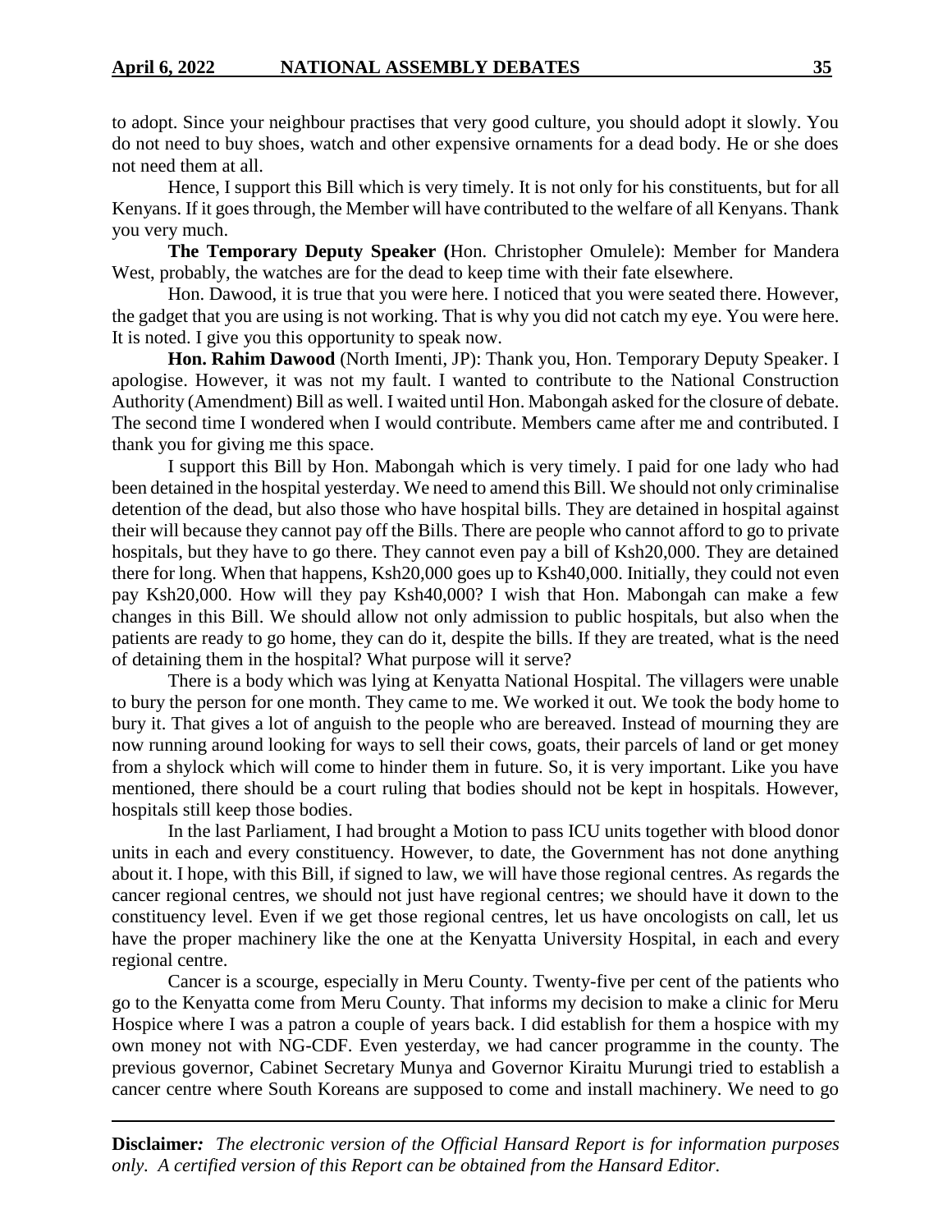to adopt. Since your neighbour practises that very good culture, you should adopt it slowly. You do not need to buy shoes, watch and other expensive ornaments for a dead body. He or she does not need them at all.

Hence, I support this Bill which is very timely. It is not only for his constituents, but for all Kenyans. If it goes through, the Member will have contributed to the welfare of all Kenyans. Thank you very much.

**The Temporary Deputy Speaker (**Hon. Christopher Omulele): Member for Mandera West, probably, the watches are for the dead to keep time with their fate elsewhere.

Hon. Dawood, it is true that you were here. I noticed that you were seated there. However, the gadget that you are using is not working. That is why you did not catch my eye. You were here. It is noted. I give you this opportunity to speak now.

**Hon. Rahim Dawood** (North Imenti, JP): Thank you, Hon. Temporary Deputy Speaker. I apologise. However, it was not my fault. I wanted to contribute to the National Construction Authority (Amendment) Bill as well. I waited until Hon. Mabongah asked for the closure of debate. The second time I wondered when I would contribute. Members came after me and contributed. I thank you for giving me this space.

I support this Bill by Hon. Mabongah which is very timely. I paid for one lady who had been detained in the hospital yesterday. We need to amend this Bill. We should not only criminalise detention of the dead, but also those who have hospital bills. They are detained in hospital against their will because they cannot pay off the Bills. There are people who cannot afford to go to private hospitals, but they have to go there. They cannot even pay a bill of Ksh20,000. They are detained there for long. When that happens, Ksh20,000 goes up to Ksh40,000. Initially, they could not even pay Ksh20,000. How will they pay Ksh40,000? I wish that Hon. Mabongah can make a few changes in this Bill. We should allow not only admission to public hospitals, but also when the patients are ready to go home, they can do it, despite the bills. If they are treated, what is the need of detaining them in the hospital? What purpose will it serve?

There is a body which was lying at Kenyatta National Hospital. The villagers were unable to bury the person for one month. They came to me. We worked it out. We took the body home to bury it. That gives a lot of anguish to the people who are bereaved. Instead of mourning they are now running around looking for ways to sell their cows, goats, their parcels of land or get money from a shylock which will come to hinder them in future. So, it is very important. Like you have mentioned, there should be a court ruling that bodies should not be kept in hospitals. However, hospitals still keep those bodies.

In the last Parliament, I had brought a Motion to pass ICU units together with blood donor units in each and every constituency. However, to date, the Government has not done anything about it. I hope, with this Bill, if signed to law, we will have those regional centres. As regards the cancer regional centres, we should not just have regional centres; we should have it down to the constituency level. Even if we get those regional centres, let us have oncologists on call, let us have the proper machinery like the one at the Kenyatta University Hospital, in each and every regional centre.

Cancer is a scourge, especially in Meru County. Twenty-five per cent of the patients who go to the Kenyatta come from Meru County. That informs my decision to make a clinic for Meru Hospice where I was a patron a couple of years back. I did establish for them a hospice with my own money not with NG-CDF. Even yesterday, we had cancer programme in the county. The previous governor, Cabinet Secretary Munya and Governor Kiraitu Murungi tried to establish a cancer centre where South Koreans are supposed to come and install machinery. We need to go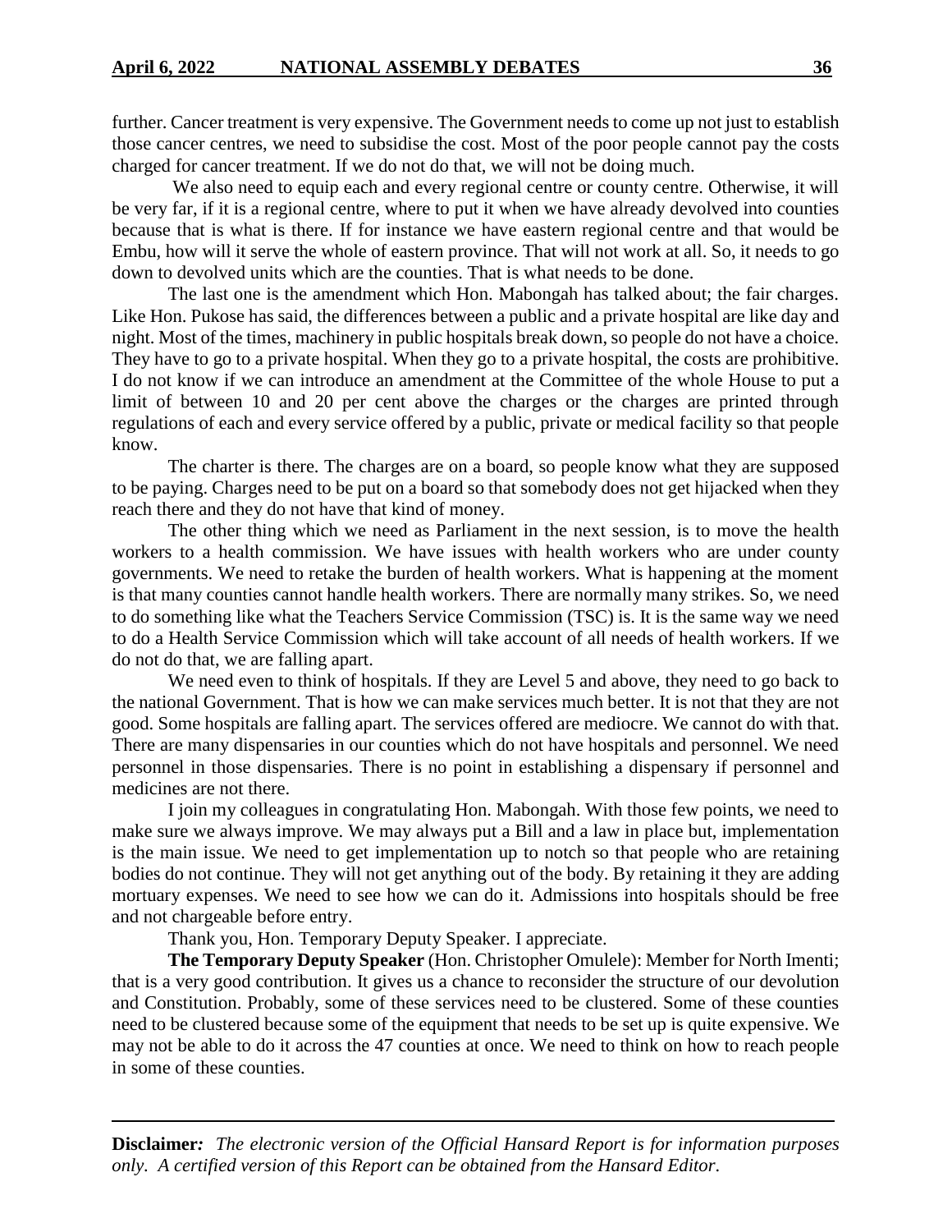further. Cancer treatment is very expensive. The Government needs to come up not just to establish those cancer centres, we need to subsidise the cost. Most of the poor people cannot pay the costs charged for cancer treatment. If we do not do that, we will not be doing much.

We also need to equip each and every regional centre or county centre. Otherwise, it will be very far, if it is a regional centre, where to put it when we have already devolved into counties because that is what is there. If for instance we have eastern regional centre and that would be Embu, how will it serve the whole of eastern province. That will not work at all. So, it needs to go down to devolved units which are the counties. That is what needs to be done.

The last one is the amendment which Hon. Mabongah has talked about; the fair charges. Like Hon. Pukose has said, the differences between a public and a private hospital are like day and night. Most of the times, machinery in public hospitals break down, so people do not have a choice. They have to go to a private hospital. When they go to a private hospital, the costs are prohibitive. I do not know if we can introduce an amendment at the Committee of the whole House to put a limit of between 10 and 20 per cent above the charges or the charges are printed through regulations of each and every service offered by a public, private or medical facility so that people know.

The charter is there. The charges are on a board, so people know what they are supposed to be paying. Charges need to be put on a board so that somebody does not get hijacked when they reach there and they do not have that kind of money.

The other thing which we need as Parliament in the next session, is to move the health workers to a health commission. We have issues with health workers who are under county governments. We need to retake the burden of health workers. What is happening at the moment is that many counties cannot handle health workers. There are normally many strikes. So, we need to do something like what the Teachers Service Commission (TSC) is. It is the same way we need to do a Health Service Commission which will take account of all needs of health workers. If we do not do that, we are falling apart.

We need even to think of hospitals. If they are Level 5 and above, they need to go back to the national Government. That is how we can make services much better. It is not that they are not good. Some hospitals are falling apart. The services offered are mediocre. We cannot do with that. There are many dispensaries in our counties which do not have hospitals and personnel. We need personnel in those dispensaries. There is no point in establishing a dispensary if personnel and medicines are not there.

I join my colleagues in congratulating Hon. Mabongah. With those few points, we need to make sure we always improve. We may always put a Bill and a law in place but, implementation is the main issue. We need to get implementation up to notch so that people who are retaining bodies do not continue. They will not get anything out of the body. By retaining it they are adding mortuary expenses. We need to see how we can do it. Admissions into hospitals should be free and not chargeable before entry.

Thank you, Hon. Temporary Deputy Speaker. I appreciate.

**The Temporary Deputy Speaker** (Hon. Christopher Omulele): Member for North Imenti; that is a very good contribution. It gives us a chance to reconsider the structure of our devolution and Constitution. Probably, some of these services need to be clustered. Some of these counties need to be clustered because some of the equipment that needs to be set up is quite expensive. We may not be able to do it across the 47 counties at once. We need to think on how to reach people in some of these counties.

**Disclaimer***:* *The electronic version of the Official Hansard Report is for information purposes only. A certified version of this Report can be obtained from the Hansard Editor.*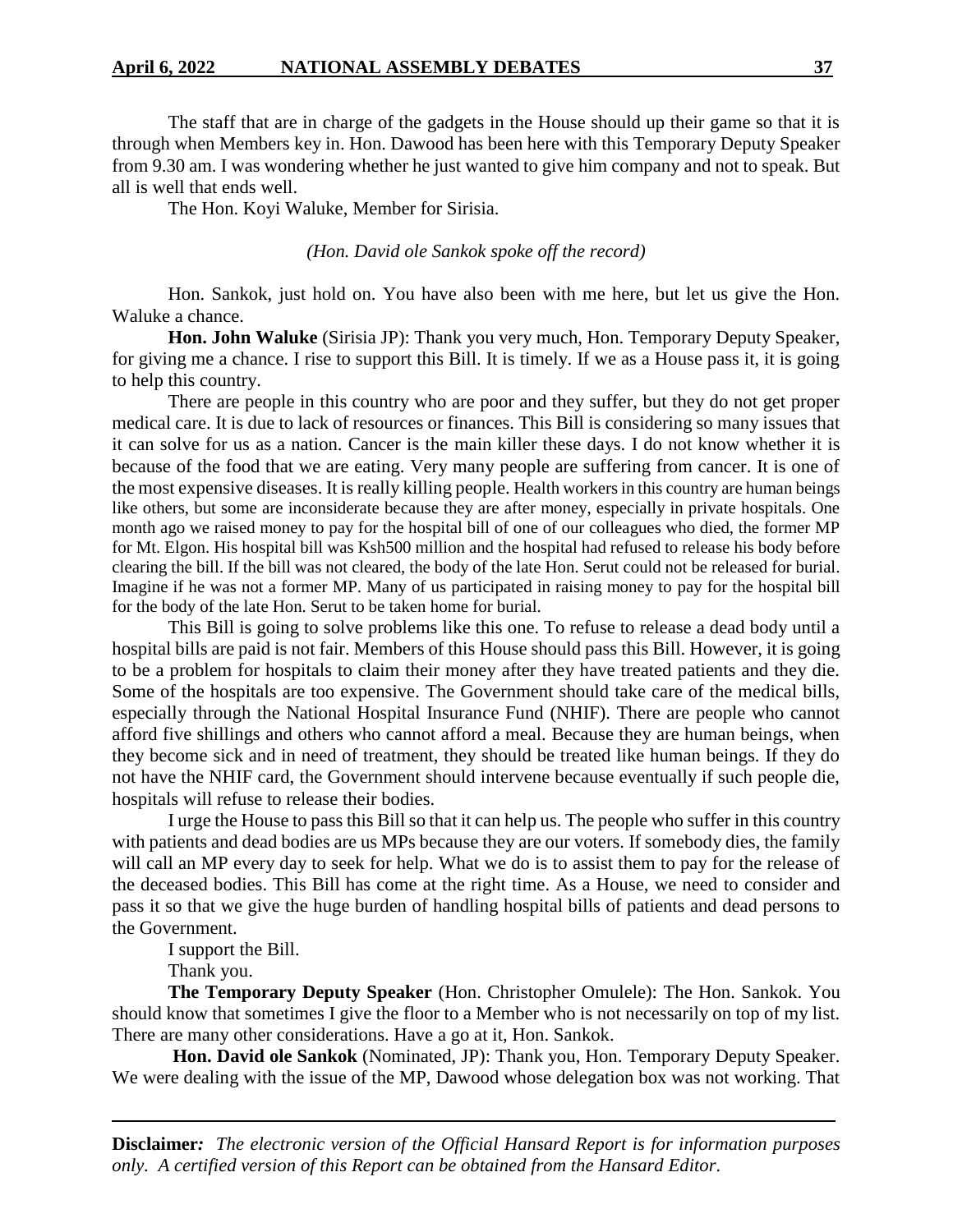The staff that are in charge of the gadgets in the House should up their game so that it is through when Members key in. Hon. Dawood has been here with this Temporary Deputy Speaker from 9.30 am. I was wondering whether he just wanted to give him company and not to speak. But all is well that ends well.

The Hon. Koyi Waluke, Member for Sirisia.

*(Hon. David ole Sankok spoke off the record)*

Hon. Sankok, just hold on. You have also been with me here, but let us give the Hon. Waluke a chance.

**Hon. John Waluke** (Sirisia JP): Thank you very much, Hon. Temporary Deputy Speaker, for giving me a chance. I rise to support this Bill. It is timely. If we as a House pass it, it is going to help this country.

There are people in this country who are poor and they suffer, but they do not get proper medical care. It is due to lack of resources or finances. This Bill is considering so many issues that it can solve for us as a nation. Cancer is the main killer these days. I do not know whether it is because of the food that we are eating. Very many people are suffering from cancer. It is one of the most expensive diseases. It is really killing people. Health workers in this country are human beings like others, but some are inconsiderate because they are after money, especially in private hospitals. One month ago we raised money to pay for the hospital bill of one of our colleagues who died, the former MP for Mt. Elgon. His hospital bill was Ksh500 million and the hospital had refused to release his body before clearing the bill. If the bill was not cleared, the body of the late Hon. Serut could not be released for burial. Imagine if he was not a former MP. Many of us participated in raising money to pay for the hospital bill for the body of the late Hon. Serut to be taken home for burial.

This Bill is going to solve problems like this one. To refuse to release a dead body until a hospital bills are paid is not fair. Members of this House should pass this Bill. However, it is going to be a problem for hospitals to claim their money after they have treated patients and they die. Some of the hospitals are too expensive. The Government should take care of the medical bills, especially through the National Hospital Insurance Fund (NHIF). There are people who cannot afford five shillings and others who cannot afford a meal. Because they are human beings, when they become sick and in need of treatment, they should be treated like human beings. If they do not have the NHIF card, the Government should intervene because eventually if such people die, hospitals will refuse to release their bodies.

I urge the House to pass this Bill so that it can help us. The people who suffer in this country with patients and dead bodies are us MPs because they are our voters. If somebody dies, the family will call an MP every day to seek for help. What we do is to assist them to pay for the release of the deceased bodies. This Bill has come at the right time. As a House, we need to consider and pass it so that we give the huge burden of handling hospital bills of patients and dead persons to the Government.

I support the Bill.

Thank you.

**The Temporary Deputy Speaker** (Hon. Christopher Omulele): The Hon. Sankok. You should know that sometimes I give the floor to a Member who is not necessarily on top of my list. There are many other considerations. Have a go at it, Hon. Sankok.

**Hon. David ole Sankok** (Nominated, JP): Thank you, Hon. Temporary Deputy Speaker. We were dealing with the issue of the MP, Dawood whose delegation box was not working. That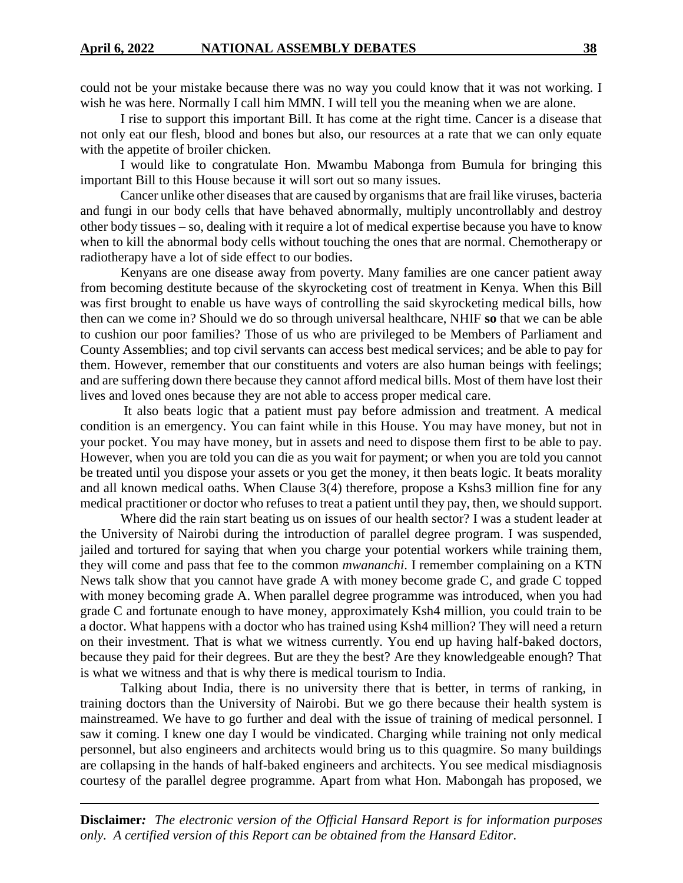could not be your mistake because there was no way you could know that it was not working. I wish he was here. Normally I call him MMN. I will tell you the meaning when we are alone.

I rise to support this important Bill. It has come at the right time. Cancer is a disease that not only eat our flesh, blood and bones but also, our resources at a rate that we can only equate with the appetite of broiler chicken.

I would like to congratulate Hon. Mwambu Mabonga from Bumula for bringing this important Bill to this House because it will sort out so many issues.

Cancer unlike other diseases that are caused by organisms that are frail like viruses, bacteria and fungi in our body cells that have behaved abnormally, multiply uncontrollably and destroy other body tissues – so, dealing with it require a lot of medical expertise because you have to know when to kill the abnormal body cells without touching the ones that are normal. Chemotherapy or radiotherapy have a lot of side effect to our bodies.

Kenyans are one disease away from poverty. Many families are one cancer patient away from becoming destitute because of the skyrocketing cost of treatment in Kenya. When this Bill was first brought to enable us have ways of controlling the said skyrocketing medical bills, how then can we come in? Should we do so through universal healthcare, NHIF **so** that we can be able to cushion our poor families? Those of us who are privileged to be Members of Parliament and County Assemblies; and top civil servants can access best medical services; and be able to pay for them. However, remember that our constituents and voters are also human beings with feelings; and are suffering down there because they cannot afford medical bills. Most of them have lost their lives and loved ones because they are not able to access proper medical care.

It also beats logic that a patient must pay before admission and treatment. A medical condition is an emergency. You can faint while in this House. You may have money, but not in your pocket. You may have money, but in assets and need to dispose them first to be able to pay. However, when you are told you can die as you wait for payment; or when you are told you cannot be treated until you dispose your assets or you get the money, it then beats logic. It beats morality and all known medical oaths. When Clause 3(4) therefore, propose a Kshs3 million fine for any medical practitioner or doctor who refuses to treat a patient until they pay, then, we should support.

Where did the rain start beating us on issues of our health sector? I was a student leader at the University of Nairobi during the introduction of parallel degree program. I was suspended, jailed and tortured for saying that when you charge your potential workers while training them, they will come and pass that fee to the common *mwananchi*. I remember complaining on a KTN News talk show that you cannot have grade A with money become grade C, and grade C topped with money becoming grade A. When parallel degree programme was introduced, when you had grade C and fortunate enough to have money, approximately Ksh4 million, you could train to be a doctor. What happens with a doctor who has trained using Ksh4 million? They will need a return on their investment. That is what we witness currently. You end up having half-baked doctors, because they paid for their degrees. But are they the best? Are they knowledgeable enough? That is what we witness and that is why there is medical tourism to India.

Talking about India, there is no university there that is better, in terms of ranking, in training doctors than the University of Nairobi. But we go there because their health system is mainstreamed. We have to go further and deal with the issue of training of medical personnel. I saw it coming. I knew one day I would be vindicated. Charging while training not only medical personnel, but also engineers and architects would bring us to this quagmire. So many buildings are collapsing in the hands of half-baked engineers and architects. You see medical misdiagnosis courtesy of the parallel degree programme. Apart from what Hon. Mabongah has proposed, we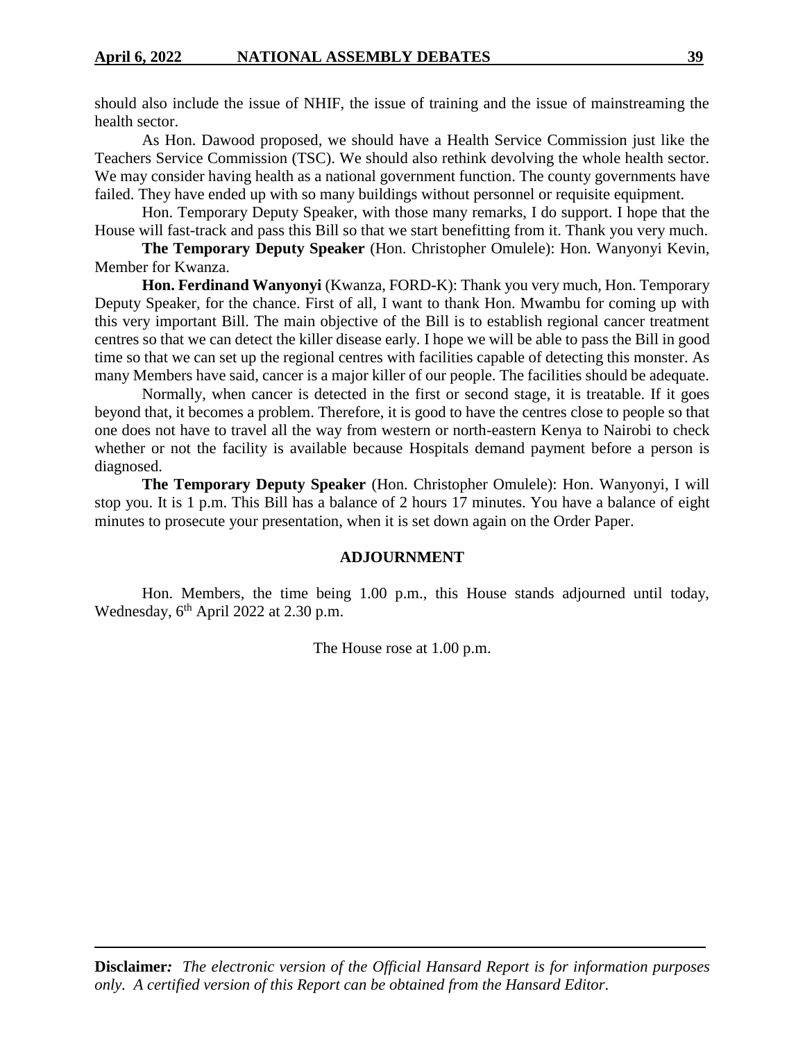should also include the issue of NHIF, the issue of training and the issue of mainstreaming the health sector.

As Hon. Dawood proposed, we should have a Health Service Commission just like the Teachers Service Commission (TSC). We should also rethink devolving the whole health sector. We may consider having health as a national government function. The county governments have failed. They have ended up with so many buildings without personnel or requisite equipment.

Hon. Temporary Deputy Speaker, with those many remarks, I do support. I hope that the House will fast-track and pass this Bill so that we start benefitting from it. Thank you very much.

**The Temporary Deputy Speaker** (Hon. Christopher Omulele): Hon. Wanyonyi Kevin, Member for Kwanza.

**Hon. Ferdinand Wanyonyi** (Kwanza, FORD-K): Thank you very much, Hon. Temporary Deputy Speaker, for the chance. First of all, I want to thank Hon. Mwambu for coming up with this very important Bill. The main objective of the Bill is to establish regional cancer treatment centres so that we can detect the killer disease early. I hope we will be able to pass the Bill in good time so that we can set up the regional centres with facilities capable of detecting this monster. As many Members have said, cancer is a major killer of our people. The facilities should be adequate.

Normally, when cancer is detected in the first or second stage, it is treatable. If it goes beyond that, it becomes a problem. Therefore, it is good to have the centres close to people so that one does not have to travel all the way from western or north-eastern Kenya to Nairobi to check whether or not the facility is available because Hospitals demand payment before a person is diagnosed.

**The Temporary Deputy Speaker** (Hon. Christopher Omulele): Hon. Wanyonyi, I will stop you. It is 1 p.m. This Bill has a balance of 2 hours 17 minutes. You have a balance of eight minutes to prosecute your presentation, when it is set down again on the Order Paper.

## ADJOURNMENT

Hon. Members, the time being 1.00 p.m., this House stands adjourned until today, Wednesday, 6th April 2022 at 2.30 p.m.

The House rose at 1.00 p.m.

**Disclaimer:** *The electronic version of the Official Hansard Report is for information purposes only. A certified version of this Report can be obtained from the Hansard Editor.*